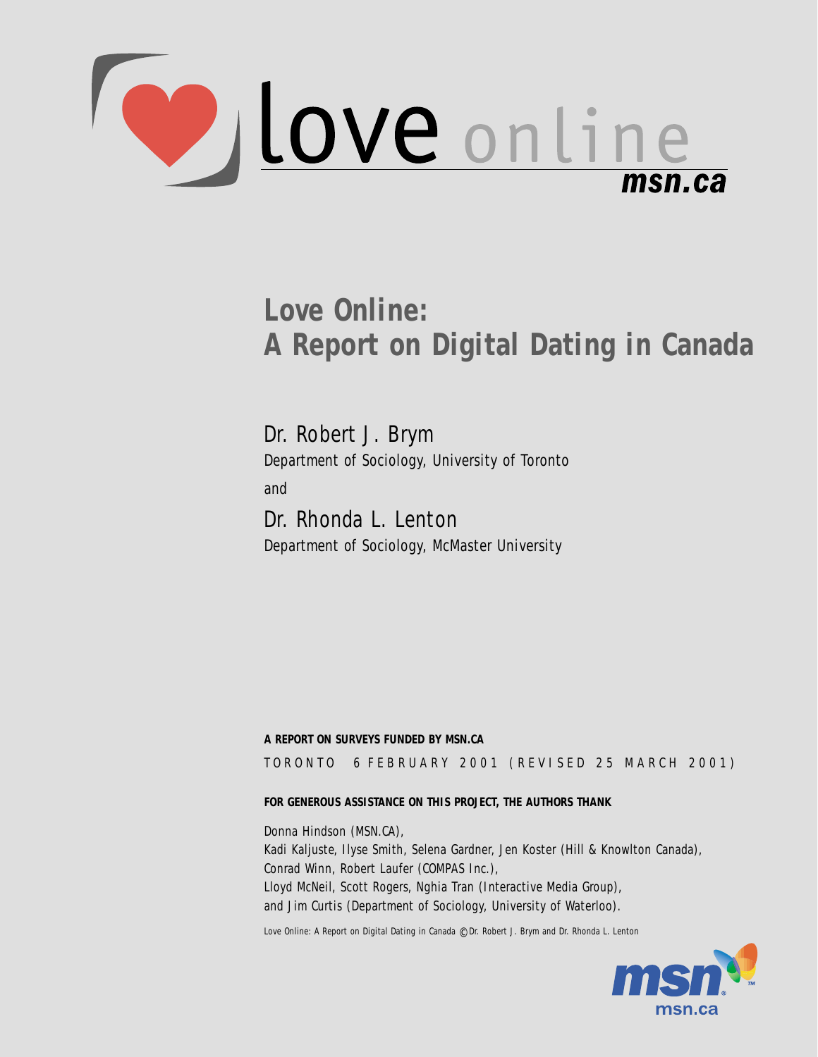love online
msn.ca

# Love Online: A Report on Digital Dating in Canada

Dr. Robert J. Brym
Department of Sociology, University of Toronto

and

Dr. Rhonda L. Lenton
Department of Sociology, McMaster University

**A REPORT ON SURVEYS FUNDED BY MSN.CA**

TORONTO 6 FEBRUARY 2001 (REVISED 25 MARCH 2001)

**FOR GENEROUS ASSISTANCE ON THIS PROJECT, THE AUTHORS THANK**

Donna Hindson (MSN.CA),
Kadi Kaljuste, Ilyse Smith, Selena Gardner, Jen Koster (Hill & Knowlton Canada),
Conrad Winn, Robert Laufer (COMPAS Inc.),
Lloyd McNeil, Scott Rogers, Nghia Tran (Interactive Media Group),
and Jim Curtis (Department of Sociology, University of Waterloo).

Love Online: A Report on Digital Dating in Canada © Dr. Robert J. Brym and Dr. Rhonda L. Lenton

msn
msn.ca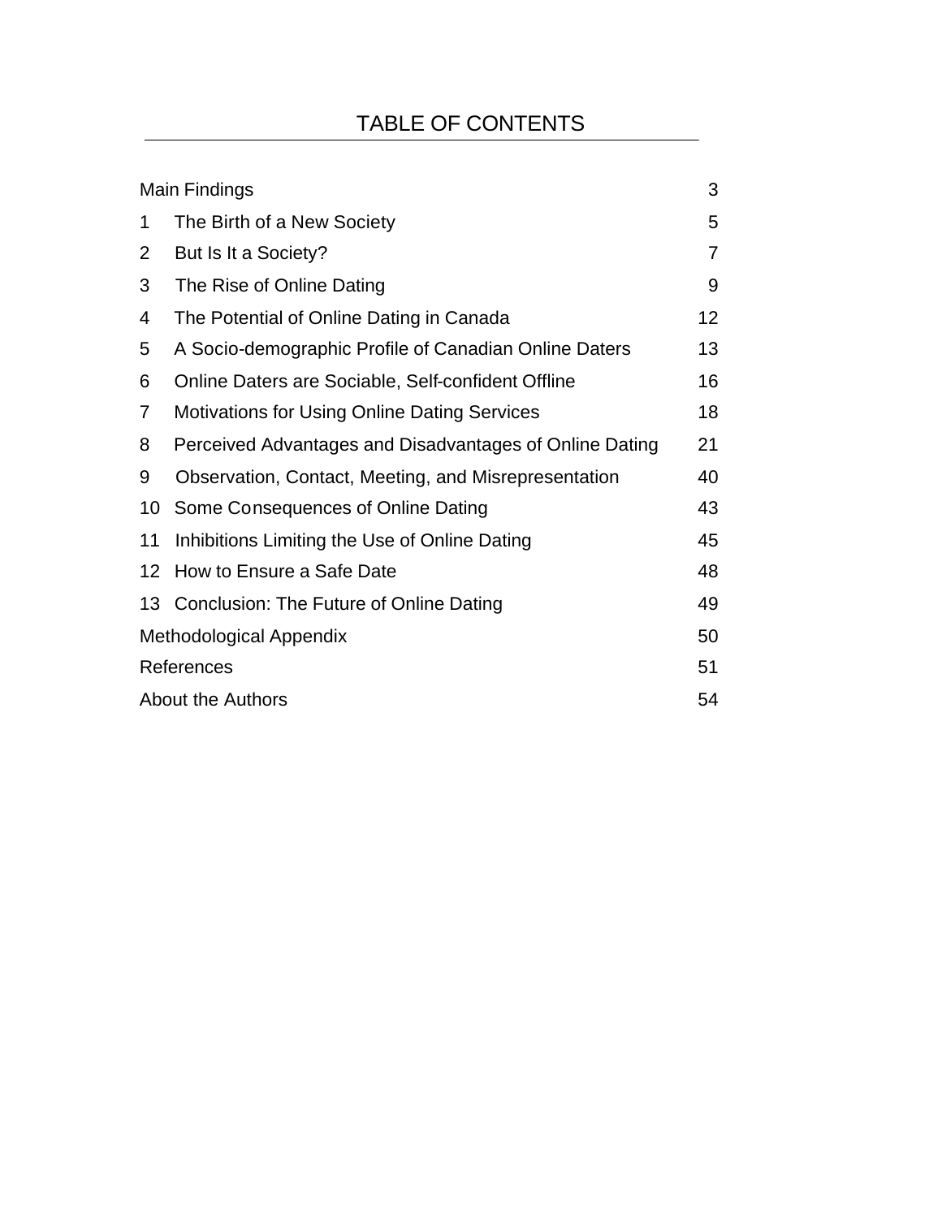# TABLE OF CONTENTS

| | | |
|---|---|---|
| Main Findings | | 3 |
| 1 | The Birth of a New Society | 5 |
| 2 | But Is It a Society? | 7 |
| 3 | The Rise of Online Dating | 9 |
| 4 | The Potential of Online Dating in Canada | 12 |
| 5 | A Socio-demographic Profile of Canadian Online Daters | 13 |
| 6 | Online Daters are Sociable, Self-confident Offline | 16 |
| 7 | Motivations for Using Online Dating Services | 18 |
| 8 | Perceived Advantages and Disadvantages of Online Dating | 21 |
| 9 | Observation, Contact, Meeting, and Misrepresentation | 40 |
| 10 | Some Consequences of Online Dating | 43 |
| 11 | Inhibitions Limiting the Use of Online Dating | 45 |
| 12 | How to Ensure a Safe Date | 48 |
| 13 | Conclusion: The Future of Online Dating | 49 |
| Methodological Appendix | | 50 |
| References | | 51 |
| About the Authors | | 54 |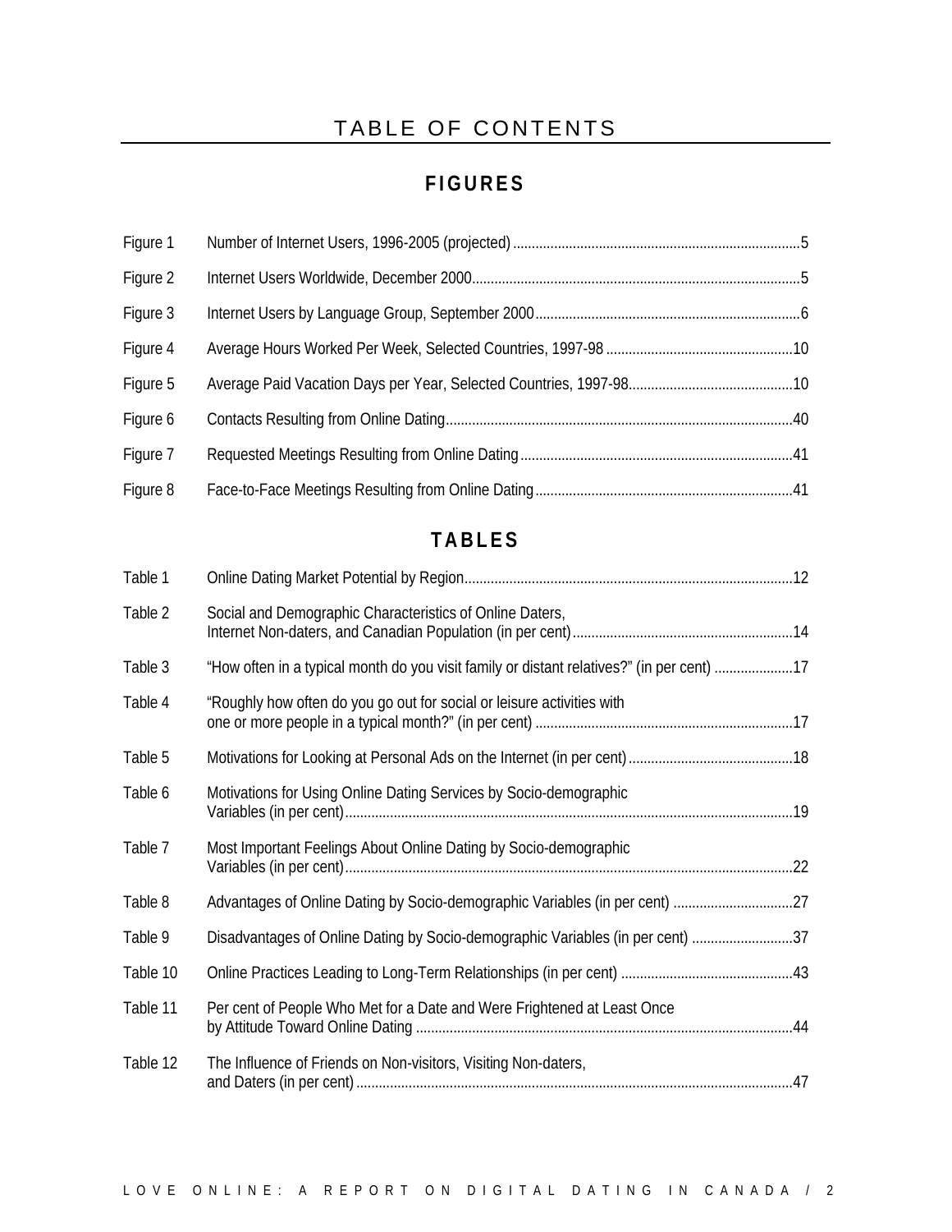# TABLE OF CONTENTS

## FIGURES

| | | |
|---|---|---|
| Figure 1 | Number of Internet Users, 1996-2005 (projected) | 5 |
| Figure 2 | Internet Users Worldwide, December 2000 | 5 |
| Figure 3 | Internet Users by Language Group, September 2000 | 6 |
| Figure 4 | Average Hours Worked Per Week, Selected Countries, 1997-98 | 10 |
| Figure 5 | Average Paid Vacation Days per Year, Selected Countries, 1997-98 | 10 |
| Figure 6 | Contacts Resulting from Online Dating | 40 |
| Figure 7 | Requested Meetings Resulting from Online Dating | 41 |
| Figure 8 | Face-to-Face Meetings Resulting from Online Dating | 41 |

## TABLES

| | | |
|---|---|---|
| Table 1 | Online Dating Market Potential by Region | 12 |
| Table 2 | Social and Demographic Characteristics of Online Daters, Internet Non-daters, and Canadian Population (in per cent) | 14 |
| Table 3 | "How often in a typical month do you visit family or distant relatives?" (in per cent) | 17 |
| Table 4 | "Roughly how often do you go out for social or leisure activities with one or more people in a typical month?" (in per cent) | 17 |
| Table 5 | Motivations for Looking at Personal Ads on the Internet (in per cent) | 18 |
| Table 6 | Motivations for Using Online Dating Services by Socio-demographic Variables (in per cent) | 19 |
| Table 7 | Most Important Feelings About Online Dating by Socio-demographic Variables (in per cent) | 22 |
| Table 8 | Advantages of Online Dating by Socio-demographic Variables (in per cent) | 27 |
| Table 9 | Disadvantages of Online Dating by Socio-demographic Variables (in per cent) | 37 |
| Table 10 | Online Practices Leading to Long-Term Relationships (in per cent) | 43 |
| Table 11 | Per cent of People Who Met for a Date and Were Frightened at Least Once by Attitude Toward Online Dating | 44 |
| Table 12 | The Influence of Friends on Non-visitors, Visiting Non-daters, and Daters (in per cent) | 47 |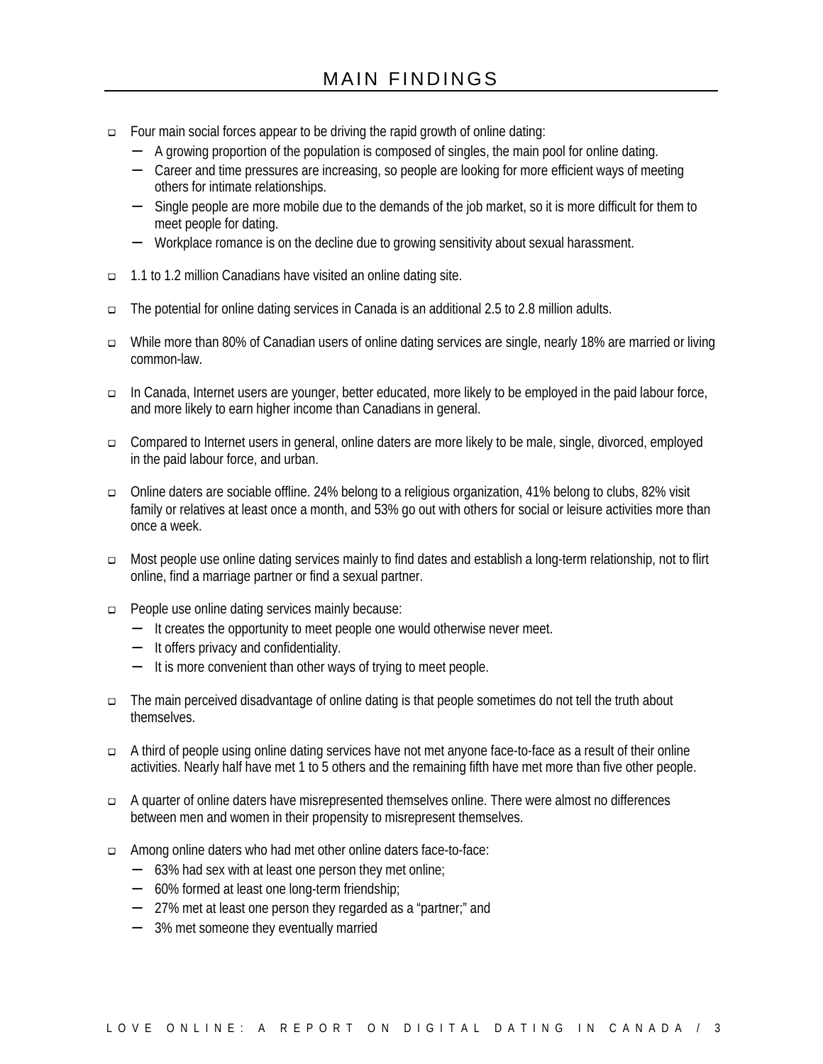# MAIN FINDINGS

- Four main social forces appear to be driving the rapid growth of online dating:
  - A growing proportion of the population is composed of singles, the main pool for online dating.
  - Career and time pressures are increasing, so people are looking for more efficient ways of meeting others for intimate relationships.
  - Single people are more mobile due to the demands of the job market, so it is more difficult for them to meet people for dating.
  - Workplace romance is on the decline due to growing sensitivity about sexual harassment.

- 1.1 to 1.2 million Canadians have visited an online dating site.

- The potential for online dating services in Canada is an additional 2.5 to 2.8 million adults.

- While more than 80% of Canadian users of online dating services are single, nearly 18% are married or living common-law.

- In Canada, Internet users are younger, better educated, more likely to be employed in the paid labour force, and more likely to earn higher income than Canadians in general.

- Compared to Internet users in general, online daters are more likely to be male, single, divorced, employed in the paid labour force, and urban.

- Online daters are sociable offline. 24% belong to a religious organization, 41% belong to clubs, 82% visit family or relatives at least once a month, and 53% go out with others for social or leisure activities more than once a week.

- Most people use online dating services mainly to find dates and establish a long-term relationship, not to flirt online, find a marriage partner or find a sexual partner.

- People use online dating services mainly because:
  - It creates the opportunity to meet people one would otherwise never meet.
  - It offers privacy and confidentiality.
  - It is more convenient than other ways of trying to meet people.

- The main perceived disadvantage of online dating is that people sometimes do not tell the truth about themselves.

- A third of people using online dating services have not met anyone face-to-face as a result of their online activities. Nearly half have met 1 to 5 others and the remaining fifth have met more than five other people.

- A quarter of online daters have misrepresented themselves online. There were almost no differences between men and women in their propensity to misrepresent themselves.

- Among online daters who had met other online daters face-to-face:
  - 63% had sex with at least one person they met online;
  - 60% formed at least one long-term friendship;
  - 27% met at least one person they regarded as a "partner;" and
  - 3% met someone they eventually married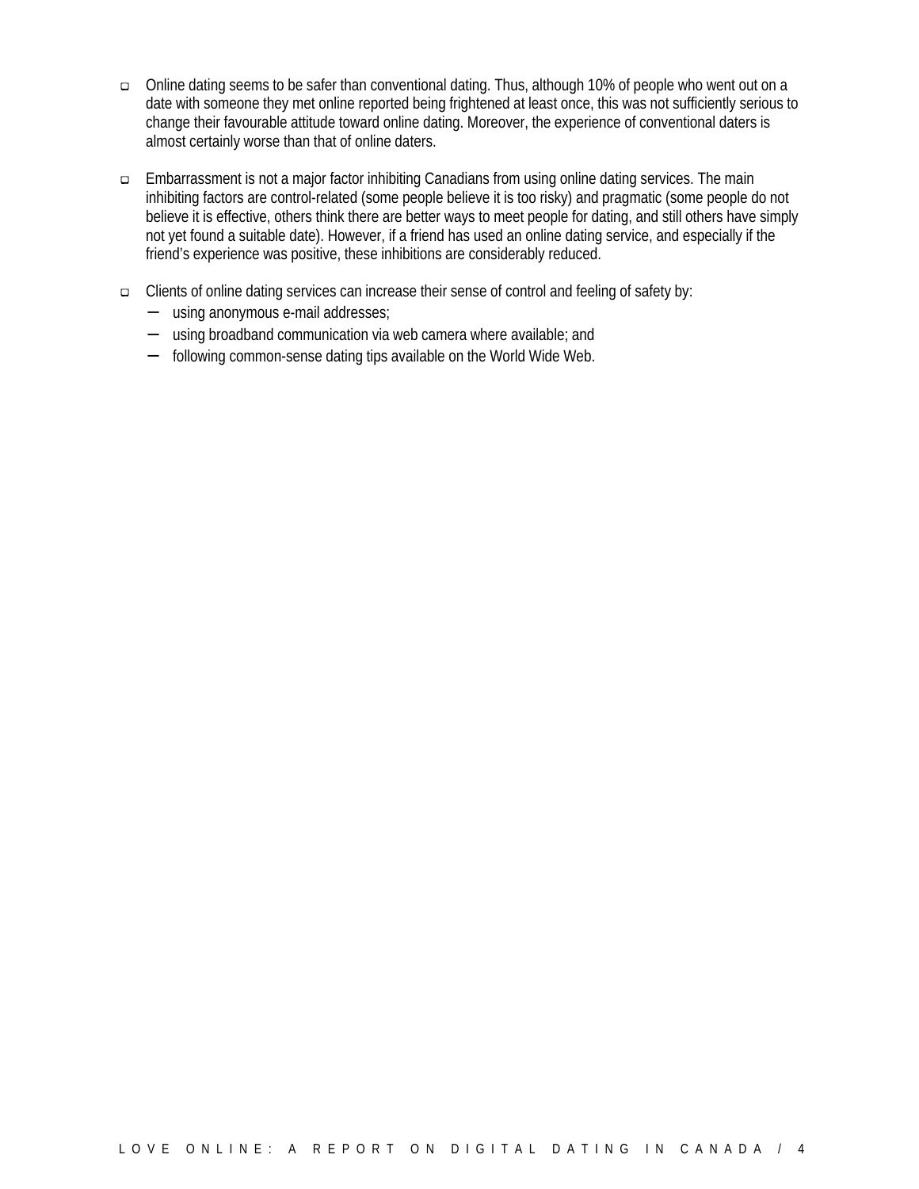- Online dating seems to be safer than conventional dating. Thus, although 10% of people who went out on a date with someone they met online reported being frightened at least once, this was not sufficiently serious to change their favourable attitude toward online dating. Moreover, the experience of conventional daters is almost certainly worse than that of online daters.

- Embarrassment is not a major factor inhibiting Canadians from using online dating services. The main inhibiting factors are control-related (some people believe it is too risky) and pragmatic (some people do not believe it is effective, others think there are better ways to meet people for dating, and still others have simply not yet found a suitable date). However, if a friend has used an online dating service, and especially if the friend's experience was positive, these inhibitions are considerably reduced.

- Clients of online dating services can increase their sense of control and feeling of safety by:
  - using anonymous e-mail addresses;
  - using broadband communication via web camera where available; and
  - following common-sense dating tips available on the World Wide Web.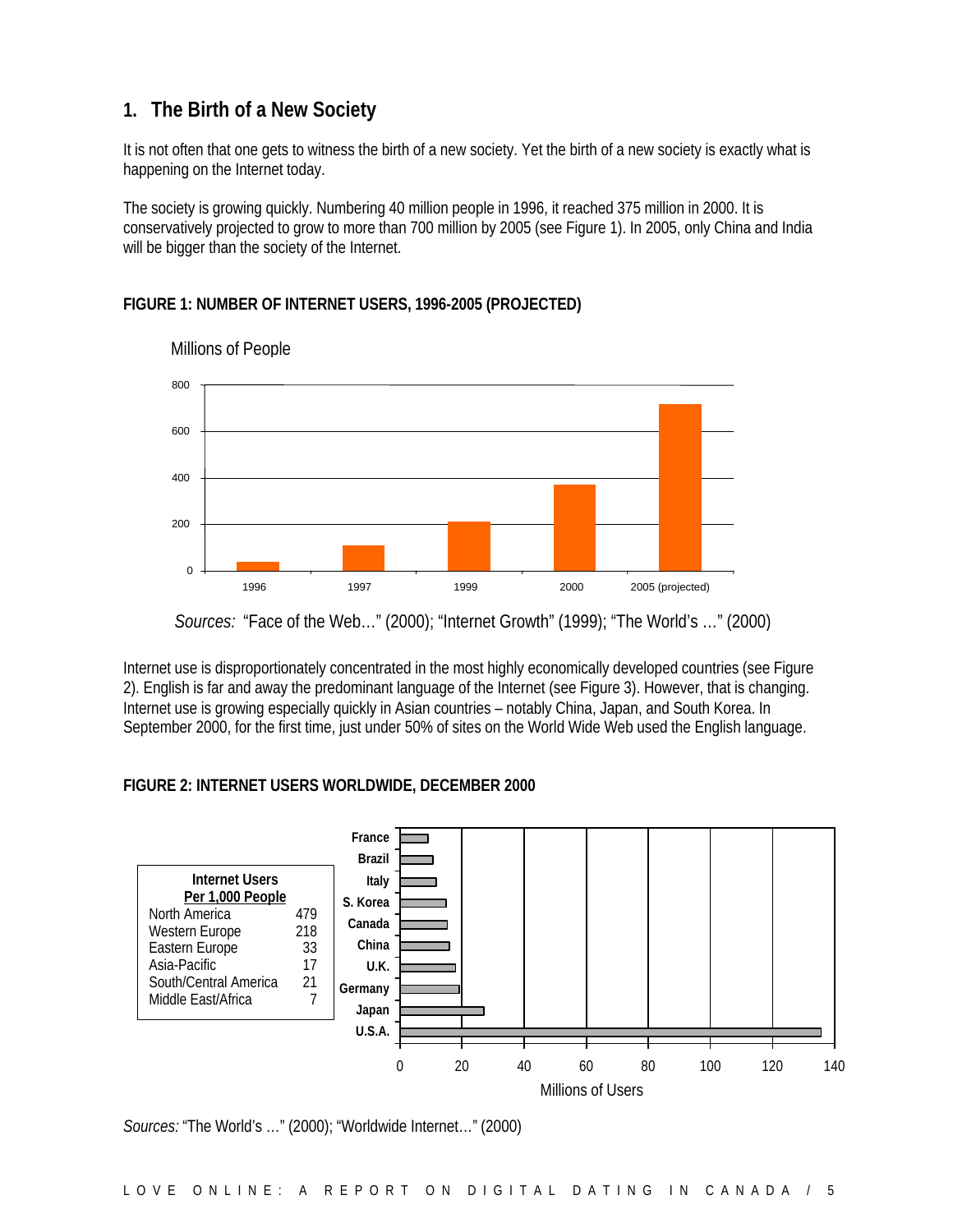## 1. The Birth of a New Society

It is not often that one gets to witness the birth of a new society. Yet the birth of a new society is exactly what is happening on the Internet today.

The society is growing quickly. Numbering 40 million people in 1996, it reached 375 million in 2000. It is conservatively projected to grow to more than 700 million by 2005 (see Figure 1). In 2005, only China and India will be bigger than the society of the Internet.

**FIGURE 1: NUMBER OF INTERNET USERS, 1996-2005 (PROJECTED)**

*Sources:* "Face of the Web…" (2000); "Internet Growth" (1999); "The World's …" (2000)

Internet use is disproportionately concentrated in the most highly economically developed countries (see Figure 2). English is far and away the predominant language of the Internet (see Figure 3). However, that is changing. Internet use is growing especially quickly in Asian countries – notably China, Japan, and South Korea. In September 2000, for the first time, just under 50% of sites on the World Wide Web used the English language.

**FIGURE 2: INTERNET USERS WORLDWIDE, DECEMBER 2000**

| Internet Users Per 1,000 People | |
|---|---|
| North America | 479 |
| Western Europe | 218 |
| Eastern Europe | 33 |
| Asia-Pacific | 17 |
| South/Central America | 21 |
| Middle East/Africa | 7 |

*Sources:* "The World's …" (2000); "Worldwide Internet…" (2000)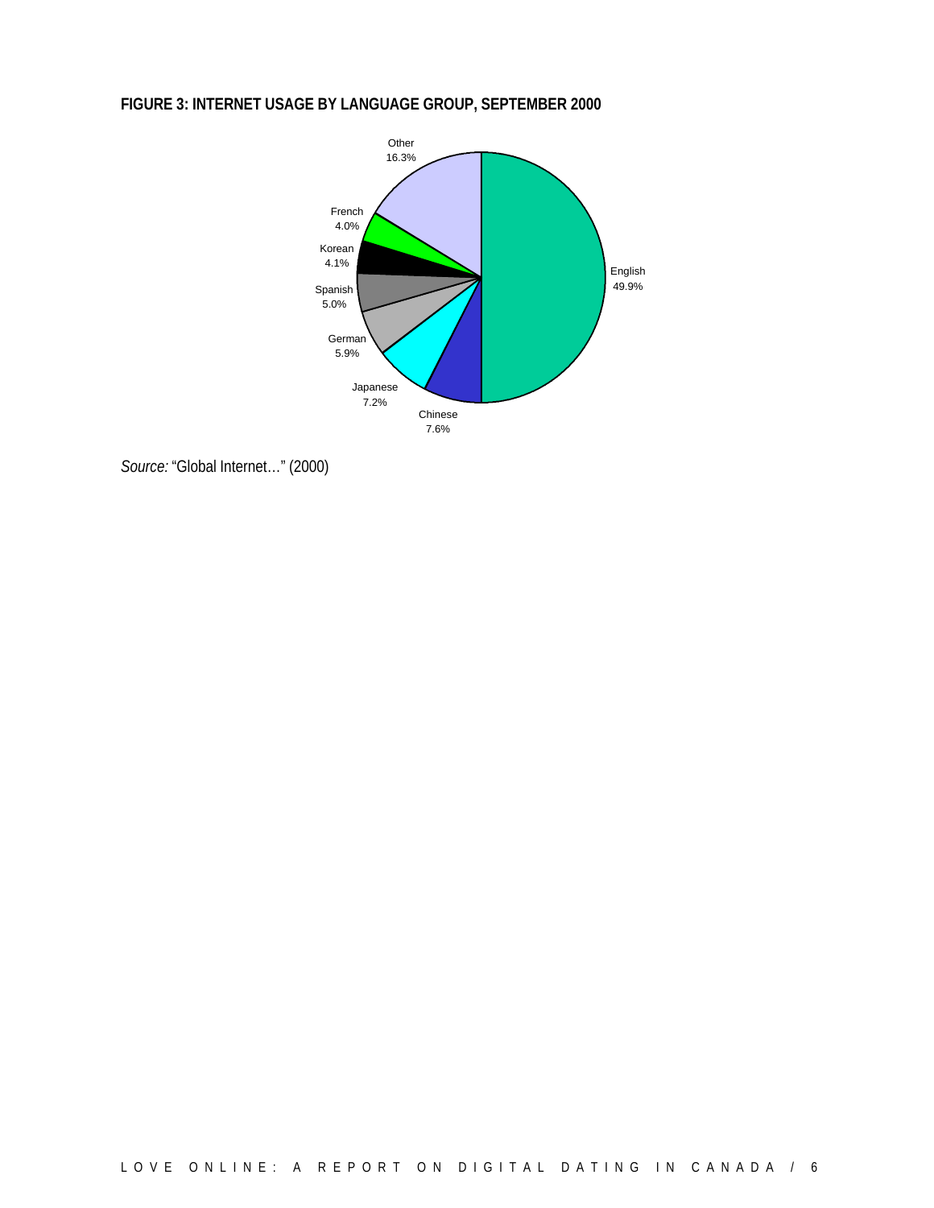**FIGURE 3: INTERNET USAGE BY LANGUAGE GROUP, SEPTEMBER 2000**

| Language | Share |
| --- | --- |
| English | 49.9% |
| Chinese | 7.6% |
| Japanese | 7.2% |
| German | 5.9% |
| Spanish | 5.0% |
| Korean | 4.1% |
| French | 4.0% |
| Other | 16.3% |

*Source:* "Global Internet…" (2000)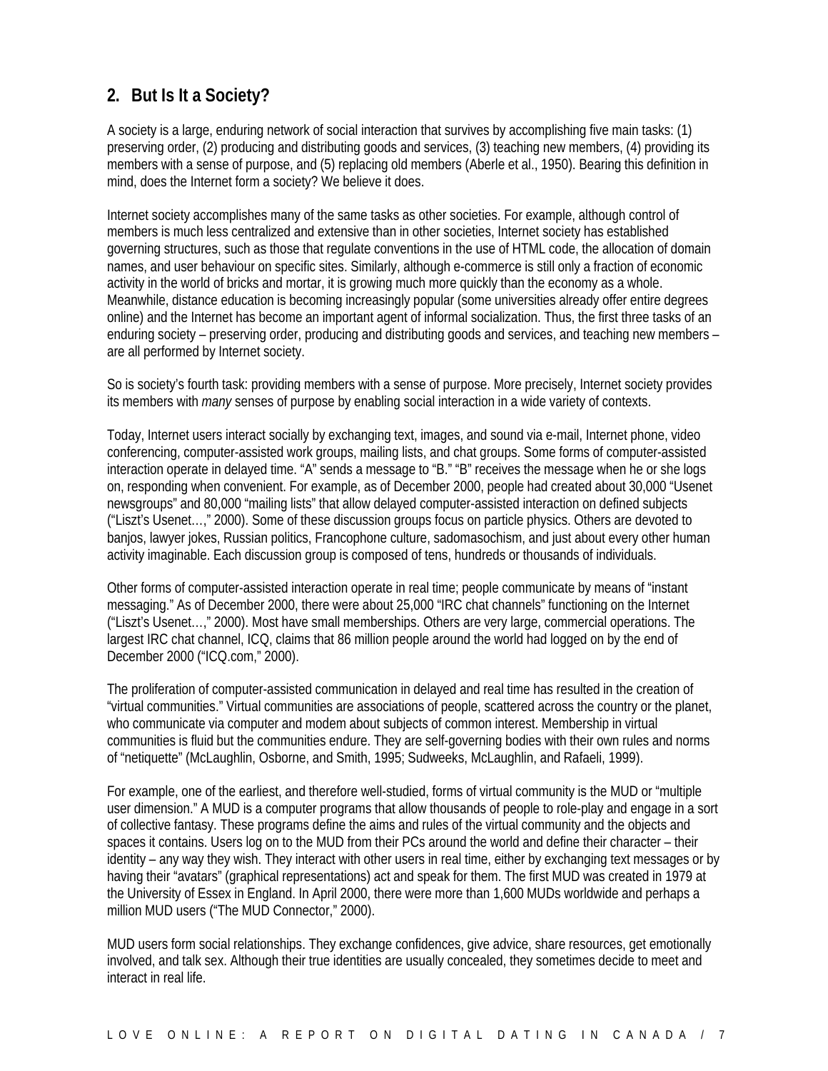## 2. But Is It a Society?

A society is a large, enduring network of social interaction that survives by accomplishing five main tasks: (1) preserving order, (2) producing and distributing goods and services, (3) teaching new members, (4) providing its members with a sense of purpose, and (5) replacing old members (Aberle et al., 1950). Bearing this definition in mind, does the Internet form a society? We believe it does.

Internet society accomplishes many of the same tasks as other societies. For example, although control of members is much less centralized and extensive than in other societies, Internet society has established governing structures, such as those that regulate conventions in the use of HTML code, the allocation of domain names, and user behaviour on specific sites. Similarly, although e-commerce is still only a fraction of economic activity in the world of bricks and mortar, it is growing much more quickly than the economy as a whole. Meanwhile, distance education is becoming increasingly popular (some universities already offer entire degrees online) and the Internet has become an important agent of informal socialization. Thus, the first three tasks of an enduring society – preserving order, producing and distributing goods and services, and teaching new members – are all performed by Internet society.

So is society's fourth task: providing members with a sense of purpose. More precisely, Internet society provides its members with *many* senses of purpose by enabling social interaction in a wide variety of contexts.

Today, Internet users interact socially by exchanging text, images, and sound via e-mail, Internet phone, video conferencing, computer-assisted work groups, mailing lists, and chat groups. Some forms of computer-assisted interaction operate in delayed time. "A" sends a message to "B." "B" receives the message when he or she logs on, responding when convenient. For example, as of December 2000, people had created about 30,000 "Usenet newsgroups" and 80,000 "mailing lists" that allow delayed computer-assisted interaction on defined subjects ("Liszt's Usenet…," 2000). Some of these discussion groups focus on particle physics. Others are devoted to banjos, lawyer jokes, Russian politics, Francophone culture, sadomasochism, and just about every other human activity imaginable. Each discussion group is composed of tens, hundreds or thousands of individuals.

Other forms of computer-assisted interaction operate in real time; people communicate by means of "instant messaging." As of December 2000, there were about 25,000 "IRC chat channels" functioning on the Internet ("Liszt's Usenet…," 2000). Most have small memberships. Others are very large, commercial operations. The largest IRC chat channel, ICQ, claims that 86 million people around the world had logged on by the end of December 2000 ("ICQ.com," 2000).

The proliferation of computer-assisted communication in delayed and real time has resulted in the creation of "virtual communities." Virtual communities are associations of people, scattered across the country or the planet, who communicate via computer and modem about subjects of common interest. Membership in virtual communities is fluid but the communities endure. They are self-governing bodies with their own rules and norms of "netiquette" (McLaughlin, Osborne, and Smith, 1995; Sudweeks, McLaughlin, and Rafaeli, 1999).

For example, one of the earliest, and therefore well-studied, forms of virtual community is the MUD or "multiple user dimension." A MUD is a computer programs that allow thousands of people to role-play and engage in a sort of collective fantasy. These programs define the aims and rules of the virtual community and the objects and spaces it contains. Users log on to the MUD from their PCs around the world and define their character – their identity – any way they wish. They interact with other users in real time, either by exchanging text messages or by having their "avatars" (graphical representations) act and speak for them. The first MUD was created in 1979 at the University of Essex in England. In April 2000, there were more than 1,600 MUDs worldwide and perhaps a million MUD users ("The MUD Connector," 2000).

MUD users form social relationships. They exchange confidences, give advice, share resources, get emotionally involved, and talk sex. Although their true identities are usually concealed, they sometimes decide to meet and interact in real life.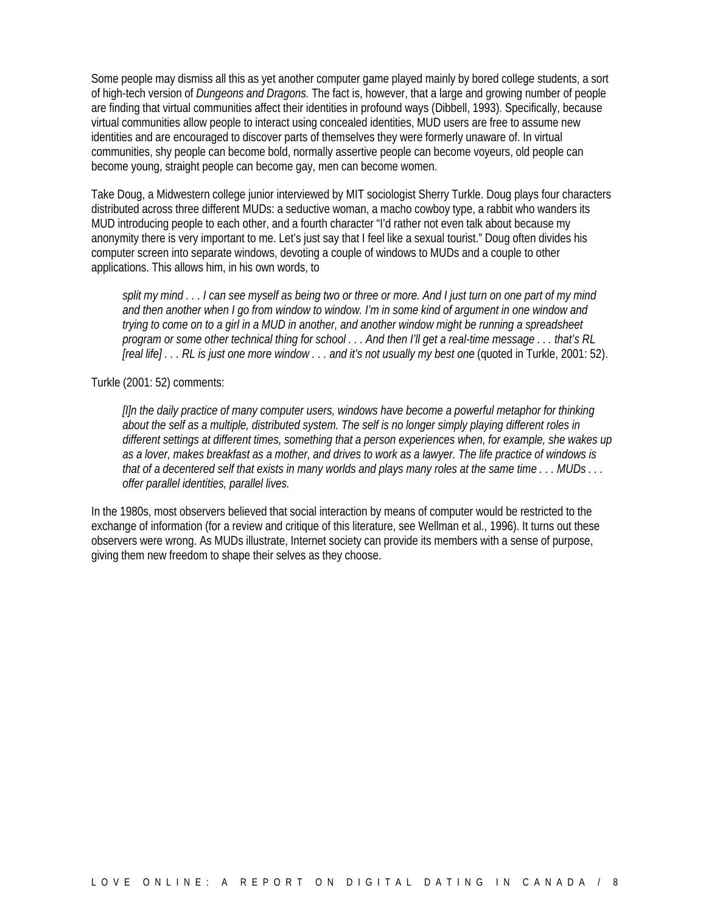Some people may dismiss all this as yet another computer game played mainly by bored college students, a sort of high-tech version of *Dungeons and Dragons.* The fact is, however, that a large and growing number of people are finding that virtual communities affect their identities in profound ways (Dibbell, 1993). Specifically, because virtual communities allow people to interact using concealed identities, MUD users are free to assume new identities and are encouraged to discover parts of themselves they were formerly unaware of. In virtual communities, shy people can become bold, normally assertive people can become voyeurs, old people can become young, straight people can become gay, men can become women.

Take Doug, a Midwestern college junior interviewed by MIT sociologist Sherry Turkle. Doug plays four characters distributed across three different MUDs: a seductive woman, a macho cowboy type, a rabbit who wanders its MUD introducing people to each other, and a fourth character "I'd rather not even talk about because my anonymity there is very important to me. Let's just say that I feel like a sexual tourist." Doug often divides his computer screen into separate windows, devoting a couple of windows to MUDs and a couple to other applications. This allows him, in his own words, to

> *split my mind . . . I can see myself as being two or three or more. And I just turn on one part of my mind and then another when I go from window to window. I'm in some kind of argument in one window and trying to come on to a girl in a MUD in another, and another window might be running a spreadsheet program or some other technical thing for school . . . And then I'll get a real-time message . . . that's RL [real life] . . . RL is just one more window . . . and it's not usually my best one* (quoted in Turkle, 2001: 52).

Turkle (2001: 52) comments:

> *[I]n the daily practice of many computer users, windows have become a powerful metaphor for thinking about the self as a multiple, distributed system. The self is no longer simply playing different roles in different settings at different times, something that a person experiences when, for example, she wakes up as a lover, makes breakfast as a mother, and drives to work as a lawyer. The life practice of windows is that of a decentered self that exists in many worlds and plays many roles at the same time . . . MUDs . . . offer parallel identities, parallel lives.*

In the 1980s, most observers believed that social interaction by means of computer would be restricted to the exchange of information (for a review and critique of this literature, see Wellman et al., 1996). It turns out these observers were wrong. As MUDs illustrate, Internet society can provide its members with a sense of purpose, giving them new freedom to shape their selves as they choose.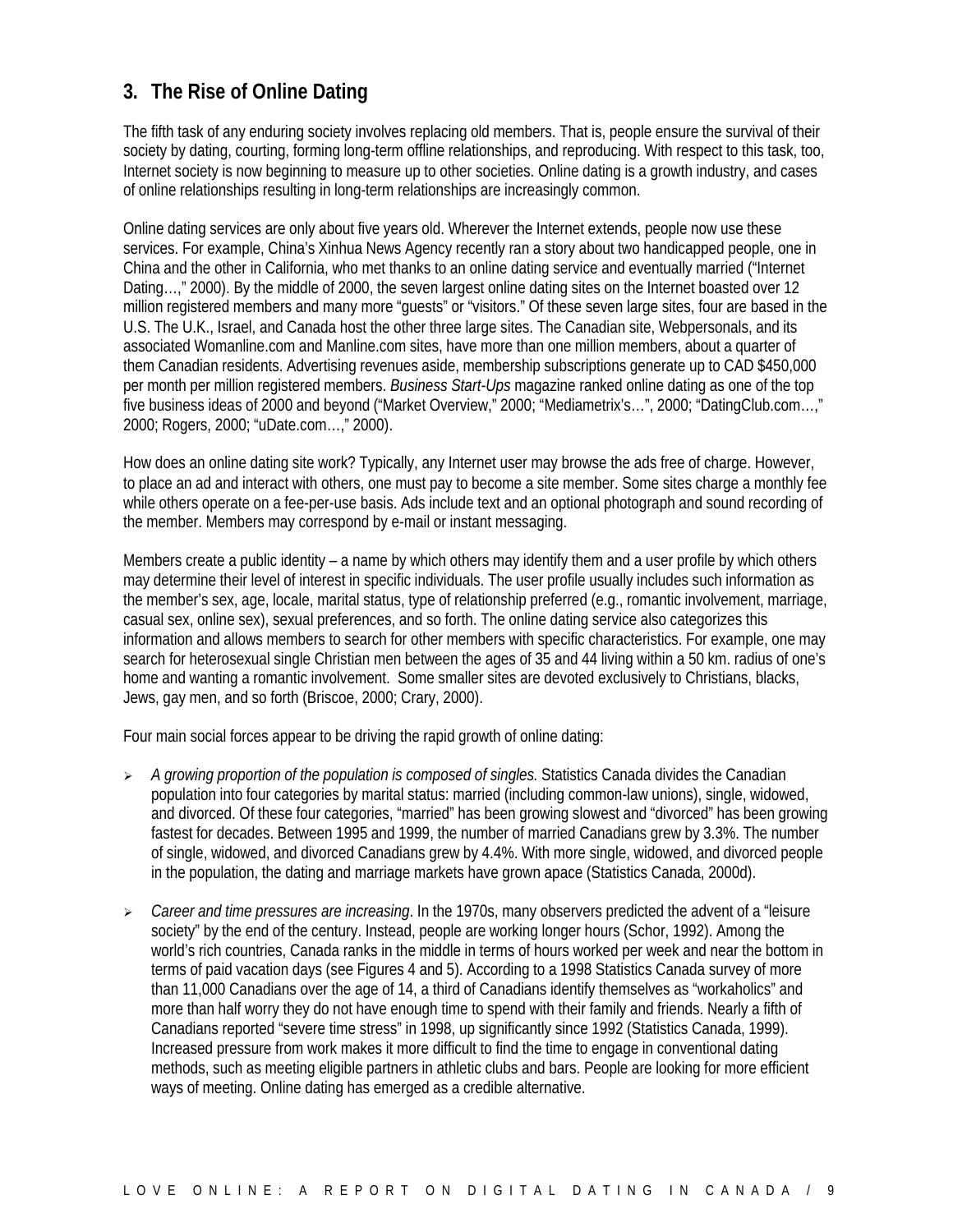## 3. The Rise of Online Dating

The fifth task of any enduring society involves replacing old members. That is, people ensure the survival of their society by dating, courting, forming long-term offline relationships, and reproducing. With respect to this task, too, Internet society is now beginning to measure up to other societies. Online dating is a growth industry, and cases of online relationships resulting in long-term relationships are increasingly common.

Online dating services are only about five years old. Wherever the Internet extends, people now use these services. For example, China's Xinhua News Agency recently ran a story about two handicapped people, one in China and the other in California, who met thanks to an online dating service and eventually married ("Internet Dating…," 2000). By the middle of 2000, the seven largest online dating sites on the Internet boasted over 12 million registered members and many more "guests" or "visitors." Of these seven large sites, four are based in the U.S. The U.K., Israel, and Canada host the other three large sites. The Canadian site, Webpersonals, and its associated Womanline.com and Manline.com sites, have more than one million members, about a quarter of them Canadian residents. Advertising revenues aside, membership subscriptions generate up to CAD $450,000 per month per million registered members. *Business Start-Ups* magazine ranked online dating as one of the top five business ideas of 2000 and beyond ("Market Overview," 2000; "Mediametrix's…", 2000; "DatingClub.com…," 2000; Rogers, 2000; "uDate.com…," 2000).

How does an online dating site work? Typically, any Internet user may browse the ads free of charge. However, to place an ad and interact with others, one must pay to become a site member. Some sites charge a monthly fee while others operate on a fee-per-use basis. Ads include text and an optional photograph and sound recording of the member. Members may correspond by e-mail or instant messaging.

Members create a public identity – a name by which others may identify them and a user profile by which others may determine their level of interest in specific individuals. The user profile usually includes such information as the member's sex, age, locale, marital status, type of relationship preferred (e.g., romantic involvement, marriage, casual sex, online sex), sexual preferences, and so forth. The online dating service also categorizes this information and allows members to search for other members with specific characteristics. For example, one may search for heterosexual single Christian men between the ages of 35 and 44 living within a 50 km. radius of one's home and wanting a romantic involvement. Some smaller sites are devoted exclusively to Christians, blacks, Jews, gay men, and so forth (Briscoe, 2000; Crary, 2000).

Four main social forces appear to be driving the rapid growth of online dating:

- *A growing proportion of the population is composed of singles.* Statistics Canada divides the Canadian population into four categories by marital status: married (including common-law unions), single, widowed, and divorced. Of these four categories, "married" has been growing slowest and "divorced" has been growing fastest for decades. Between 1995 and 1999, the number of married Canadians grew by 3.3%. The number of single, widowed, and divorced Canadians grew by 4.4%. With more single, widowed, and divorced people in the population, the dating and marriage markets have grown apace (Statistics Canada, 2000d).

- *Career and time pressures are increasing*. In the 1970s, many observers predicted the advent of a "leisure society" by the end of the century. Instead, people are working longer hours (Schor, 1992). Among the world's rich countries, Canada ranks in the middle in terms of hours worked per week and near the bottom in terms of paid vacation days (see Figures 4 and 5). According to a 1998 Statistics Canada survey of more than 11,000 Canadians over the age of 14, a third of Canadians identify themselves as "workaholics" and more than half worry they do not have enough time to spend with their family and friends. Nearly a fifth of Canadians reported "severe time stress" in 1998, up significantly since 1992 (Statistics Canada, 1999). Increased pressure from work makes it more difficult to find the time to engage in conventional dating methods, such as meeting eligible partners in athletic clubs and bars. People are looking for more efficient ways of meeting. Online dating has emerged as a credible alternative.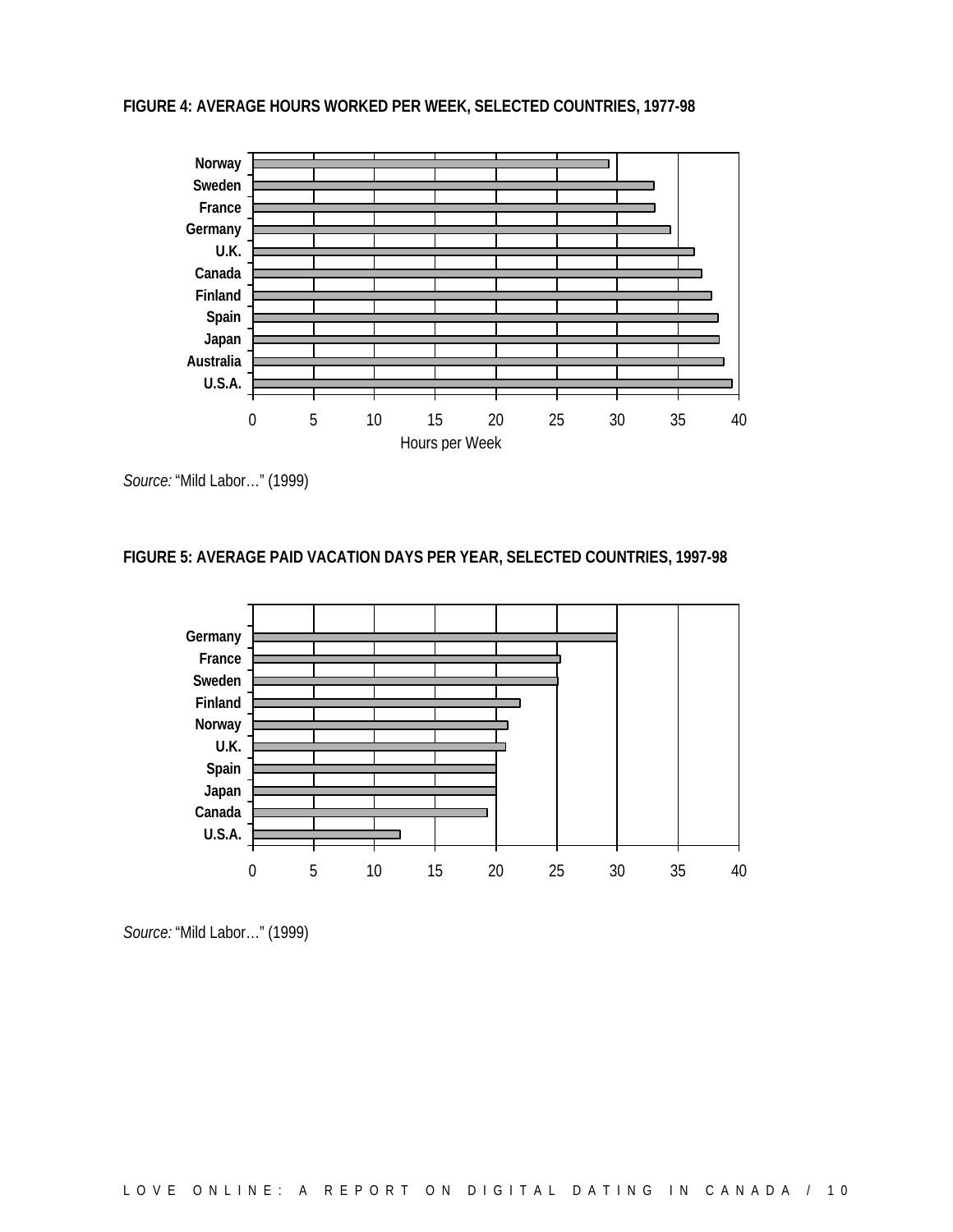**FIGURE 4: AVERAGE HOURS WORKED PER WEEK, SELECTED COUNTRIES, 1977-98**

*Source:* "Mild Labor…" (1999)

**FIGURE 5: AVERAGE PAID VACATION DAYS PER YEAR, SELECTED COUNTRIES, 1997-98**

*Source:* "Mild Labor…" (1999)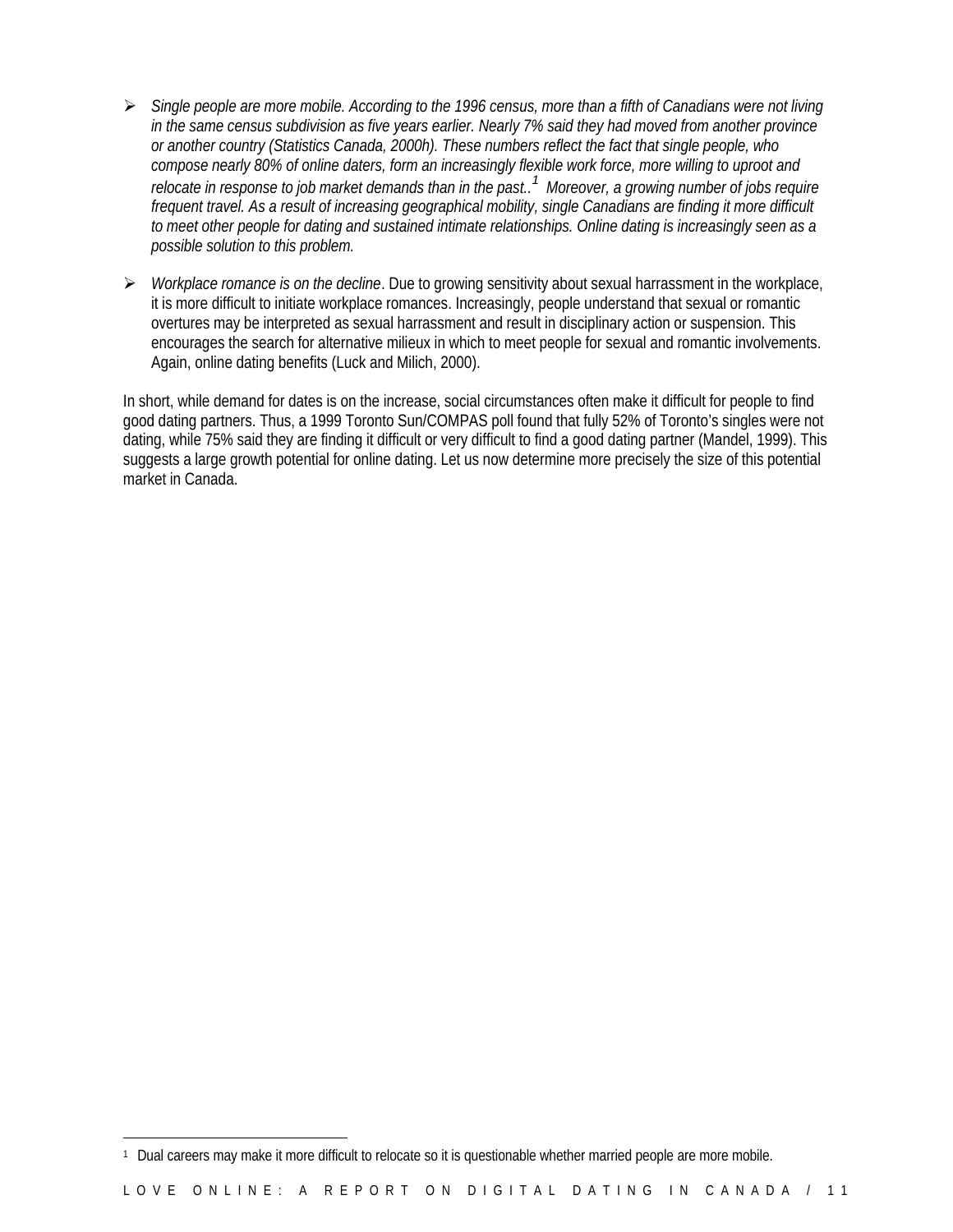- *Single people are more mobile. According to the 1996 census, more than a fifth of Canadians were not living in the same census subdivision as five years earlier. Nearly 7% said they had moved from another province or another country (Statistics Canada, 2000h). These numbers reflect the fact that single people, who compose nearly 80% of online daters, form an increasingly flexible work force, more willing to uproot and relocate in response to job market demands than in the past..*[1] *Moreover, a growing number of jobs require frequent travel. As a result of increasing geographical mobility, single Canadians are finding it more difficult to meet other people for dating and sustained intimate relationships. Online dating is increasingly seen as a possible solution to this problem.*

- *Workplace romance is on the decline*. Due to growing sensitivity about sexual harrassment in the workplace, it is more difficult to initiate workplace romances. Increasingly, people understand that sexual or romantic overtures may be interpreted as sexual harrassment and result in disciplinary action or suspension. This encourages the search for alternative milieux in which to meet people for sexual and romantic involvements. Again, online dating benefits (Luck and Milich, 2000).

In short, while demand for dates is on the increase, social circumstances often make it difficult for people to find good dating partners. Thus, a 1999 Toronto Sun/COMPAS poll found that fully 52% of Toronto's singles were not dating, while 75% said they are finding it difficult or very difficult to find a good dating partner (Mandel, 1999). This suggests a large growth potential for online dating. Let us now determine more precisely the size of this potential market in Canada.

---

[1] Dual careers may make it more difficult to relocate so it is questionable whether married people are more mobile.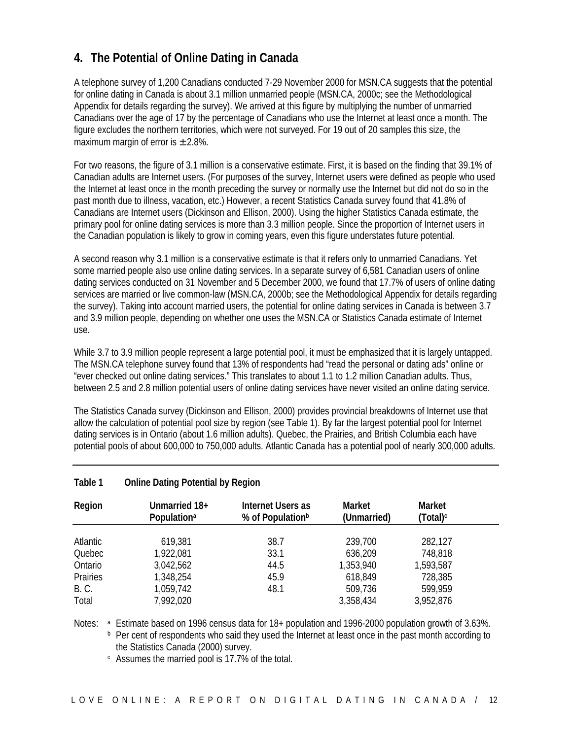## 4. The Potential of Online Dating in Canada

A telephone survey of 1,200 Canadians conducted 7-29 November 2000 for MSN.CA suggests that the potential for online dating in Canada is about 3.1 million unmarried people (MSN.CA, 2000c; see the Methodological Appendix for details regarding the survey). We arrived at this figure by multiplying the number of unmarried Canadians over the age of 17 by the percentage of Canadians who use the Internet at least once a month. The figure excludes the northern territories, which were not surveyed. For 19 out of 20 samples this size, the maximum margin of error is ± 2.8%.

For two reasons, the figure of 3.1 million is a conservative estimate. First, it is based on the finding that 39.1% of Canadian adults are Internet users. (For purposes of the survey, Internet users were defined as people who used the Internet at least once in the month preceding the survey or normally use the Internet but did not do so in the past month due to illness, vacation, etc.) However, a recent Statistics Canada survey found that 41.8% of Canadians are Internet users (Dickinson and Ellison, 2000). Using the higher Statistics Canada estimate, the primary pool for online dating services is more than 3.3 million people. Since the proportion of Internet users in the Canadian population is likely to grow in coming years, even this figure understates future potential.

A second reason why 3.1 million is a conservative estimate is that it refers only to unmarried Canadians. Yet some married people also use online dating services. In a separate survey of 6,581 Canadian users of online dating services conducted on 31 November and 5 December 2000, we found that 17.7% of users of online dating services are married or live common-law (MSN.CA, 2000b; see the Methodological Appendix for details regarding the survey). Taking into account married users, the potential for online dating services in Canada is between 3.7 and 3.9 million people, depending on whether one uses the MSN.CA or Statistics Canada estimate of Internet use.

While 3.7 to 3.9 million people represent a large potential pool, it must be emphasized that it is largely untapped. The MSN.CA telephone survey found that 13% of respondents had "read the personal or dating ads" online or "ever checked out online dating services." This translates to about 1.1 to 1.2 million Canadian adults. Thus, between 2.5 and 2.8 million potential users of online dating services have never visited an online dating service.

The Statistics Canada survey (Dickinson and Ellison, 2000) provides provincial breakdowns of Internet use that allow the calculation of potential pool size by region (see Table 1). By far the largest potential pool for Internet dating services is in Ontario (about 1.6 million adults). Quebec, the Prairies, and British Columbia each have potential pools of about 600,000 to 750,000 adults. Atlantic Canada has a potential pool of nearly 300,000 adults.

**Table 1 Online Dating Potential by Region**

| Region | Unmarried 18+ Population[a] | Internet Users as % of Population[b] | Market (Unmarried) | Market (Total)[c] |
|---|---|---|---|---|
| Atlantic | 619,381 | 38.7 | 239,700 | 282,127 |
| Quebec | 1,922,081 | 33.1 | 636,209 | 748,818 |
| Ontario | 3,042,562 | 44.5 | 1,353,940 | 1,593,587 |
| Prairies | 1,348,254 | 45.9 | 618,849 | 728,385 |
| B. C. | 1,059,742 | 48.1 | 509,736 | 599,959 |
| Total | 7,992,020 | | 3,358,434 | 3,952,876 |

Notes: [a] Estimate based on 1996 census data for 18+ population and 1996-2000 population growth of 3.63%.
[b] Per cent of respondents who said they used the Internet at least once in the past month according to the Statistics Canada (2000) survey.
[c] Assumes the married pool is 17.7% of the total.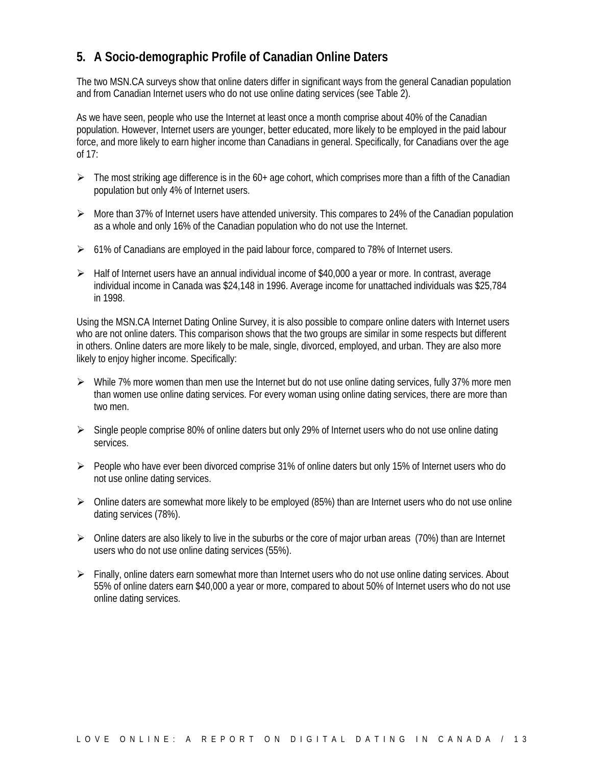## 5. A Socio-demographic Profile of Canadian Online Daters

The two MSN.CA surveys show that online daters differ in significant ways from the general Canadian population and from Canadian Internet users who do not use online dating services (see Table 2).

As we have seen, people who use the Internet at least once a month comprise about 40% of the Canadian population. However, Internet users are younger, better educated, more likely to be employed in the paid labour force, and more likely to earn higher income than Canadians in general. Specifically, for Canadians over the age of 17:

- The most striking age difference is in the 60+ age cohort, which comprises more than a fifth of the Canadian population but only 4% of Internet users.
- More than 37% of Internet users have attended university. This compares to 24% of the Canadian population as a whole and only 16% of the Canadian population who do not use the Internet.
- 61% of Canadians are employed in the paid labour force, compared to 78% of Internet users.
- Half of Internet users have an annual individual income of $40,000 a year or more. In contrast, average individual income in Canada was $24,148 in 1996. Average income for unattached individuals was $25,784 in 1998.

Using the MSN.CA Internet Dating Online Survey, it is also possible to compare online daters with Internet users who are not online daters. This comparison shows that the two groups are similar in some respects but different in others. Online daters are more likely to be male, single, divorced, employed, and urban. They are also more likely to enjoy higher income. Specifically:

- While 7% more women than men use the Internet but do not use online dating services, fully 37% more men than women use online dating services. For every woman using online dating services, there are more than two men.
- Single people comprise 80% of online daters but only 29% of Internet users who do not use online dating services.
- People who have ever been divorced comprise 31% of online daters but only 15% of Internet users who do not use online dating services.
- Online daters are somewhat more likely to be employed (85%) than are Internet users who do not use online dating services (78%).
- Online daters are also likely to live in the suburbs or the core of major urban areas (70%) than are Internet users who do not use online dating services (55%).
- Finally, online daters earn somewhat more than Internet users who do not use online dating services. About 55% of online daters earn $40,000 a year or more, compared to about 50% of Internet users who do not use online dating services.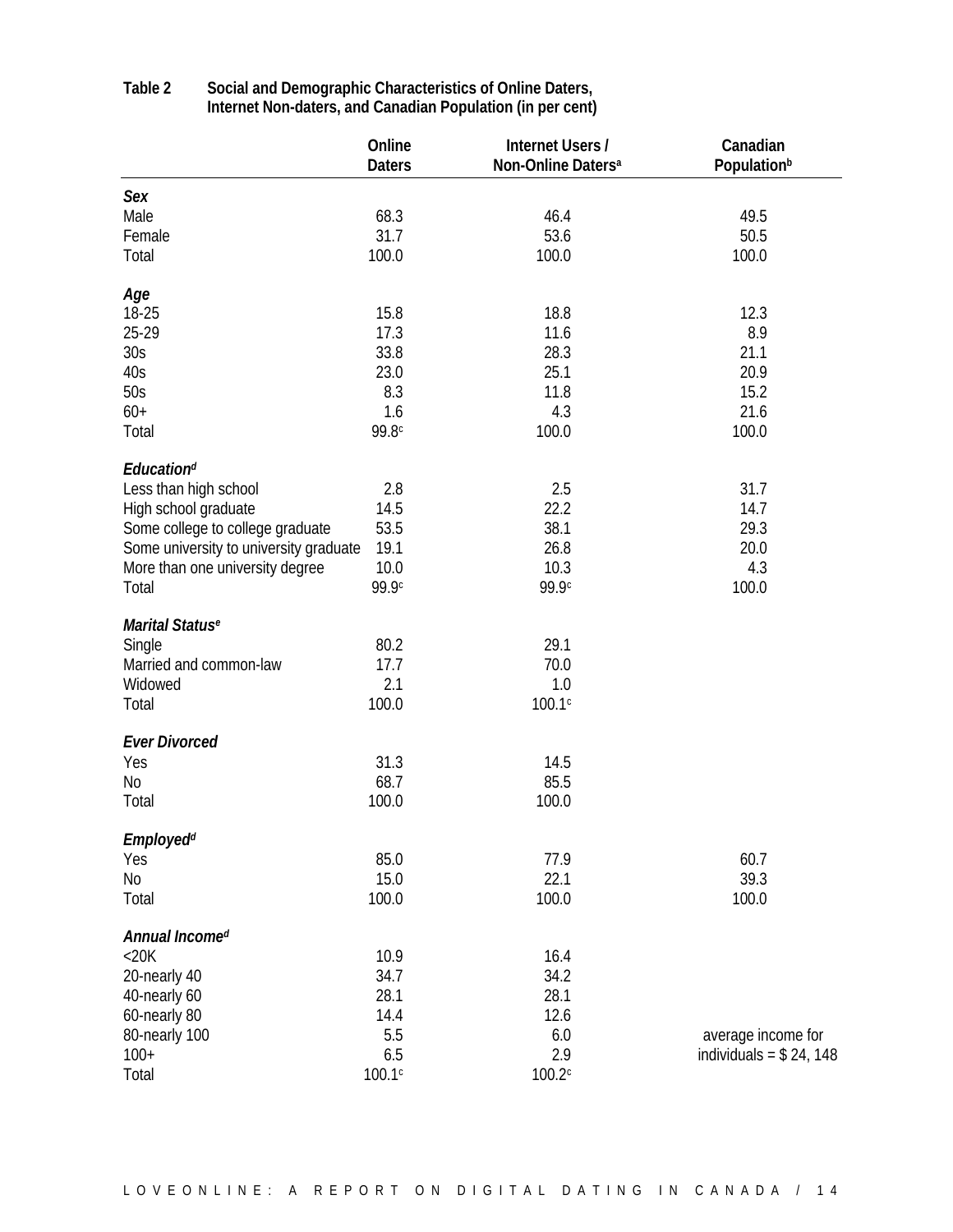**Table 2 Social and Demographic Characteristics of Online Daters, Internet Non-daters, and Canadian Population (in per cent)**

| | Online Daters | Internet Users / Non-Online Daters[a] | Canadian Population[b] |
|---|---|---|---|
| ***Sex*** | | | |
| Male | 68.3 | 46.4 | 49.5 |
| Female | 31.7 | 53.6 | 50.5 |
| Total | 100.0 | 100.0 | 100.0 |
| ***Age*** | | | |
| 18-25 | 15.8 | 18.8 | 12.3 |
| 25-29 | 17.3 | 11.6 | 8.9 |
| 30s | 33.8 | 28.3 | 21.1 |
| 40s | 23.0 | 25.1 | 20.9 |
| 50s | 8.3 | 11.8 | 15.2 |
| 60+ | 1.6 | 4.3 | 21.6 |
| Total | 99.8[c] | 100.0 | 100.0 |
| ***Education[d]*** | | | |
| Less than high school | 2.8 | 2.5 | 31.7 |
| High school graduate | 14.5 | 22.2 | 14.7 |
| Some college to college graduate | 53.5 | 38.1 | 29.3 |
| Some university to university graduate | 19.1 | 26.8 | 20.0 |
| More than one university degree | 10.0 | 10.3 | 4.3 |
| Total | 99.9[c] | 99.9[c] | 100.0 |
| ***Marital Status[e]*** | | | |
| Single | 80.2 | 29.1 | |
| Married and common-law | 17.7 | 70.0 | |
| Widowed | 2.1 | 1.0 | |
| Total | 100.0 | 100.1[c] | |
| ***Ever Divorced*** | | | |
| Yes | 31.3 | 14.5 | |
| No | 68.7 | 85.5 | |
| Total | 100.0 | 100.0 | |
| ***Employed[d]*** | | | |
| Yes | 85.0 | 77.9 | 60.7 |
| No | 15.0 | 22.1 | 39.3 |
| Total | 100.0 | 100.0 | 100.0 |
| ***Annual Income[d]*** | | | |
| <20K | 10.9 | 16.4 | |
| 20-nearly 40 | 34.7 | 34.2 | |
| 40-nearly 60 | 28.1 | 28.1 | |
| 60-nearly 80 | 14.4 | 12.6 | |
| 80-nearly 100 | 5.5 | 6.0 | average income for |
| 100+ | 6.5 | 2.9 | individuals = $ 24, 148 |
| Total | 100.1[c] | 100.2[c] | |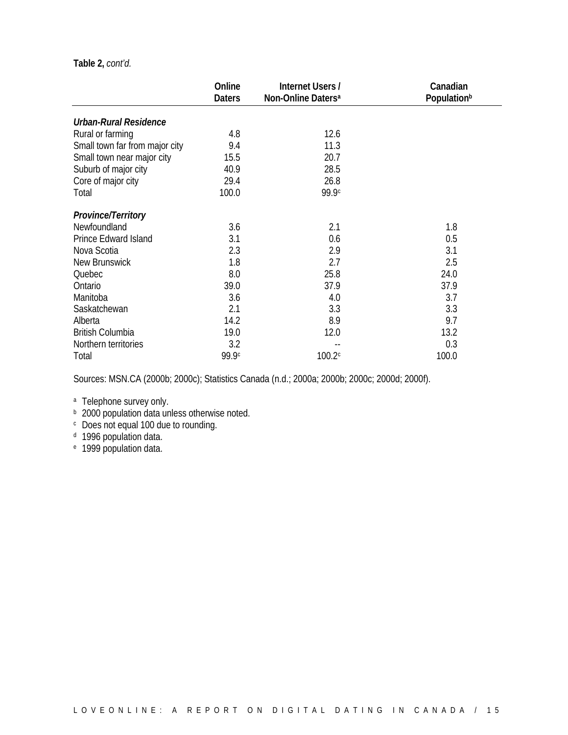**Table 2,** *cont'd.*

| | Online Daters | Internet Users / Non-Online Daters[a] | Canadian Population[b] |
|---|---|---|---|
| ***Urban-Rural Residence*** | | | |
| Rural or farming | 4.8 | 12.6 | |
| Small town far from major city | 9.4 | 11.3 | |
| Small town near major city | 15.5 | 20.7 | |
| Suburb of major city | 40.9 | 28.5 | |
| Core of major city | 29.4 | 26.8 | |
| Total | 100.0 | 99.9[c] | |
| ***Province/Territory*** | | | |
| Newfoundland | 3.6 | 2.1 | 1.8 |
| Prince Edward Island | 3.1 | 0.6 | 0.5 |
| Nova Scotia | 2.3 | 2.9 | 3.1 |
| New Brunswick | 1.8 | 2.7 | 2.5 |
| Quebec | 8.0 | 25.8 | 24.0 |
| Ontario | 39.0 | 37.9 | 37.9 |
| Manitoba | 3.6 | 4.0 | 3.7 |
| Saskatchewan | 2.1 | 3.3 | 3.3 |
| Alberta | 14.2 | 8.9 | 9.7 |
| British Columbia | 19.0 | 12.0 | 13.2 |
| Northern territories | 3.2 | -- | 0.3 |
| Total | 99.9[c] | 100.2[c] | 100.0 |

Sources: MSN.CA (2000b; 2000c); Statistics Canada (n.d.; 2000a; 2000b; 2000c; 2000d; 2000f).

[a] Telephone survey only.
[b] 2000 population data unless otherwise noted.
[c] Does not equal 100 due to rounding.
[d] 1996 population data.
[e] 1999 population data.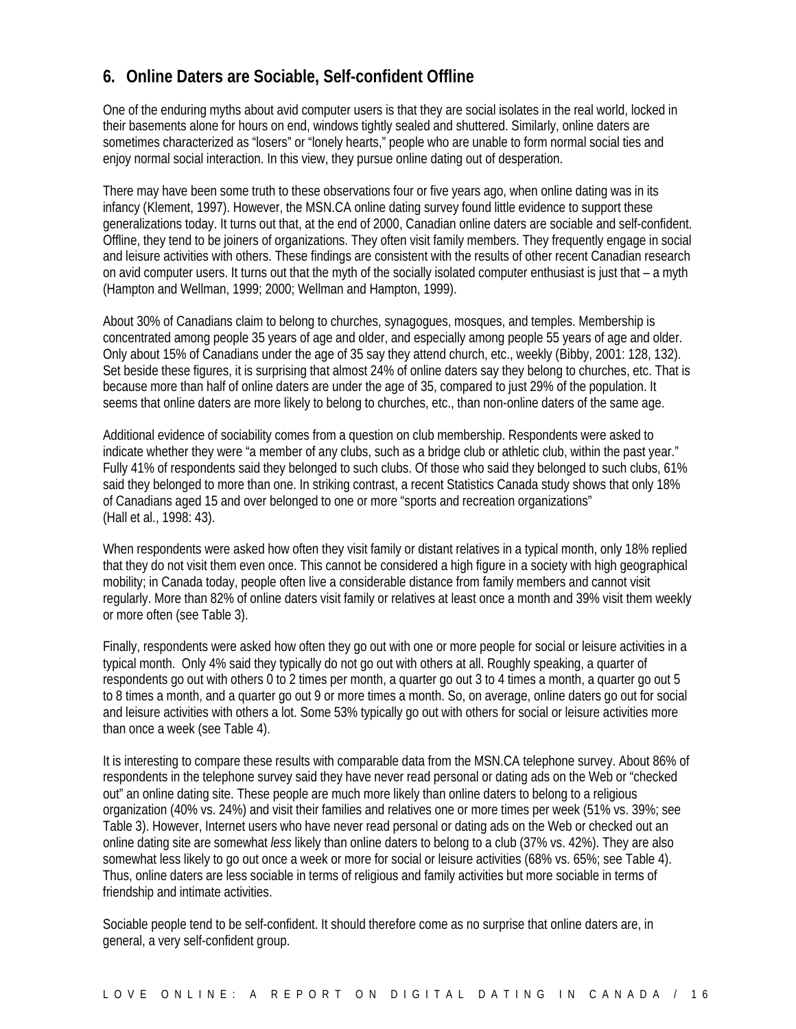## 6. Online Daters are Sociable, Self-confident Offline

One of the enduring myths about avid computer users is that they are social isolates in the real world, locked in their basements alone for hours on end, windows tightly sealed and shuttered. Similarly, online daters are sometimes characterized as "losers" or "lonely hearts," people who are unable to form normal social ties and enjoy normal social interaction. In this view, they pursue online dating out of desperation.

There may have been some truth to these observations four or five years ago, when online dating was in its infancy (Klement, 1997). However, the MSN.CA online dating survey found little evidence to support these generalizations today. It turns out that, at the end of 2000, Canadian online daters are sociable and self-confident. Offline, they tend to be joiners of organizations. They often visit family members. They frequently engage in social and leisure activities with others. These findings are consistent with the results of other recent Canadian research on avid computer users. It turns out that the myth of the socially isolated computer enthusiast is just that – a myth (Hampton and Wellman, 1999; 2000; Wellman and Hampton, 1999).

About 30% of Canadians claim to belong to churches, synagogues, mosques, and temples. Membership is concentrated among people 35 years of age and older, and especially among people 55 years of age and older. Only about 15% of Canadians under the age of 35 say they attend church, etc., weekly (Bibby, 2001: 128, 132). Set beside these figures, it is surprising that almost 24% of online daters say they belong to churches, etc. That is because more than half of online daters are under the age of 35, compared to just 29% of the population. It seems that online daters are more likely to belong to churches, etc., than non-online daters of the same age.

Additional evidence of sociability comes from a question on club membership. Respondents were asked to indicate whether they were "a member of any clubs, such as a bridge club or athletic club, within the past year." Fully 41% of respondents said they belonged to such clubs. Of those who said they belonged to such clubs, 61% said they belonged to more than one. In striking contrast, a recent Statistics Canada study shows that only 18% of Canadians aged 15 and over belonged to one or more "sports and recreation organizations" (Hall et al., 1998: 43).

When respondents were asked how often they visit family or distant relatives in a typical month, only 18% replied that they do not visit them even once. This cannot be considered a high figure in a society with high geographical mobility; in Canada today, people often live a considerable distance from family members and cannot visit regularly. More than 82% of online daters visit family or relatives at least once a month and 39% visit them weekly or more often (see Table 3).

Finally, respondents were asked how often they go out with one or more people for social or leisure activities in a typical month. Only 4% said they typically do not go out with others at all. Roughly speaking, a quarter of respondents go out with others 0 to 2 times per month, a quarter go out 3 to 4 times a month, a quarter go out 5 to 8 times a month, and a quarter go out 9 or more times a month. So, on average, online daters go out for social and leisure activities with others a lot. Some 53% typically go out with others for social or leisure activities more than once a week (see Table 4).

It is interesting to compare these results with comparable data from the MSN.CA telephone survey. About 86% of respondents in the telephone survey said they have never read personal or dating ads on the Web or "checked out" an online dating site. These people are much more likely than online daters to belong to a religious organization (40% vs. 24%) and visit their families and relatives one or more times per week (51% vs. 39%; see Table 3). However, Internet users who have never read personal or dating ads on the Web or checked out an online dating site are somewhat *less* likely than online daters to belong to a club (37% vs. 42%). They are also somewhat less likely to go out once a week or more for social or leisure activities (68% vs. 65%; see Table 4). Thus, online daters are less sociable in terms of religious and family activities but more sociable in terms of friendship and intimate activities.

Sociable people tend to be self-confident. It should therefore come as no surprise that online daters are, in general, a very self-confident group.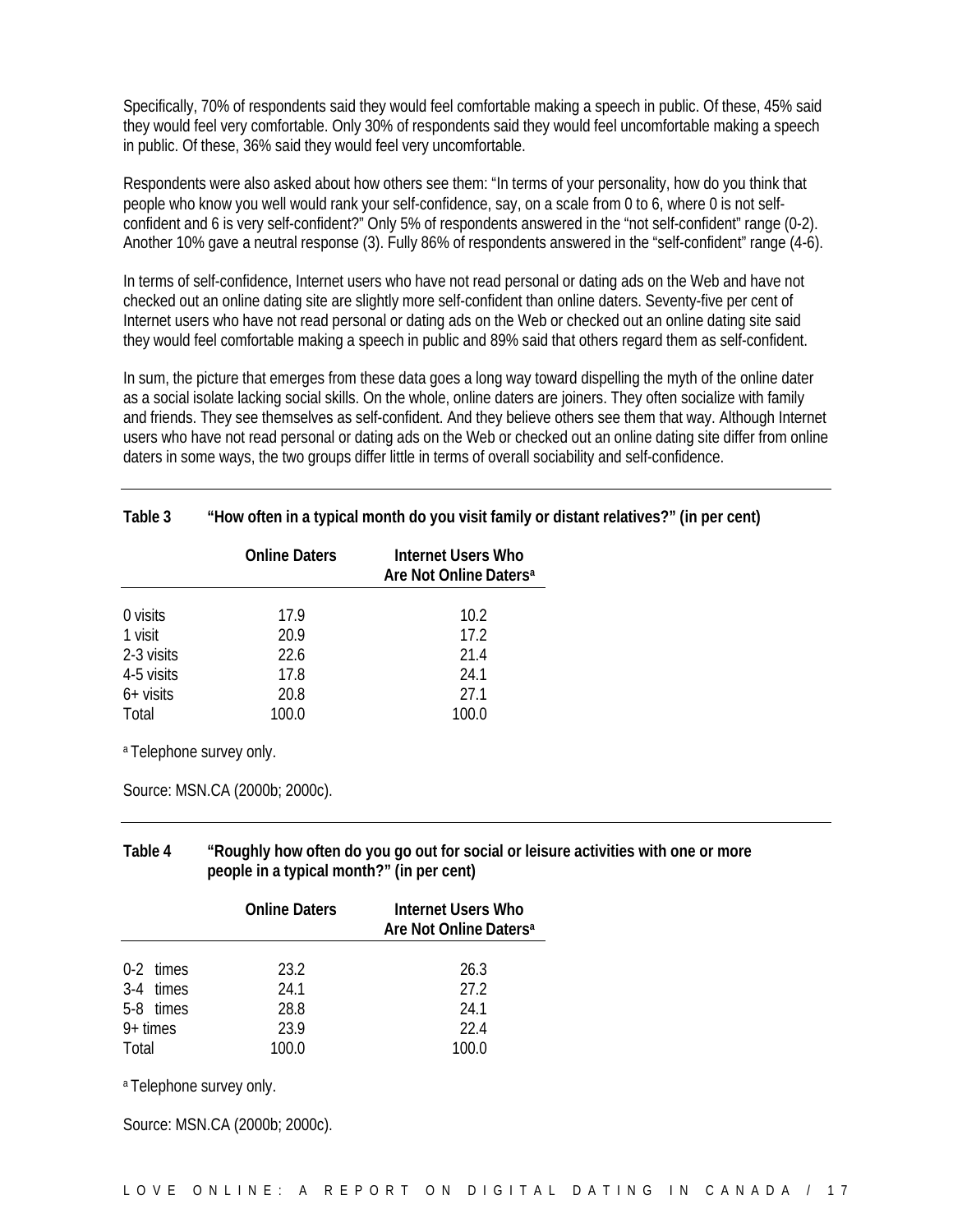Specifically, 70% of respondents said they would feel comfortable making a speech in public. Of these, 45% said they would feel very comfortable. Only 30% of respondents said they would feel uncomfortable making a speech in public. Of these, 36% said they would feel very uncomfortable.

Respondents were also asked about how others see them: "In terms of your personality, how do you think that people who know you well would rank your self-confidence, say, on a scale from 0 to 6, where 0 is not self-confident and 6 is very self-confident?" Only 5% of respondents answered in the "not self-confident" range (0-2). Another 10% gave a neutral response (3). Fully 86% of respondents answered in the "self-confident" range (4-6).

In terms of self-confidence, Internet users who have not read personal or dating ads on the Web and have not checked out an online dating site are slightly more self-confident than online daters. Seventy-five per cent of Internet users who have not read personal or dating ads on the Web or checked out an online dating site said they would feel comfortable making a speech in public and 89% said that others regard them as self-confident.

In sum, the picture that emerges from these data goes a long way toward dispelling the myth of the online dater as a social isolate lacking social skills. On the whole, online daters are joiners. They often socialize with family and friends. They see themselves as self-confident. And they believe others see them that way. Although Internet users who have not read personal or dating ads on the Web or checked out an online dating site differ from online daters in some ways, the two groups differ little in terms of overall sociability and self-confidence.

**Table 3 "How often in a typical month do you visit family or distant relatives?" (in per cent)**

| | Online Daters | Internet Users Who Are Not Online Daters[a] |
|---|---|---|
| 0 visits | 17.9 | 10.2 |
| 1 visit | 20.9 | 17.2 |
| 2-3 visits | 22.6 | 21.4 |
| 4-5 visits | 17.8 | 24.1 |
| 6+ visits | 20.8 | 27.1 |
| Total | 100.0 | 100.0 |

[a] Telephone survey only.

Source: MSN.CA (2000b; 2000c).

**Table 4 "Roughly how often do you go out for social or leisure activities with one or more people in a typical month?" (in per cent)**

| | Online Daters | Internet Users Who Are Not Online Daters[a] |
|---|---|---|
| 0-2 times | 23.2 | 26.3 |
| 3-4 times | 24.1 | 27.2 |
| 5-8 times | 28.8 | 24.1 |
| 9+ times | 23.9 | 22.4 |
| Total | 100.0 | 100.0 |

[a] Telephone survey only.

Source: MSN.CA (2000b; 2000c).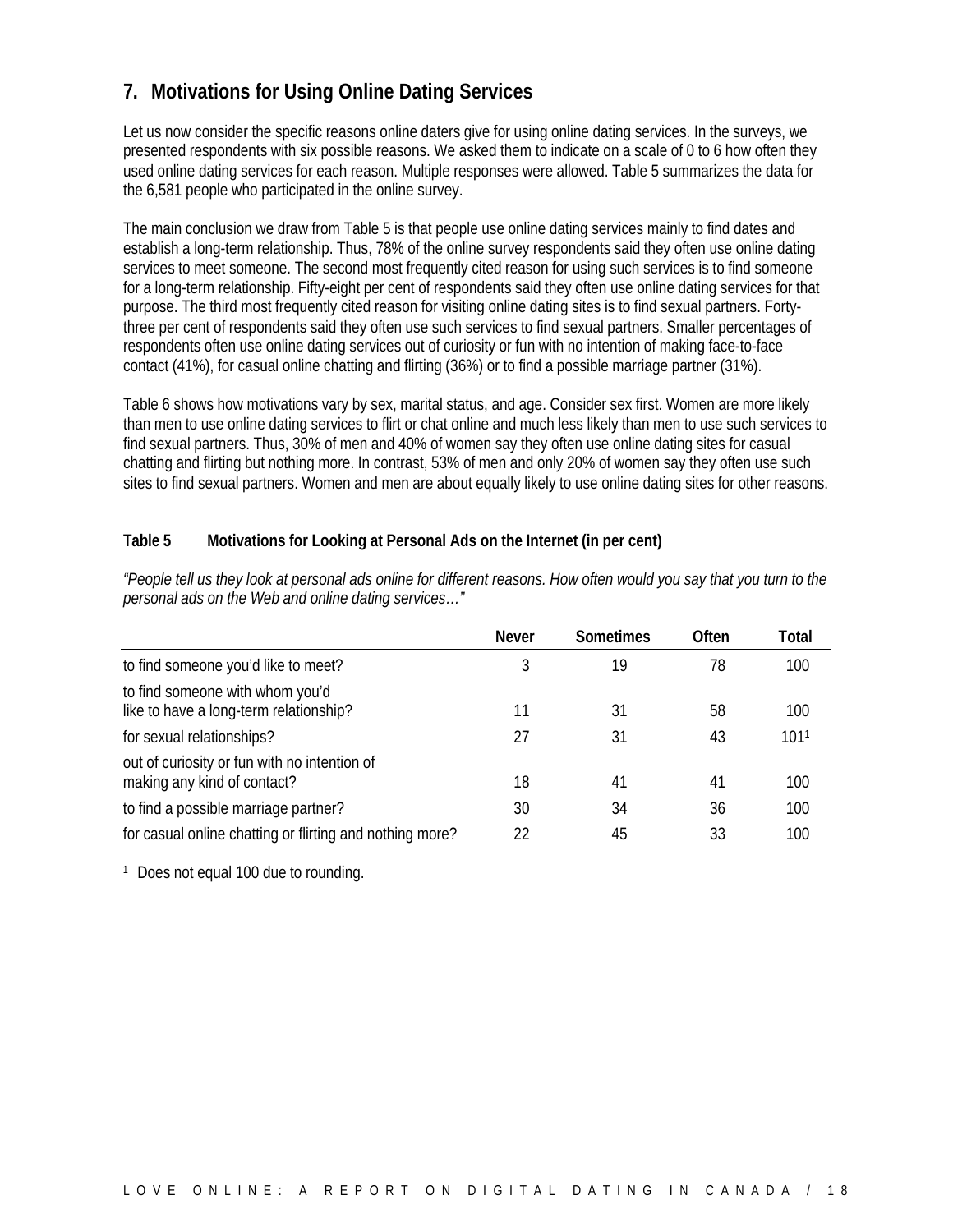## 7. Motivations for Using Online Dating Services

Let us now consider the specific reasons online daters give for using online dating services. In the surveys, we presented respondents with six possible reasons. We asked them to indicate on a scale of 0 to 6 how often they used online dating services for each reason. Multiple responses were allowed. Table 5 summarizes the data for the 6,581 people who participated in the online survey.

The main conclusion we draw from Table 5 is that people use online dating services mainly to find dates and establish a long-term relationship. Thus, 78% of the online survey respondents said they often use online dating services to meet someone. The second most frequently cited reason for using such services is to find someone for a long-term relationship. Fifty-eight per cent of respondents said they often use online dating services for that purpose. The third most frequently cited reason for visiting online dating sites is to find sexual partners. Forty-three per cent of respondents said they often use such services to find sexual partners. Smaller percentages of respondents often use online dating services out of curiosity or fun with no intention of making face-to-face contact (41%), for casual online chatting and flirting (36%) or to find a possible marriage partner (31%).

Table 6 shows how motivations vary by sex, marital status, and age. Consider sex first. Women are more likely than men to use online dating services to flirt or chat online and much less likely than men to use such services to find sexual partners. Thus, 30% of men and 40% of women say they often use online dating sites for casual chatting and flirting but nothing more. In contrast, 53% of men and only 20% of women say they often use such sites to find sexual partners. Women and men are about equally likely to use online dating sites for other reasons.

**Table 5 Motivations for Looking at Personal Ads on the Internet (in per cent)**

*"People tell us they look at personal ads online for different reasons. How often would you say that you turn to the personal ads on the Web and online dating services…"*

| | Never | Sometimes | Often | Total |
|---|---|---|---|---|
| to find someone you'd like to meet? | 3 | 19 | 78 | 100 |
| to find someone with whom you'd like to have a long-term relationship? | 11 | 31 | 58 | 100 |
| for sexual relationships? | 27 | 31 | 43 | 101[1] |
| out of curiosity or fun with no intention of making any kind of contact? | 18 | 41 | 41 | 100 |
| to find a possible marriage partner? | 30 | 34 | 36 | 100 |
| for casual online chatting or flirting and nothing more? | 22 | 45 | 33 | 100 |

[1] Does not equal 100 due to rounding.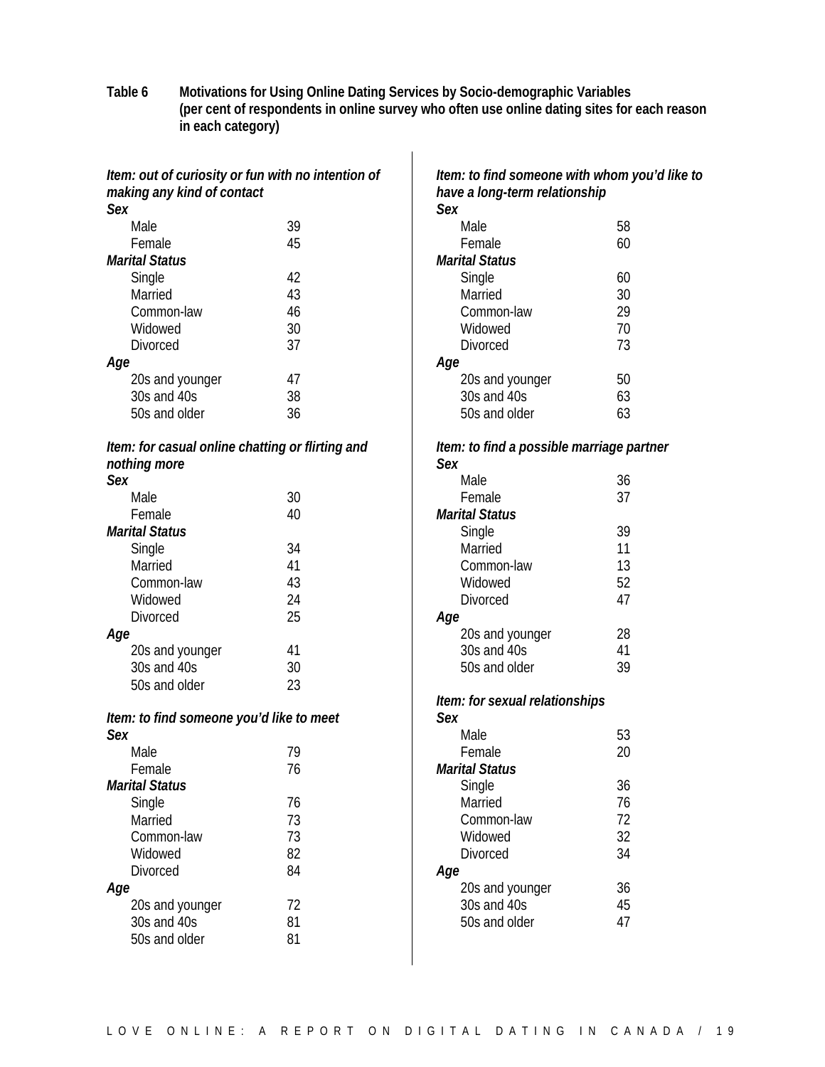**Table 6 Motivations for Using Online Dating Services by Socio-demographic Variables (per cent of respondents in online survey who often use online dating sites for each reason in each category)**

| *Item: out of curiosity or fun with no intention of making any kind of contact* | |
|---|---|
| ***Sex*** | |
| Male | 39 |
| Female | 45 |
| ***Marital Status*** | |
| Single | 42 |
| Married | 43 |
| Common-law | 46 |
| Widowed | 30 |
| Divorced | 37 |
| ***Age*** | |
| 20s and younger | 47 |
| 30s and 40s | 38 |
| 50s and older | 36 |

| *Item: for casual online chatting or flirting and nothing more* | |
|---|---|
| ***Sex*** | |
| Male | 30 |
| Female | 40 |
| ***Marital Status*** | |
| Single | 34 |
| Married | 41 |
| Common-law | 43 |
| Widowed | 24 |
| Divorced | 25 |
| ***Age*** | |
| 20s and younger | 41 |
| 30s and 40s | 30 |
| 50s and older | 23 |

| *Item: to find someone you'd like to meet* | |
|---|---|
| ***Sex*** | |
| Male | 79 |
| Female | 76 |
| ***Marital Status*** | |
| Single | 76 |
| Married | 73 |
| Common-law | 73 |
| Widowed | 82 |
| Divorced | 84 |
| ***Age*** | |
| 20s and younger | 72 |
| 30s and 40s | 81 |
| 50s and older | 81 |

| *Item: to find someone with whom you'd like to have a long-term relationship* | |
|---|---|
| ***Sex*** | |
| Male | 58 |
| Female | 60 |
| ***Marital Status*** | |
| Single | 60 |
| Married | 30 |
| Common-law | 29 |
| Widowed | 70 |
| Divorced | 73 |
| ***Age*** | |
| 20s and younger | 50 |
| 30s and 40s | 63 |
| 50s and older | 63 |

| *Item: to find a possible marriage partner* | |
|---|---|
| ***Sex*** | |
| Male | 36 |
| Female | 37 |
| ***Marital Status*** | |
| Single | 39 |
| Married | 11 |
| Common-law | 13 |
| Widowed | 52 |
| Divorced | 47 |
| ***Age*** | |
| 20s and younger | 28 |
| 30s and 40s | 41 |
| 50s and older | 39 |

| *Item: for sexual relationships* | |
|---|---|
| ***Sex*** | |
| Male | 53 |
| Female | 20 |
| ***Marital Status*** | |
| Single | 36 |
| Married | 76 |
| Common-law | 72 |
| Widowed | 32 |
| Divorced | 34 |
| ***Age*** | |
| 20s and younger | 36 |
| 30s and 40s | 45 |
| 50s and older | 47 |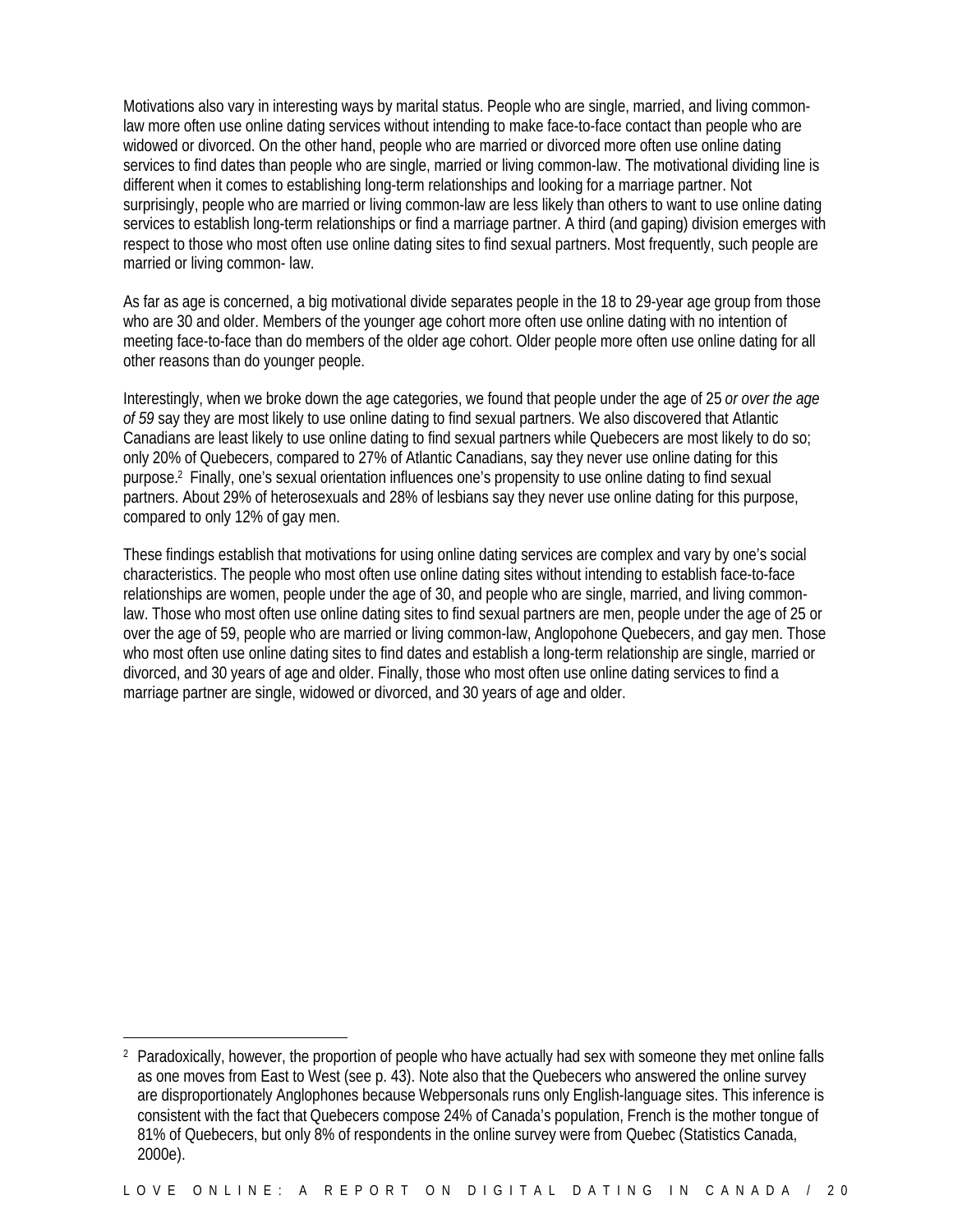Motivations also vary in interesting ways by marital status. People who are single, married, and living common-law more often use online dating services without intending to make face-to-face contact than people who are widowed or divorced. On the other hand, people who are married or divorced more often use online dating services to find dates than people who are single, married or living common-law. The motivational dividing line is different when it comes to establishing long-term relationships and looking for a marriage partner. Not surprisingly, people who are married or living common-law are less likely than others to want to use online dating services to establish long-term relationships or find a marriage partner. A third (and gaping) division emerges with respect to those who most often use online dating sites to find sexual partners. Most frequently, such people are married or living common- law.

As far as age is concerned, a big motivational divide separates people in the 18 to 29-year age group from those who are 30 and older. Members of the younger age cohort more often use online dating with no intention of meeting face-to-face than do members of the older age cohort. Older people more often use online dating for all other reasons than do younger people.

Interestingly, when we broke down the age categories, we found that people under the age of 25 *or over the age of 59* say they are most likely to use online dating to find sexual partners. We also discovered that Atlantic Canadians are least likely to use online dating to find sexual partners while Quebecers are most likely to do so; only 20% of Quebecers, compared to 27% of Atlantic Canadians, say they never use online dating for this purpose.[2] Finally, one's sexual orientation influences one's propensity to use online dating to find sexual partners. About 29% of heterosexuals and 28% of lesbians say they never use online dating for this purpose, compared to only 12% of gay men.

These findings establish that motivations for using online dating services are complex and vary by one's social characteristics. The people who most often use online dating sites without intending to establish face-to-face relationships are women, people under the age of 30, and people who are single, married, and living common-law. Those who most often use online dating sites to find sexual partners are men, people under the age of 25 or over the age of 59, people who are married or living common-law, Anglopohone Quebecers, and gay men. Those who most often use online dating sites to find dates and establish a long-term relationship are single, married or divorced, and 30 years of age and older. Finally, those who most often use online dating services to find a marriage partner are single, widowed or divorced, and 30 years of age and older.

---

[2] Paradoxically, however, the proportion of people who have actually had sex with someone they met online falls as one moves from East to West (see p. 43). Note also that the Quebecers who answered the online survey are disproportionately Anglophones because Webpersonals runs only English-language sites. This inference is consistent with the fact that Quebecers compose 24% of Canada's population, French is the mother tongue of 81% of Quebecers, but only 8% of respondents in the online survey were from Quebec (Statistics Canada, 2000e).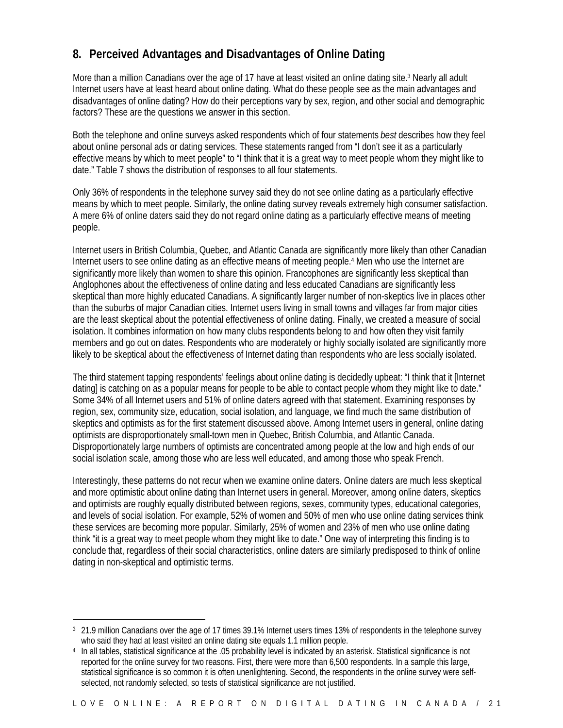## 8. Perceived Advantages and Disadvantages of Online Dating

More than a million Canadians over the age of 17 have at least visited an online dating site.[3] Nearly all adult Internet users have at least heard about online dating. What do these people see as the main advantages and disadvantages of online dating? How do their perceptions vary by sex, region, and other social and demographic factors? These are the questions we answer in this section.

Both the telephone and online surveys asked respondents which of four statements *best* describes how they feel about online personal ads or dating services. These statements ranged from “I don’t see it as a particularly effective means by which to meet people” to “I think that it is a great way to meet people whom they might like to date.” Table 7 shows the distribution of responses to all four statements.

Only 36% of respondents in the telephone survey said they do not see online dating as a particularly effective means by which to meet people. Similarly, the online dating survey reveals extremely high consumer satisfaction. A mere 6% of online daters said they do not regard online dating as a particularly effective means of meeting people.

Internet users in British Columbia, Quebec, and Atlantic Canada are significantly more likely than other Canadian Internet users to see online dating as an effective means of meeting people.[4] Men who use the Internet are significantly more likely than women to share this opinion. Francophones are significantly less skeptical than Anglophones about the effectiveness of online dating and less educated Canadians are significantly less skeptical than more highly educated Canadians. A significantly larger number of non-skeptics live in places other than the suburbs of major Canadian cities. Internet users living in small towns and villages far from major cities are the least skeptical about the potential effectiveness of online dating. Finally, we created a measure of social isolation. It combines information on how many clubs respondents belong to and how often they visit family members and go out on dates. Respondents who are moderately or highly socially isolated are significantly more likely to be skeptical about the effectiveness of Internet dating than respondents who are less socially isolated.

The third statement tapping respondents’ feelings about online dating is decidedly upbeat: “I think that it [Internet dating] is catching on as a popular means for people to be able to contact people whom they might like to date.” Some 34% of all Internet users and 51% of online daters agreed with that statement. Examining responses by region, sex, community size, education, social isolation, and language, we find much the same distribution of skeptics and optimists as for the first statement discussed above. Among Internet users in general, online dating optimists are disproportionately small-town men in Quebec, British Columbia, and Atlantic Canada. Disproportionately large numbers of optimists are concentrated among people at the low and high ends of our social isolation scale, among those who are less well educated, and among those who speak French.

Interestingly, these patterns do not recur when we examine online daters. Online daters are much less skeptical and more optimistic about online dating than Internet users in general. Moreover, among online daters, skeptics and optimists are roughly equally distributed between regions, sexes, community types, educational categories, and levels of social isolation. For example, 52% of women and 50% of men who use online dating services think these services are becoming more popular. Similarly, 25% of women and 23% of men who use online dating think “it is a great way to meet people whom they might like to date.” One way of interpreting this finding is to conclude that, regardless of their social characteristics, online daters are similarly predisposed to think of online dating in non-skeptical and optimistic terms.

---

[3] 21.9 million Canadians over the age of 17 times 39.1% Internet users times 13% of respondents in the telephone survey who said they had at least visited an online dating site equals 1.1 million people.

[4] In all tables, statistical significance at the .05 probability level is indicated by an asterisk. Statistical significance is not reported for the online survey for two reasons. First, there were more than 6,500 respondents. In a sample this large, statistical significance is so common it is often unenlightening. Second, the respondents in the online survey were self-selected, not randomly selected, so tests of statistical significance are not justified.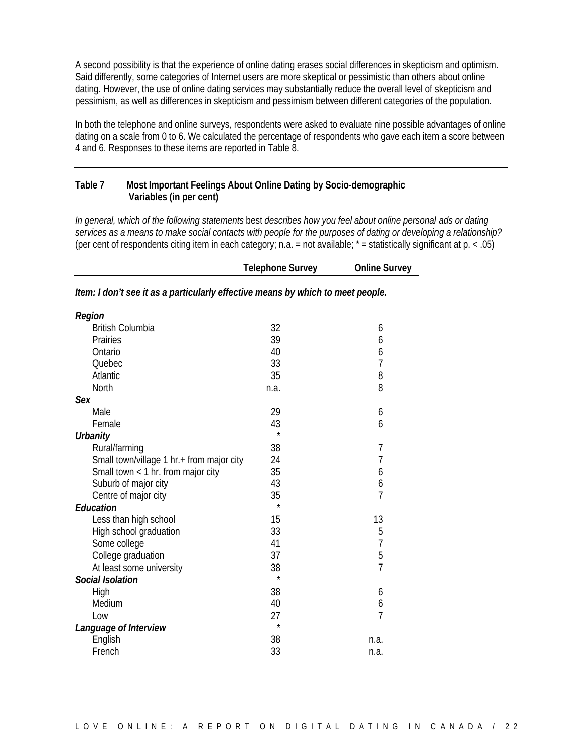A second possibility is that the experience of online dating erases social differences in skepticism and optimism. Said differently, some categories of Internet users are more skeptical or pessimistic than others about online dating. However, the use of online dating services may substantially reduce the overall level of skepticism and pessimism, as well as differences in skepticism and pessimism between different categories of the population.

In both the telephone and online surveys, respondents were asked to evaluate nine possible advantages of online dating on a scale from 0 to 6. We calculated the percentage of respondents who gave each item a score between 4 and 6. Responses to these items are reported in Table 8.

---

**Table 7 Most Important Feelings About Online Dating by Socio-demographic Variables (in per cent)**

*In general, which of the following statements* best *describes how you feel about online personal ads or dating services as a means to make social contacts with people for the purposes of dating or developing a relationship?* (per cent of respondents citing item in each category; n.a. = not available; * = statistically significant at p. < .05)

| | Telephone Survey | Online Survey |
|---|---|---|
| ***Item: I don't see it as a particularly effective means by which to meet people.*** | | |
| ***Region*** | | |
| British Columbia | 32 | 6 |
| Prairies | 39 | 6 |
| Ontario | 40 | 6 |
| Quebec | 33 | 7 |
| Atlantic | 35 | 8 |
| North | n.a. | 8 |
| ***Sex*** | | |
| Male | 29 | 6 |
| Female | 43 | 6 |
| | * | |
| ***Urbanity*** | | |
| Rural/farming | 38 | 7 |
| Small town/village 1 hr.+ from major city | 24 | 7 |
| Small town < 1 hr. from major city | 35 | 6 |
| Suburb of major city | 43 | 6 |
| Centre of major city | 35 | 7 |
| | * | |
| ***Education*** | | |
| Less than high school | 15 | 13 |
| High school graduation | 33 | 5 |
| Some college | 41 | 7 |
| College graduation | 37 | 5 |
| At least some university | 38 | 7 |
| | * | |
| ***Social Isolation*** | | |
| High | 38 | 6 |
| Medium | 40 | 6 |
| Low | 27 | 7 |
| | * | |
| ***Language of Interview*** | | |
| English | 38 | n.a. |
| French | 33 | n.a. |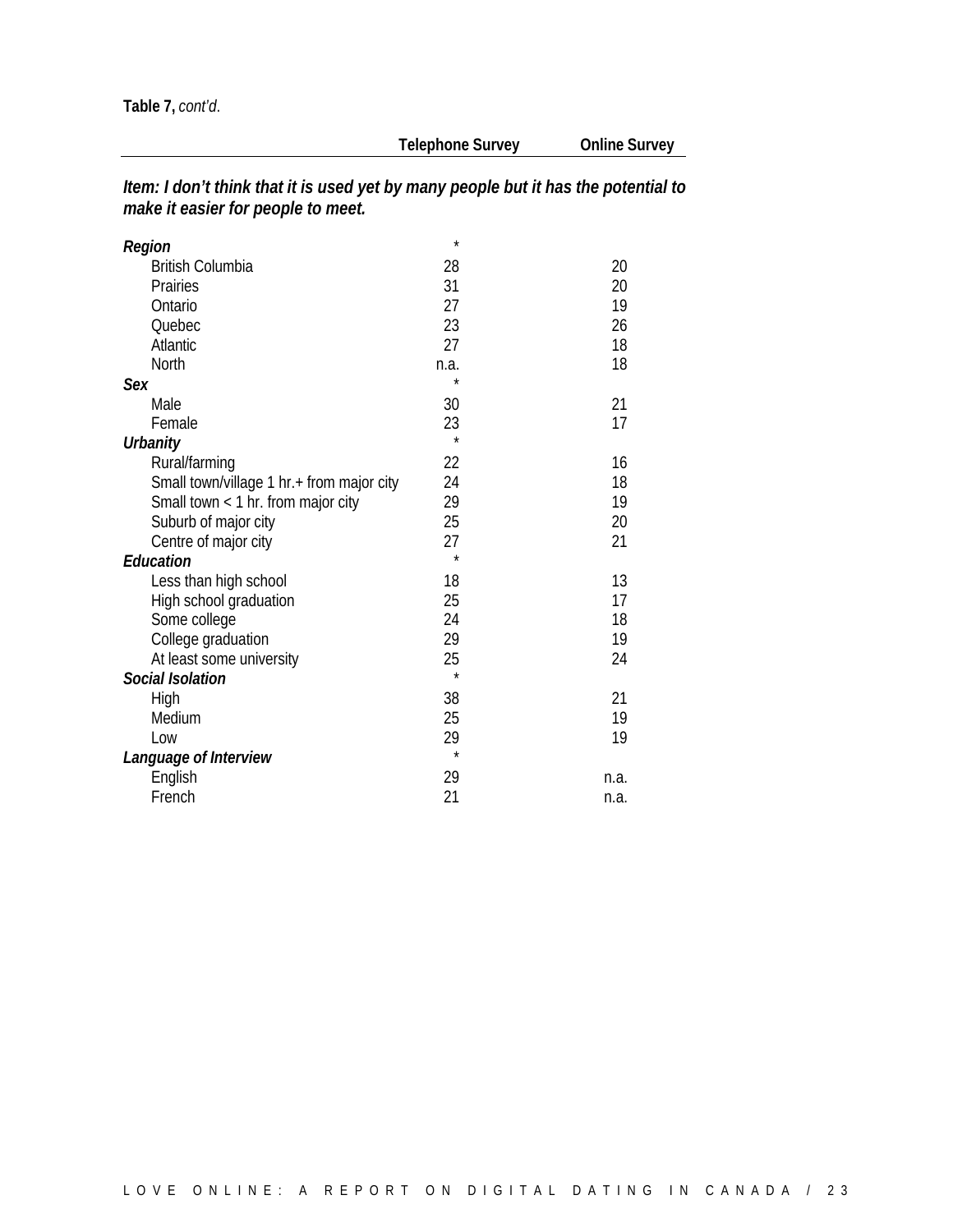**Table 7,** *cont'd.*

| | Telephone Survey | Online Survey |
|---|---|---|
| ***Item: I don't think that it is used yet by many people but it has the potential to make it easier for people to meet.*** | | |
| ***Region*** | * | |
| British Columbia | 28 | 20 |
| Prairies | 31 | 20 |
| Ontario | 27 | 19 |
| Quebec | 23 | 26 |
| Atlantic | 27 | 18 |
| North | n.a. | 18 |
| ***Sex*** | * | |
| Male | 30 | 21 |
| Female | 23 | 17 |
| ***Urbanity*** | * | |
| Rural/farming | 22 | 16 |
| Small town/village 1 hr.+ from major city | 24 | 18 |
| Small town < 1 hr. from major city | 29 | 19 |
| Suburb of major city | 25 | 20 |
| Centre of major city | 27 | 21 |
| ***Education*** | * | |
| Less than high school | 18 | 13 |
| High school graduation | 25 | 17 |
| Some college | 24 | 18 |
| College graduation | 29 | 19 |
| At least some university | 25 | 24 |
| ***Social Isolation*** | * | |
| High | 38 | 21 |
| Medium | 25 | 19 |
| Low | 29 | 19 |
| ***Language of Interview*** | * | |
| English | 29 | n.a. |
| French | 21 | n.a. |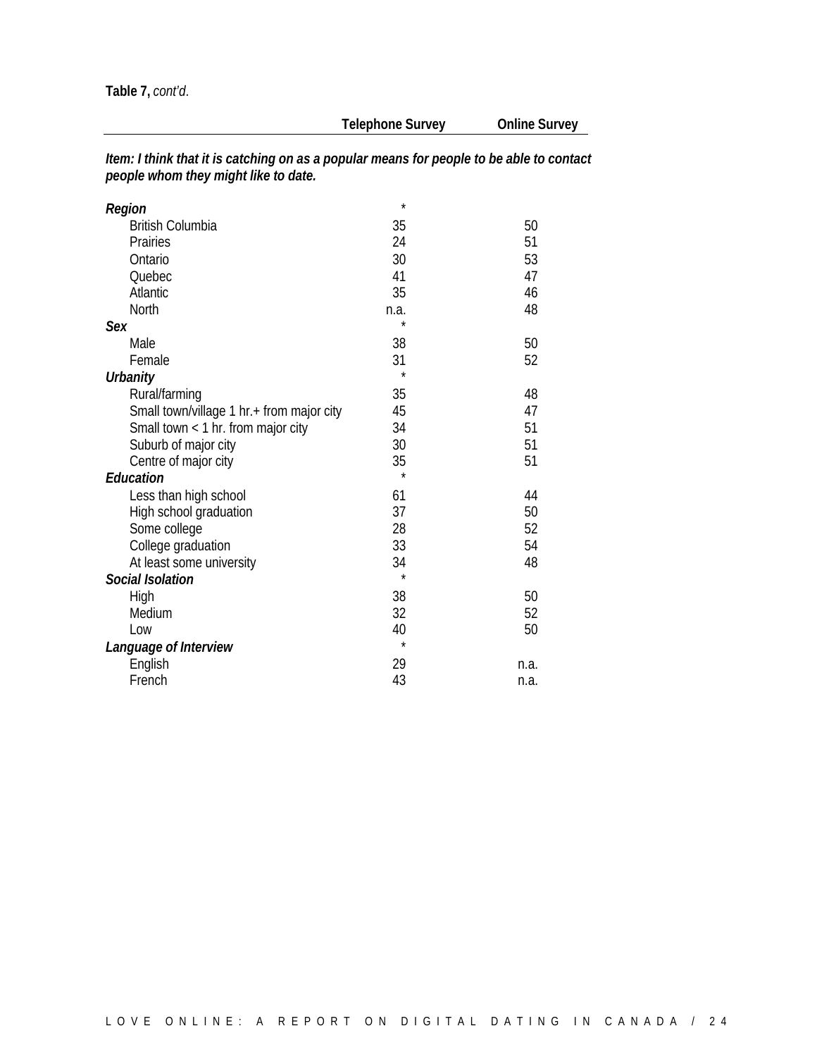**Table 7,** *cont'd.*

| | Telephone Survey | Online Survey |
|---|---|---|
| ***Item: I think that it is catching on as a popular means for people to be able to contact people whom they might like to date.*** | | |
| ***Region*** | * | |
| British Columbia | 35 | 50 |
| Prairies | 24 | 51 |
| Ontario | 30 | 53 |
| Quebec | 41 | 47 |
| Atlantic | 35 | 46 |
| North | n.a. | 48 |
| ***Sex*** | * | |
| Male | 38 | 50 |
| Female | 31 | 52 |
| ***Urbanity*** | * | |
| Rural/farming | 35 | 48 |
| Small town/village 1 hr.+ from major city | 45 | 47 |
| Small town < 1 hr. from major city | 34 | 51 |
| Suburb of major city | 30 | 51 |
| Centre of major city | 35 | 51 |
| ***Education*** | * | |
| Less than high school | 61 | 44 |
| High school graduation | 37 | 50 |
| Some college | 28 | 52 |
| College graduation | 33 | 54 |
| At least some university | 34 | 48 |
| ***Social Isolation*** | * | |
| High | 38 | 50 |
| Medium | 32 | 52 |
| Low | 40 | 50 |
| ***Language of Interview*** | * | |
| English | 29 | n.a. |
| French | 43 | n.a. |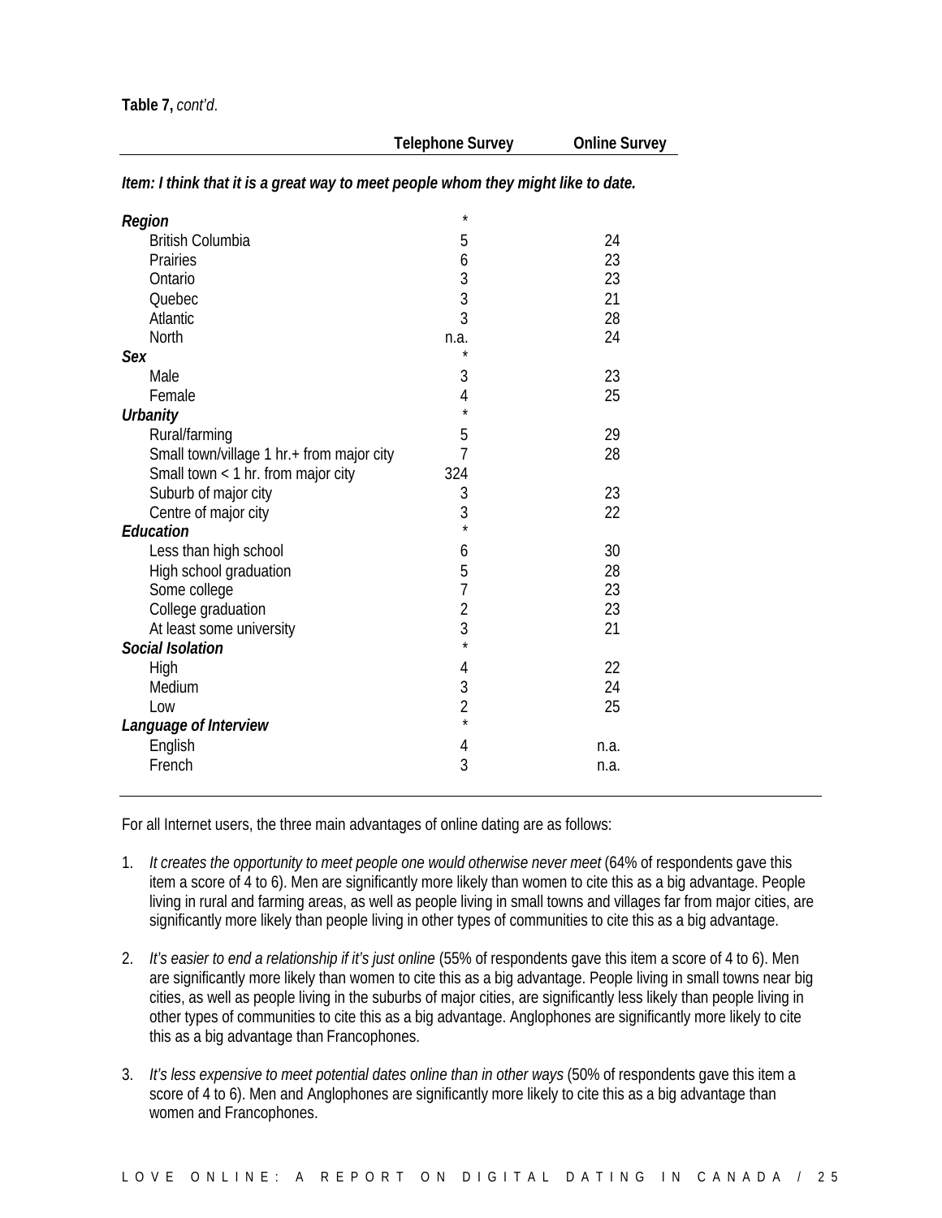**Table 7,** *cont'd.*

| | Telephone Survey | Online Survey |
|---|---|---|
| ***Item: I think that it is a great way to meet people whom they might like to date.*** | | |
| ***Region*** | * | |
| British Columbia | 5 | 24 |
| Prairies | 6 | 23 |
| Ontario | 3 | 23 |
| Quebec | 3 | 21 |
| Atlantic | 3 | 28 |
| North | n.a. | 24 |
| ***Sex*** | * | |
| Male | 3 | 23 |
| Female | 4 | 25 |
| ***Urbanity*** | * | |
| Rural/farming | 5 | 29 |
| Small town/village 1 hr.+ from major city | 7 | 28 |
| Small town < 1 hr. from major city | 324 | |
| Suburb of major city | 3 | 23 |
| Centre of major city | 3 | 22 |
| ***Education*** | * | |
| Less than high school | 6 | 30 |
| High school graduation | 5 | 28 |
| Some college | 7 | 23 |
| College graduation | 2 | 23 |
| At least some university | 3 | 21 |
| ***Social Isolation*** | * | |
| High | 4 | 22 |
| Medium | 3 | 24 |
| Low | 2 | 25 |
| ***Language of Interview*** | * | |
| English | 4 | n.a. |
| French | 3 | n.a. |

For all Internet users, the three main advantages of online dating are as follows:

1. *It creates the opportunity to meet people one would otherwise never meet* (64% of respondents gave this item a score of 4 to 6). Men are significantly more likely than women to cite this as a big advantage. People living in rural and farming areas, as well as people living in small towns and villages far from major cities, are significantly more likely than people living in other types of communities to cite this as a big advantage.

2. *It's easier to end a relationship if it's just online* (55% of respondents gave this item a score of 4 to 6). Men are significantly more likely than women to cite this as a big advantage. People living in small towns near big cities, as well as people living in the suburbs of major cities, are significantly less likely than people living in other types of communities to cite this as a big advantage. Anglophones are significantly more likely to cite this as a big advantage than Francophones.

3. *It's less expensive to meet potential dates online than in other ways* (50% of respondents gave this item a score of 4 to 6). Men and Anglophones are significantly more likely to cite this as a big advantage than women and Francophones.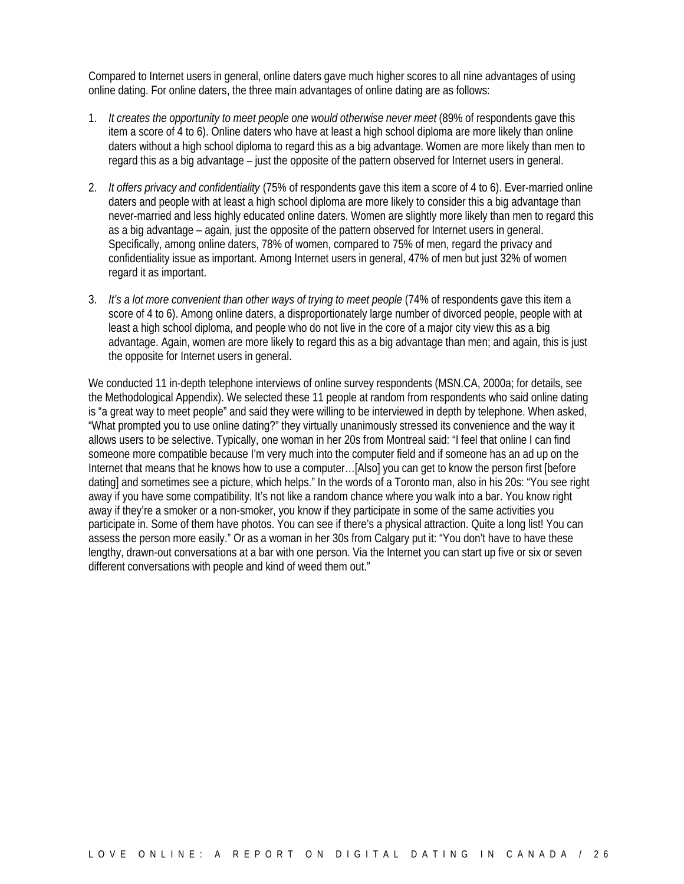Compared to Internet users in general, online daters gave much higher scores to all nine advantages of using online dating. For online daters, the three main advantages of online dating are as follows:

1. *It creates the opportunity to meet people one would otherwise never meet* (89% of respondents gave this item a score of 4 to 6). Online daters who have at least a high school diploma are more likely than online daters without a high school diploma to regard this as a big advantage. Women are more likely than men to regard this as a big advantage – just the opposite of the pattern observed for Internet users in general.

2. *It offers privacy and confidentiality* (75% of respondents gave this item a score of 4 to 6). Ever-married online daters and people with at least a high school diploma are more likely to consider this a big advantage than never-married and less highly educated online daters. Women are slightly more likely than men to regard this as a big advantage – again, just the opposite of the pattern observed for Internet users in general. Specifically, among online daters, 78% of women, compared to 75% of men, regard the privacy and confidentiality issue as important. Among Internet users in general, 47% of men but just 32% of women regard it as important.

3. *It's a lot more convenient than other ways of trying to meet people* (74% of respondents gave this item a score of 4 to 6). Among online daters, a disproportionately large number of divorced people, people with at least a high school diploma, and people who do not live in the core of a major city view this as a big advantage. Again, women are more likely to regard this as a big advantage than men; and again, this is just the opposite for Internet users in general.

We conducted 11 in-depth telephone interviews of online survey respondents (MSN.CA, 2000a; for details, see the Methodological Appendix). We selected these 11 people at random from respondents who said online dating is "a great way to meet people" and said they were willing to be interviewed in depth by telephone. When asked, "What prompted you to use online dating?" they virtually unanimously stressed its convenience and the way it allows users to be selective. Typically, one woman in her 20s from Montreal said: "I feel that online I can find someone more compatible because I'm very much into the computer field and if someone has an ad up on the Internet that means that he knows how to use a computer…[Also] you can get to know the person first [before dating] and sometimes see a picture, which helps." In the words of a Toronto man, also in his 20s: "You see right away if you have some compatibility. It's not like a random chance where you walk into a bar. You know right away if they're a smoker or a non-smoker, you know if they participate in some of the same activities you participate in. Some of them have photos. You can see if there's a physical attraction. Quite a long list! You can assess the person more easily." Or as a woman in her 30s from Calgary put it: "You don't have to have these lengthy, drawn-out conversations at a bar with one person. Via the Internet you can start up five or six or seven different conversations with people and kind of weed them out."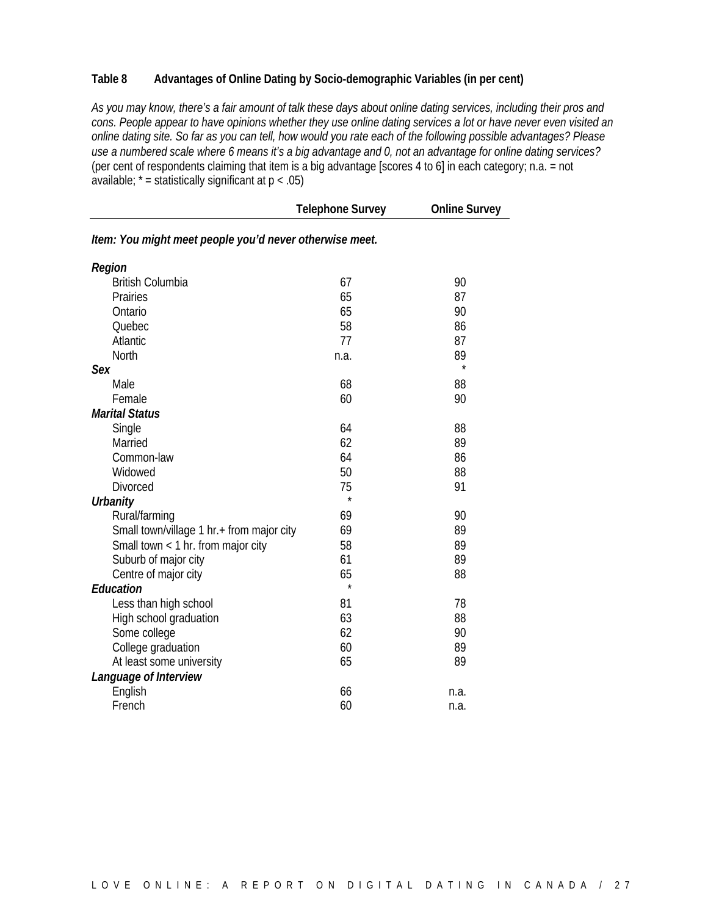**Table 8 Advantages of Online Dating by Socio-demographic Variables (in per cent)**

*As you may know, there's a fair amount of talk these days about online dating services, including their pros and cons. People appear to have opinions whether they use online dating services a lot or have never even visited an online dating site. So far as you can tell, how would you rate each of the following possible advantages? Please use a numbered scale where 6 means it's a big advantage and 0, not an advantage for online dating services?* (per cent of respondents claiming that item is a big advantage [scores 4 to 6] in each category; n.a. = not available; * = statistically significant at p < .05)

| | Telephone Survey | Online Survey |
|---|---|---|
| ***Item: You might meet people you'd never otherwise meet.*** | | |
| ***Region*** | | |
| British Columbia | 67 | 90 |
| Prairies | 65 | 87 |
| Ontario | 65 | 90 |
| Quebec | 58 | 86 |
| Atlantic | 77 | 87 |
| North | n.a. | 89 |
| ***Sex*** | | * |
| Male | 68 | 88 |
| Female | 60 | 90 |
| ***Marital Status*** | | |
| Single | 64 | 88 |
| Married | 62 | 89 |
| Common-law | 64 | 86 |
| Widowed | 50 | 88 |
| Divorced | 75 | 91 |
| ***Urbanity*** | * | |
| Rural/farming | 69 | 90 |
| Small town/village 1 hr.+ from major city | 69 | 89 |
| Small town < 1 hr. from major city | 58 | 89 |
| Suburb of major city | 61 | 89 |
| Centre of major city | 65 | 88 |
| ***Education*** | * | |
| Less than high school | 81 | 78 |
| High school graduation | 63 | 88 |
| Some college | 62 | 90 |
| College graduation | 60 | 89 |
| At least some university | 65 | 89 |
| ***Language of Interview*** | | |
| English | 66 | n.a. |
| French | 60 | n.a. |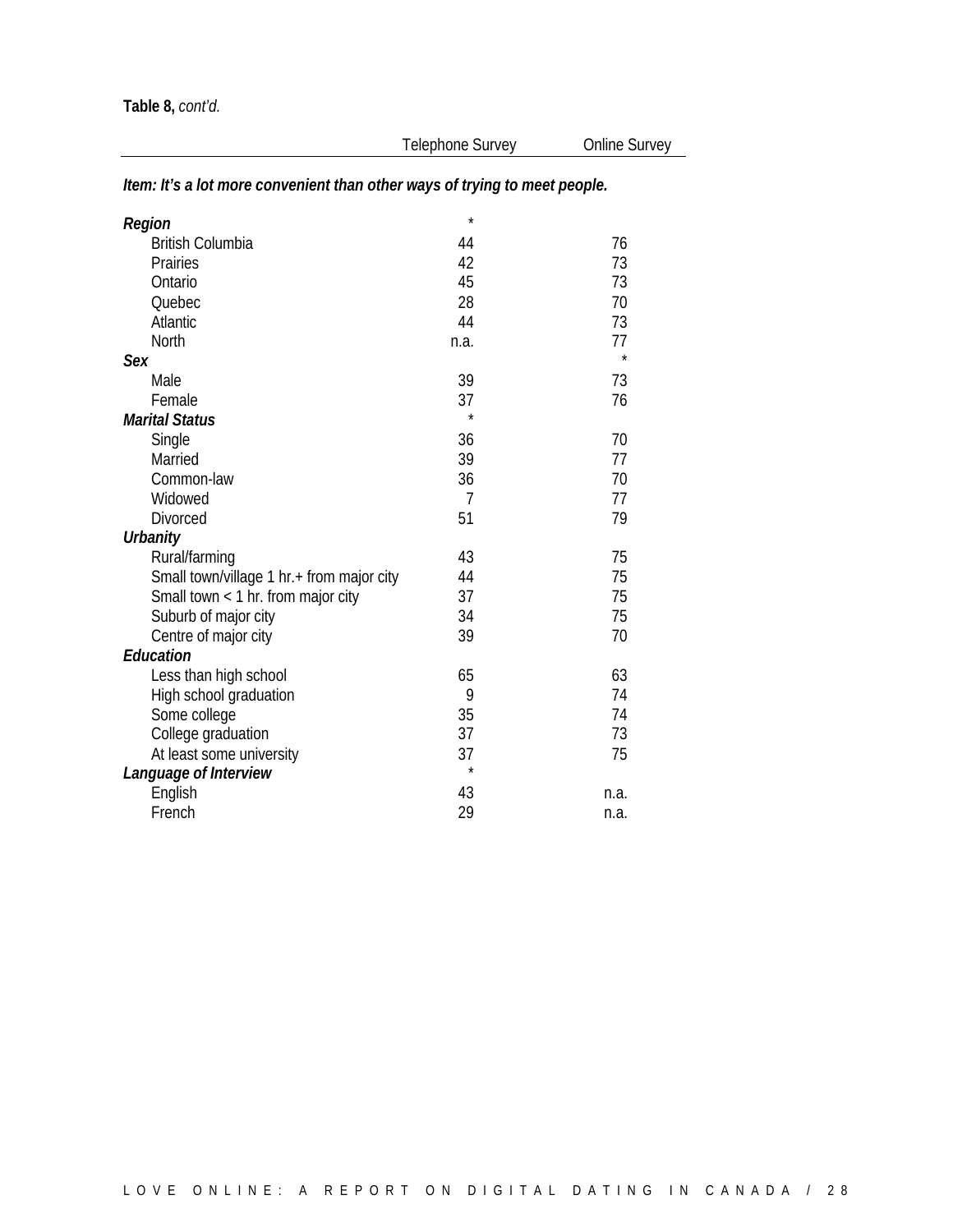**Table 8,** *cont'd.*

| | Telephone Survey | Online Survey |
|---|---|---|
| ***Item: It's a lot more convenient than other ways of trying to meet people.*** | | |
| ***Region*** | * | |
| British Columbia | 44 | 76 |
| Prairies | 42 | 73 |
| Ontario | 45 | 73 |
| Quebec | 28 | 70 |
| Atlantic | 44 | 73 |
| North | n.a. | 77 |
| ***Sex*** | | * |
| Male | 39 | 73 |
| Female | 37 | 76 |
| ***Marital Status*** | * | |
| Single | 36 | 70 |
| Married | 39 | 77 |
| Common-law | 36 | 70 |
| Widowed | 7 | 77 |
| Divorced | 51 | 79 |
| ***Urbanity*** | | |
| Rural/farming | 43 | 75 |
| Small town/village 1 hr.+ from major city | 44 | 75 |
| Small town < 1 hr. from major city | 37 | 75 |
| Suburb of major city | 34 | 75 |
| Centre of major city | 39 | 70 |
| ***Education*** | | |
| Less than high school | 65 | 63 |
| High school graduation | 9 | 74 |
| Some college | 35 | 74 |
| College graduation | 37 | 73 |
| At least some university | 37 | 75 |
| ***Language of Interview*** | * | |
| English | 43 | n.a. |
| French | 29 | n.a. |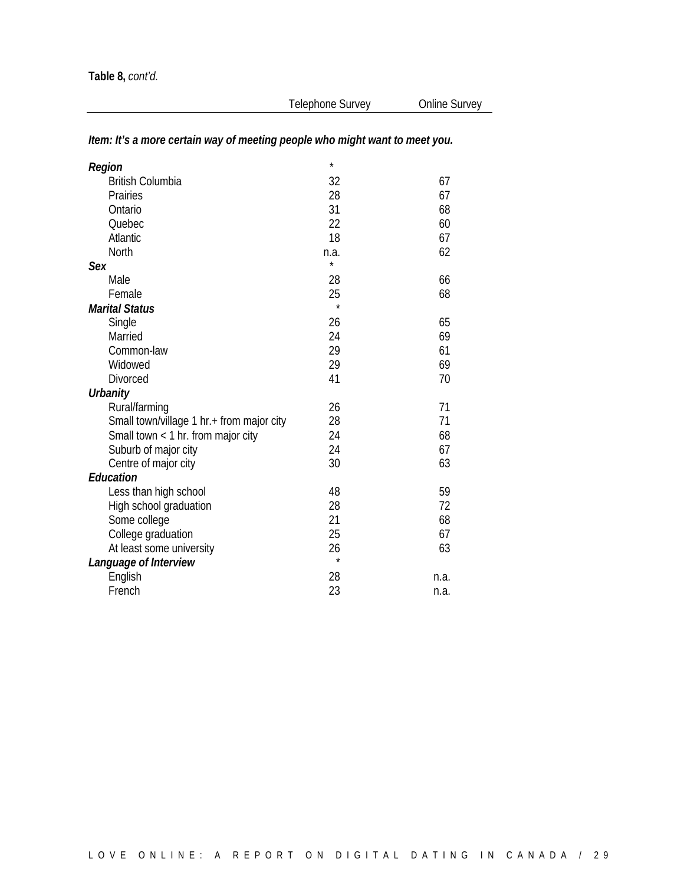**Table 8,** *cont'd.*

| | Telephone Survey | Online Survey |
|---|---|---|
| ***Item: It's a more certain way of meeting people who might want to meet you.*** | | |
| ***Region*** | * | |
| British Columbia | 32 | 67 |
| Prairies | 28 | 67 |
| Ontario | 31 | 68 |
| Quebec | 22 | 60 |
| Atlantic | 18 | 67 |
| North | n.a. | 62 |
| ***Sex*** | * | |
| Male | 28 | 66 |
| Female | 25 | 68 |
| ***Marital Status*** | * | |
| Single | 26 | 65 |
| Married | 24 | 69 |
| Common-law | 29 | 61 |
| Widowed | 29 | 69 |
| Divorced | 41 | 70 |
| ***Urbanity*** | | |
| Rural/farming | 26 | 71 |
| Small town/village 1 hr.+ from major city | 28 | 71 |
| Small town < 1 hr. from major city | 24 | 68 |
| Suburb of major city | 24 | 67 |
| Centre of major city | 30 | 63 |
| ***Education*** | | |
| Less than high school | 48 | 59 |
| High school graduation | 28 | 72 |
| Some college | 21 | 68 |
| College graduation | 25 | 67 |
| At least some university | 26 | 63 |
| ***Language of Interview*** | * | |
| English | 28 | n.a. |
| French | 23 | n.a. |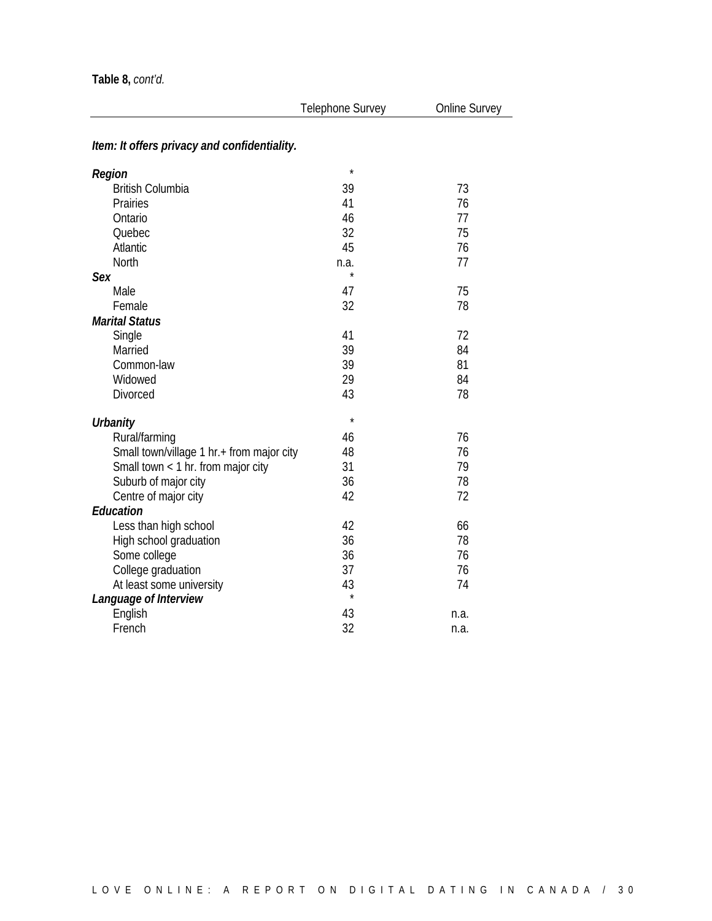**Table 8,** *cont'd.*

| | Telephone Survey | Online Survey |
|---|---|---|
| ***Item: It offers privacy and confidentiality.*** | | |
| ***Region*** | * | |
| British Columbia | 39 | 73 |
| Prairies | 41 | 76 |
| Ontario | 46 | 77 |
| Quebec | 32 | 75 |
| Atlantic | 45 | 76 |
| North | n.a. | 77 |
| ***Sex*** | * | |
| Male | 47 | 75 |
| Female | 32 | 78 |
| ***Marital Status*** | | |
| Single | 41 | 72 |
| Married | 39 | 84 |
| Common-law | 39 | 81 |
| Widowed | 29 | 84 |
| Divorced | 43 | 78 |
| ***Urbanity*** | * | |
| Rural/farming | 46 | 76 |
| Small town/village 1 hr.+ from major city | 48 | 76 |
| Small town < 1 hr. from major city | 31 | 79 |
| Suburb of major city | 36 | 78 |
| Centre of major city | 42 | 72 |
| ***Education*** | | |
| Less than high school | 42 | 66 |
| High school graduation | 36 | 78 |
| Some college | 36 | 76 |
| College graduation | 37 | 76 |
| At least some university | 43 | 74 |
| ***Language of Interview*** | * | |
| English | 43 | n.a. |
| French | 32 | n.a. |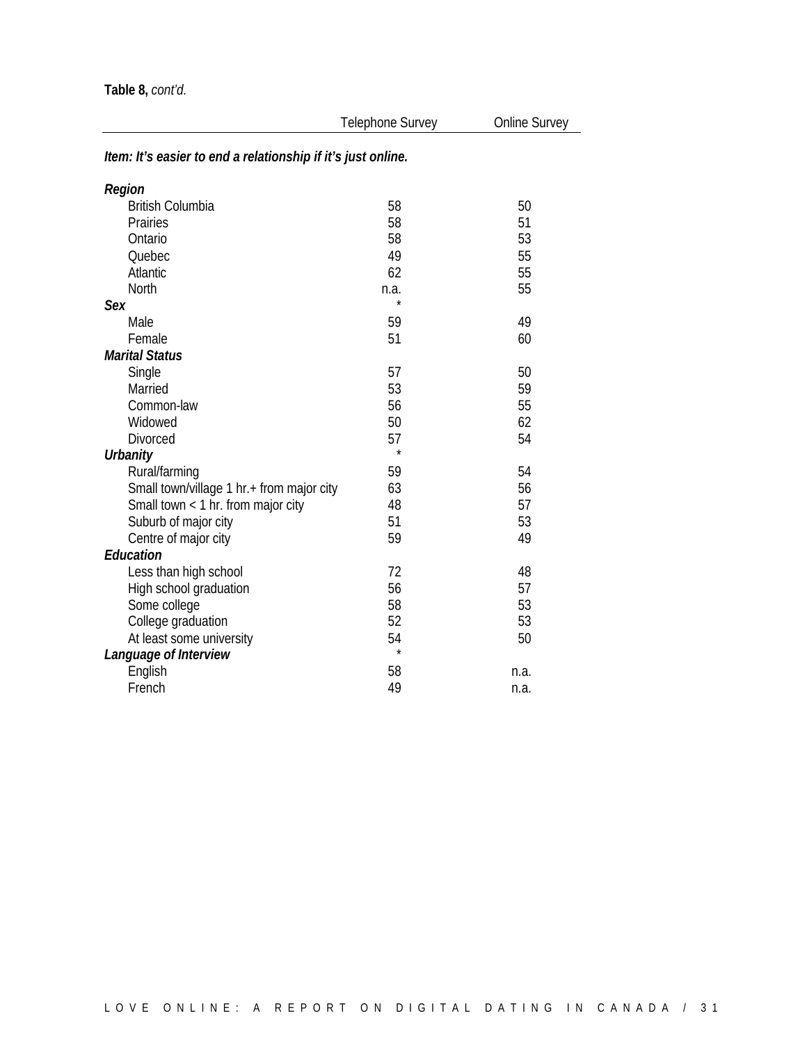**Table 8,** *cont'd.*

| | Telephone Survey | Online Survey |
|---|---|---|
| ***Item: It's easier to end a relationship if it's just online.*** | | |
| ***Region*** | | |
| British Columbia | 58 | 50 |
| Prairies | 58 | 51 |
| Ontario | 58 | 53 |
| Quebec | 49 | 55 |
| Atlantic | 62 | 55 |
| North | n.a. | 55 |
| ***Sex*** | * | |
| Male | 59 | 49 |
| Female | 51 | 60 |
| ***Marital Status*** | | |
| Single | 57 | 50 |
| Married | 53 | 59 |
| Common-law | 56 | 55 |
| Widowed | 50 | 62 |
| Divorced | 57 | 54 |
| ***Urbanity*** | * | |
| Rural/farming | 59 | 54 |
| Small town/village 1 hr.+ from major city | 63 | 56 |
| Small town < 1 hr. from major city | 48 | 57 |
| Suburb of major city | 51 | 53 |
| Centre of major city | 59 | 49 |
| ***Education*** | | |
| Less than high school | 72 | 48 |
| High school graduation | 56 | 57 |
| Some college | 58 | 53 |
| College graduation | 52 | 53 |
| At least some university | 54 | 50 |
| ***Language of Interview*** | * | |
| English | 58 | n.a. |
| French | 49 | n.a. |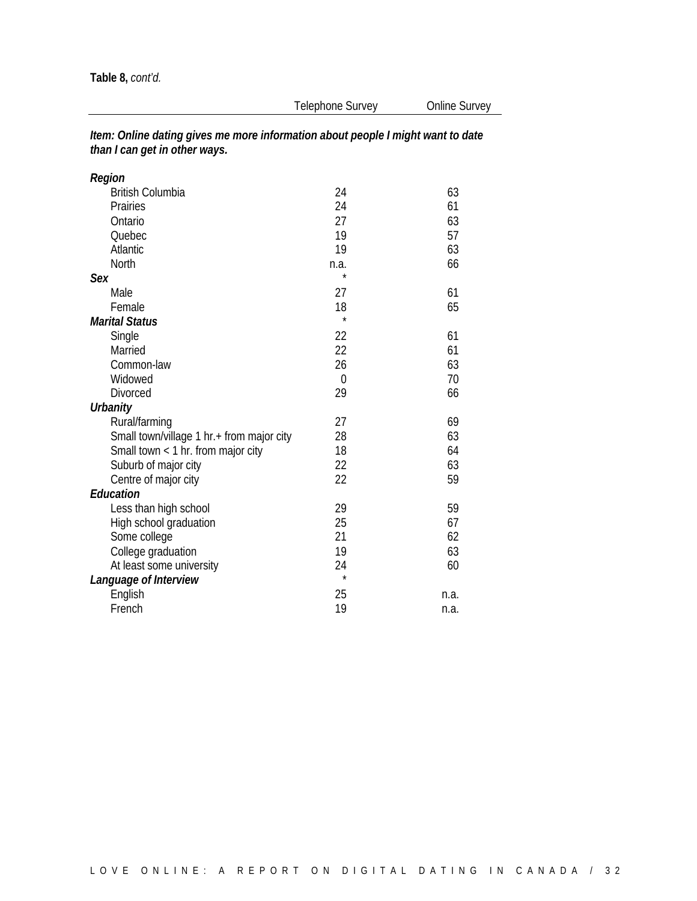**Table 8,** *cont'd.*

| | Telephone Survey | Online Survey |
|---|---|---|
| ***Item: Online dating gives me more information about people I might want to date than I can get in other ways.*** | | |
| ***Region*** | | |
| British Columbia | 24 | 63 |
| Prairies | 24 | 61 |
| Ontario | 27 | 63 |
| Quebec | 19 | 57 |
| Atlantic | 19 | 63 |
| North | n.a. | 66 |
| ***Sex*** | * | |
| Male | 27 | 61 |
| Female | 18 | 65 |
| ***Marital Status*** | * | |
| Single | 22 | 61 |
| Married | 22 | 61 |
| Common-law | 26 | 63 |
| Widowed | 0 | 70 |
| Divorced | 29 | 66 |
| ***Urbanity*** | | |
| Rural/farming | 27 | 69 |
| Small town/village 1 hr.+ from major city | 28 | 63 |
| Small town < 1 hr. from major city | 18 | 64 |
| Suburb of major city | 22 | 63 |
| Centre of major city | 22 | 59 |
| ***Education*** | | |
| Less than high school | 29 | 59 |
| High school graduation | 25 | 67 |
| Some college | 21 | 62 |
| College graduation | 19 | 63 |
| At least some university | 24 | 60 |
| ***Language of Interview*** | * | |
| English | 25 | n.a. |
| French | 19 | n.a. |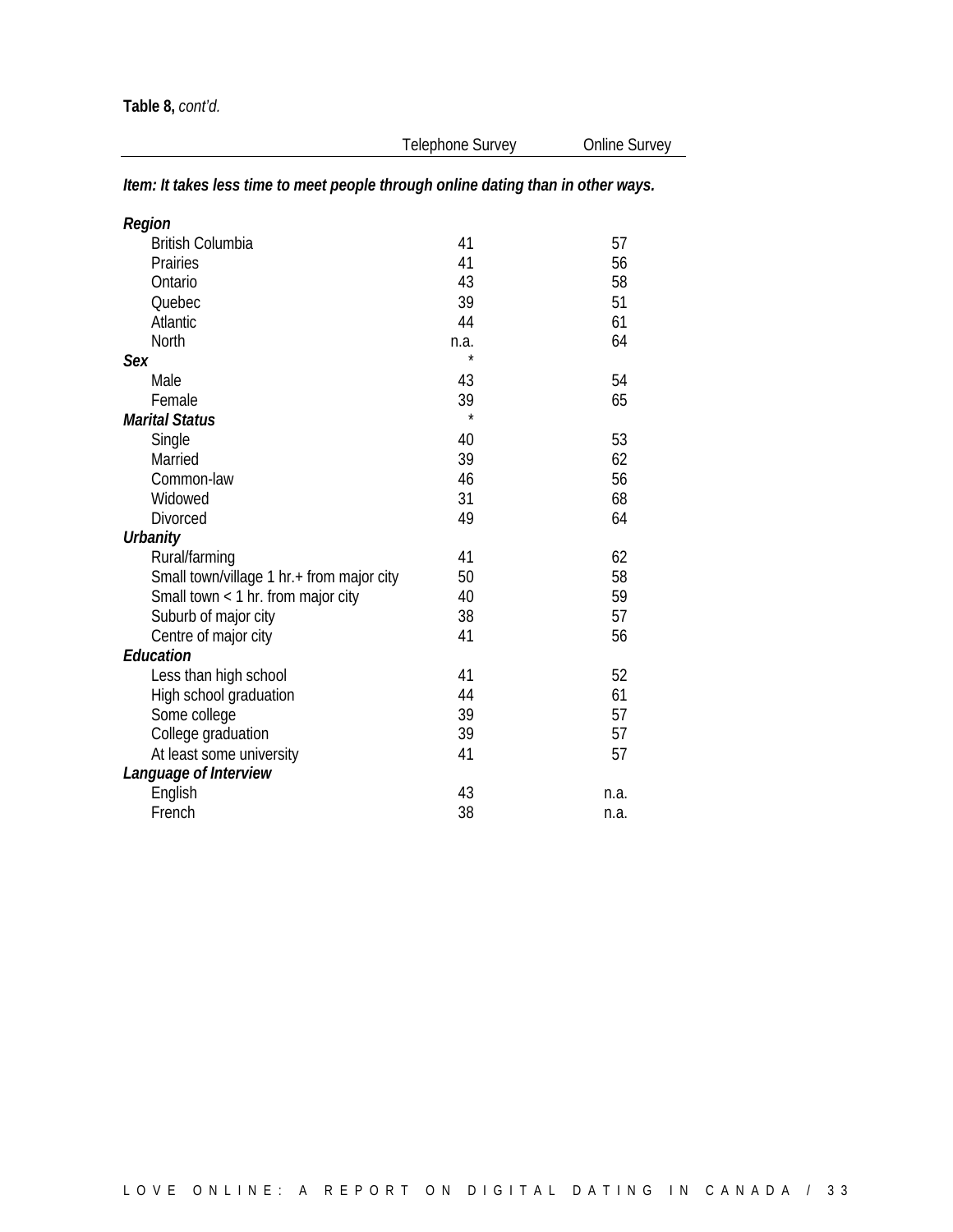**Table 8,** *cont'd.*

| | Telephone Survey | Online Survey |
|---|---|---|
| ***Item: It takes less time to meet people through online dating than in other ways.*** | | |
| ***Region*** | | |
| British Columbia | 41 | 57 |
| Prairies | 41 | 56 |
| Ontario | 43 | 58 |
| Quebec | 39 | 51 |
| Atlantic | 44 | 61 |
| North | n.a. | 64 |
| ***Sex*** | * | |
| Male | 43 | 54 |
| Female | 39 | 65 |
| ***Marital Status*** | * | |
| Single | 40 | 53 |
| Married | 39 | 62 |
| Common-law | 46 | 56 |
| Widowed | 31 | 68 |
| Divorced | 49 | 64 |
| ***Urbanity*** | | |
| Rural/farming | 41 | 62 |
| Small town/village 1 hr.+ from major city | 50 | 58 |
| Small town < 1 hr. from major city | 40 | 59 |
| Suburb of major city | 38 | 57 |
| Centre of major city | 41 | 56 |
| ***Education*** | | |
| Less than high school | 41 | 52 |
| High school graduation | 44 | 61 |
| Some college | 39 | 57 |
| College graduation | 39 | 57 |
| At least some university | 41 | 57 |
| ***Language of Interview*** | | |
| English | 43 | n.a. |
| French | 38 | n.a. |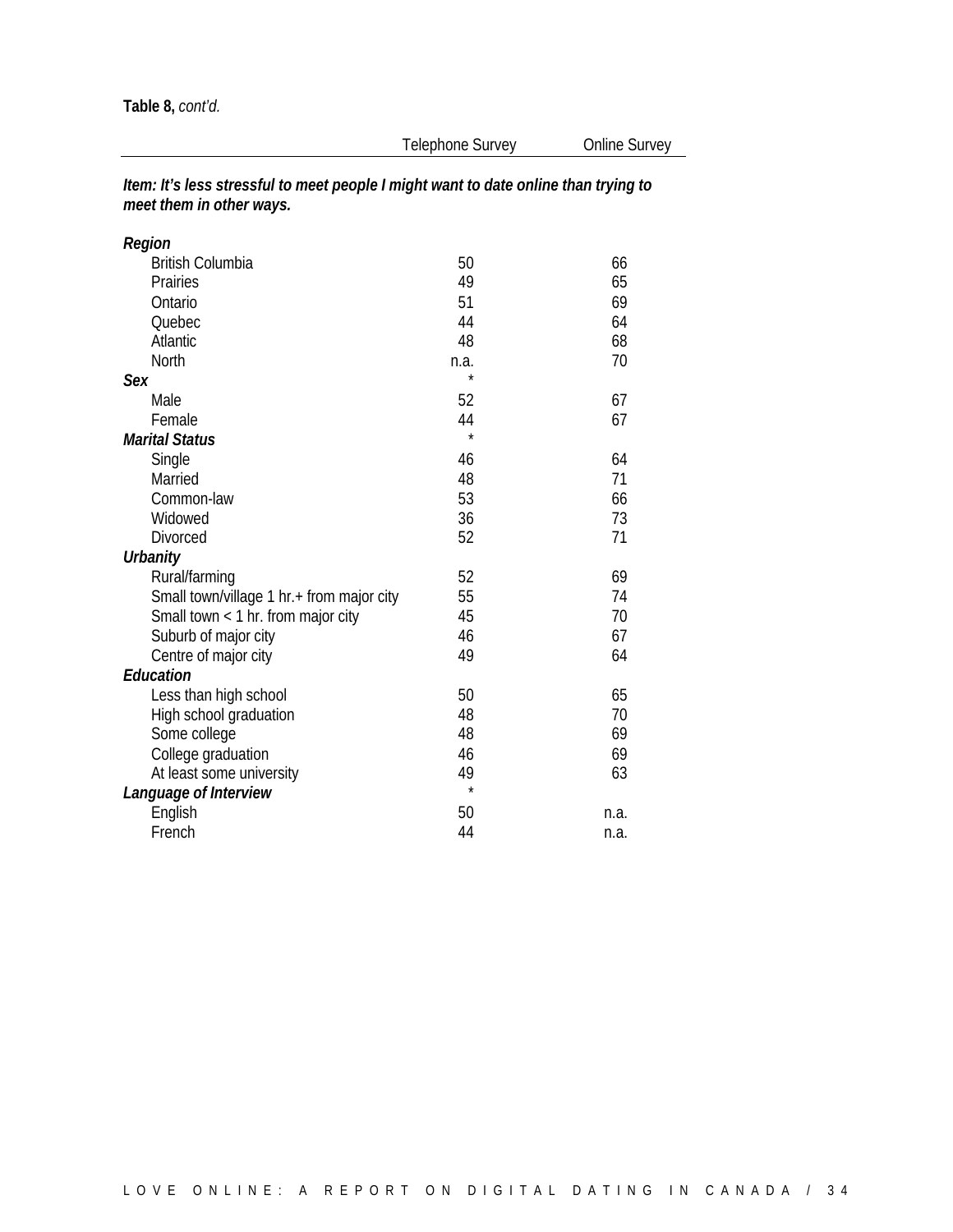**Table 8,** *cont'd.*

| | Telephone Survey | Online Survey |
|---|---|---|
| ***Item: It's less stressful to meet people I might want to date online than trying to meet them in other ways.*** | | |
| ***Region*** | | |
| British Columbia | 50 | 66 |
| Prairies | 49 | 65 |
| Ontario | 51 | 69 |
| Quebec | 44 | 64 |
| Atlantic | 48 | 68 |
| North | n.a. | 70 |
| ***Sex*** | * | |
| Male | 52 | 67 |
| Female | 44 | 67 |
| ***Marital Status*** | * | |
| Single | 46 | 64 |
| Married | 48 | 71 |
| Common-law | 53 | 66 |
| Widowed | 36 | 73 |
| Divorced | 52 | 71 |
| ***Urbanity*** | | |
| Rural/farming | 52 | 69 |
| Small town/village 1 hr.+ from major city | 55 | 74 |
| Small town < 1 hr. from major city | 45 | 70 |
| Suburb of major city | 46 | 67 |
| Centre of major city | 49 | 64 |
| ***Education*** | | |
| Less than high school | 50 | 65 |
| High school graduation | 48 | 70 |
| Some college | 48 | 69 |
| College graduation | 46 | 69 |
| At least some university | 49 | 63 |
| ***Language of Interview*** | * | |
| English | 50 | n.a. |
| French | 44 | n.a. |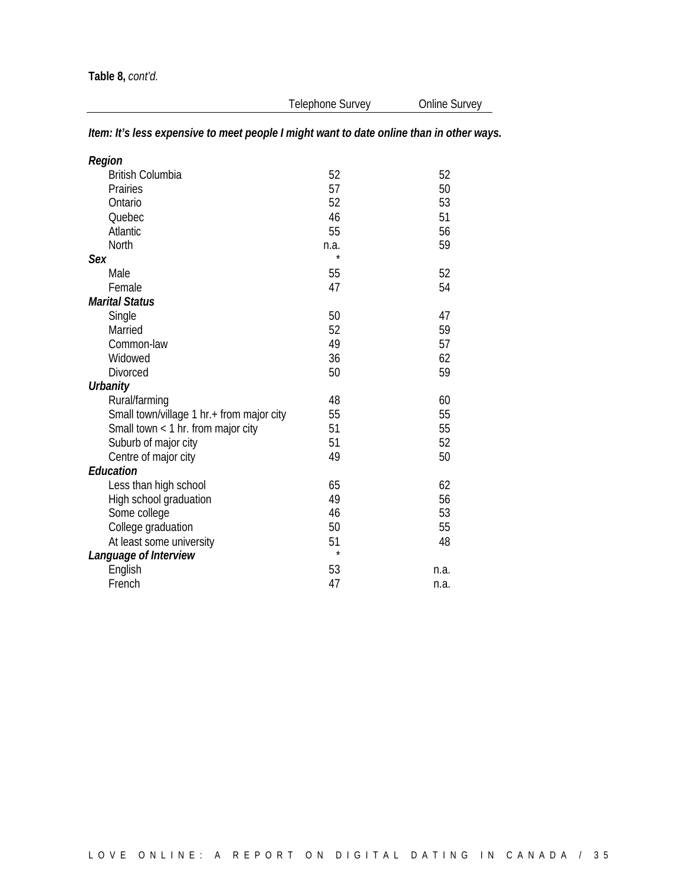**Table 8,** *cont'd.*

| | Telephone Survey | Online Survey |
|---|---|---|
| ***Item: It's less expensive to meet people I might want to date online than in other ways.*** | | |
| ***Region*** | | |
| British Columbia | 52 | 52 |
| Prairies | 57 | 50 |
| Ontario | 52 | 53 |
| Quebec | 46 | 51 |
| Atlantic | 55 | 56 |
| North | n.a. | 59 |
| ***Sex*** | * | |
| Male | 55 | 52 |
| Female | 47 | 54 |
| ***Marital Status*** | | |
| Single | 50 | 47 |
| Married | 52 | 59 |
| Common-law | 49 | 57 |
| Widowed | 36 | 62 |
| Divorced | 50 | 59 |
| ***Urbanity*** | | |
| Rural/farming | 48 | 60 |
| Small town/village 1 hr.+ from major city | 55 | 55 |
| Small town < 1 hr. from major city | 51 | 55 |
| Suburb of major city | 51 | 52 |
| Centre of major city | 49 | 50 |
| ***Education*** | | |
| Less than high school | 65 | 62 |
| High school graduation | 49 | 56 |
| Some college | 46 | 53 |
| College graduation | 50 | 55 |
| At least some university | 51 | 48 |
| ***Language of Interview*** | * | |
| English | 53 | n.a. |
| French | 47 | n.a. |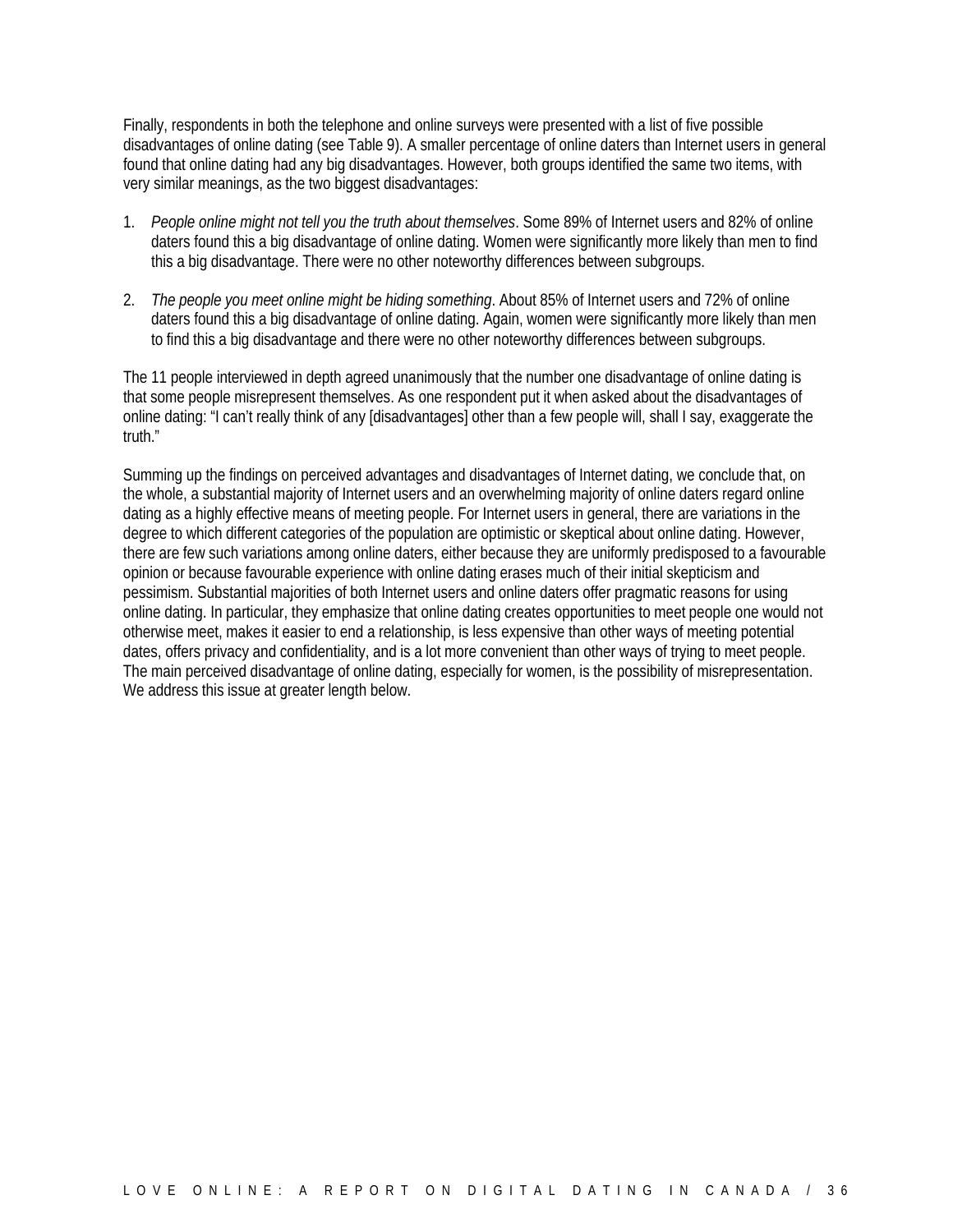Finally, respondents in both the telephone and online surveys were presented with a list of five possible disadvantages of online dating (see Table 9). A smaller percentage of online daters than Internet users in general found that online dating had any big disadvantages. However, both groups identified the same two items, with very similar meanings, as the two biggest disadvantages:

1. *People online might not tell you the truth about themselves*. Some 89% of Internet users and 82% of online daters found this a big disadvantage of online dating. Women were significantly more likely than men to find this a big disadvantage. There were no other noteworthy differences between subgroups.

2. *The people you meet online might be hiding something*. About 85% of Internet users and 72% of online daters found this a big disadvantage of online dating. Again, women were significantly more likely than men to find this a big disadvantage and there were no other noteworthy differences between subgroups.

The 11 people interviewed in depth agreed unanimously that the number one disadvantage of online dating is that some people misrepresent themselves. As one respondent put it when asked about the disadvantages of online dating: "I can't really think of any [disadvantages] other than a few people will, shall I say, exaggerate the truth."

Summing up the findings on perceived advantages and disadvantages of Internet dating, we conclude that, on the whole, a substantial majority of Internet users and an overwhelming majority of online daters regard online dating as a highly effective means of meeting people. For Internet users in general, there are variations in the degree to which different categories of the population are optimistic or skeptical about online dating. However, there are few such variations among online daters, either because they are uniformly predisposed to a favourable opinion or because favourable experience with online dating erases much of their initial skepticism and pessimism. Substantial majorities of both Internet users and online daters offer pragmatic reasons for using online dating. In particular, they emphasize that online dating creates opportunities to meet people one would not otherwise meet, makes it easier to end a relationship, is less expensive than other ways of meeting potential dates, offers privacy and confidentiality, and is a lot more convenient than other ways of trying to meet people. The main perceived disadvantage of online dating, especially for women, is the possibility of misrepresentation. We address this issue at greater length below.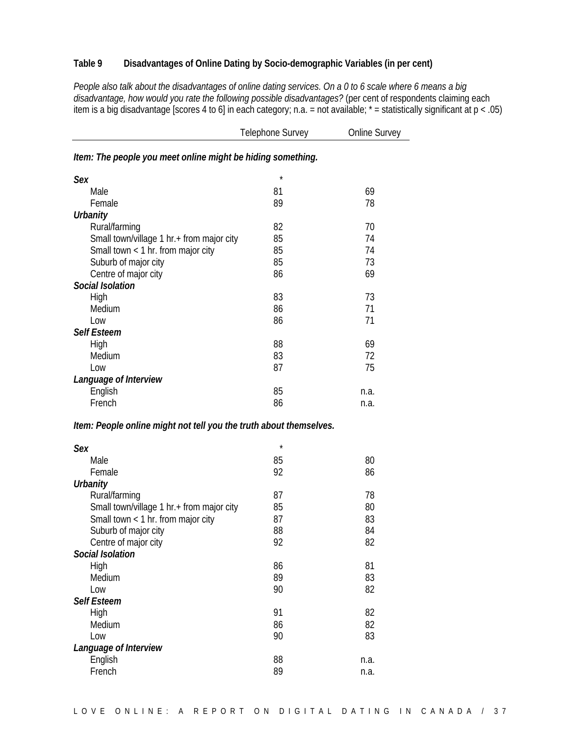**Table 9 Disadvantages of Online Dating by Socio-demographic Variables (in per cent)**

*People also talk about the disadvantages of online dating services. On a 0 to 6 scale where 6 means a big disadvantage, how would you rate the following possible disadvantages?* (per cent of respondents claiming each item is a big disadvantage [scores 4 to 6] in each category; n.a. = not available; * = statistically significant at $p < .05$)

| | Telephone Survey | Online Survey |
|---|---|---|
| ***Item: The people you meet online might be hiding something.*** | | |
| ***Sex*** | * | |
| Male | 81 | 69 |
| Female | 89 | 78 |
| ***Urbanity*** | | |
| Rural/farming | 82 | 70 |
| Small town/village 1 hr.+ from major city | 85 | 74 |
| Small town < 1 hr. from major city | 85 | 74 |
| Suburb of major city | 85 | 73 |
| Centre of major city | 86 | 69 |
| ***Social Isolation*** | | |
| High | 83 | 73 |
| Medium | 86 | 71 |
| Low | 86 | 71 |
| ***Self Esteem*** | | |
| High | 88 | 69 |
| Medium | 83 | 72 |
| Low | 87 | 75 |
| ***Language of Interview*** | | |
| English | 85 | n.a. |
| French | 86 | n.a. |
| ***Item: People online might not tell you the truth about themselves.*** | | |
| ***Sex*** | * | |
| Male | 85 | 80 |
| Female | 92 | 86 |
| ***Urbanity*** | | |
| Rural/farming | 87 | 78 |
| Small town/village 1 hr.+ from major city | 85 | 80 |
| Small town < 1 hr. from major city | 87 | 83 |
| Suburb of major city | 88 | 84 |
| Centre of major city | 92 | 82 |
| ***Social Isolation*** | | |
| High | 86 | 81 |
| Medium | 89 | 83 |
| Low | 90 | 82 |
| ***Self Esteem*** | | |
| High | 91 | 82 |
| Medium | 86 | 82 |
| Low | 90 | 83 |
| ***Language of Interview*** | | |
| English | 88 | n.a. |
| French | 89 | n.a. |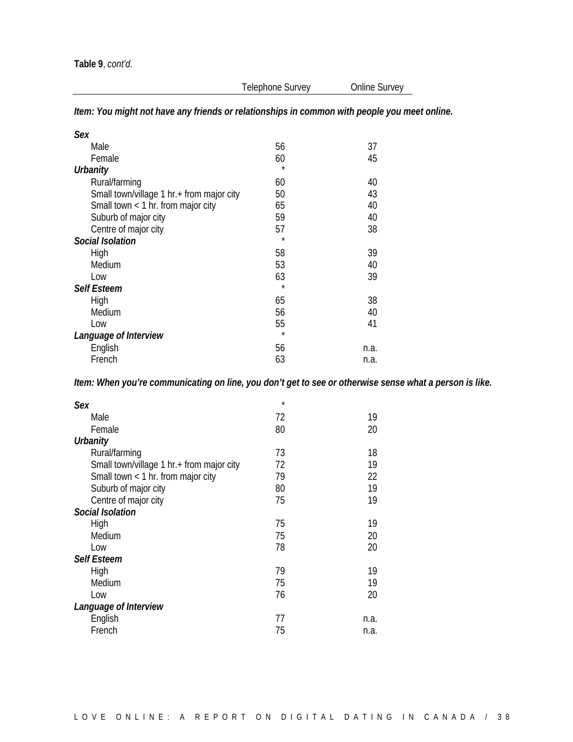**Table 9**, *cont'd.*

| | Telephone Survey | Online Survey |
|---|---|---|
| ***Item: You might not have any friends or relationships in common with people you meet online.*** | | |
| ***Sex*** | | |
| Male | 56 | 37 |
| Female | 60 | 45 |
| ***Urbanity*** | * | |
| Rural/farming | 60 | 40 |
| Small town/village 1 hr.+ from major city | 50 | 43 |
| Small town < 1 hr. from major city | 65 | 40 |
| Suburb of major city | 59 | 40 |
| Centre of major city | 57 | 38 |
| ***Social Isolation*** | * | |
| High | 58 | 39 |
| Medium | 53 | 40 |
| Low | 63 | 39 |
| ***Self Esteem*** | * | |
| High | 65 | 38 |
| Medium | 56 | 40 |
| Low | 55 | 41 |
| ***Language of Interview*** | * | |
| English | 56 | n.a. |
| French | 63 | n.a. |
| ***Item: When you're communicating on line, you don't get to see or otherwise sense what a person is like.*** | | |
| ***Sex*** | * | |
| Male | 72 | 19 |
| Female | 80 | 20 |
| ***Urbanity*** | | |
| Rural/farming | 73 | 18 |
| Small town/village 1 hr.+ from major city | 72 | 19 |
| Small town < 1 hr. from major city | 79 | 22 |
| Suburb of major city | 80 | 19 |
| Centre of major city | 75 | 19 |
| ***Social Isolation*** | | |
| High | 75 | 19 |
| Medium | 75 | 20 |
| Low | 78 | 20 |
| ***Self Esteem*** | | |
| High | 79 | 19 |
| Medium | 75 | 19 |
| Low | 76 | 20 |
| ***Language of Interview*** | | |
| English | 77 | n.a. |
| French | 75 | n.a. |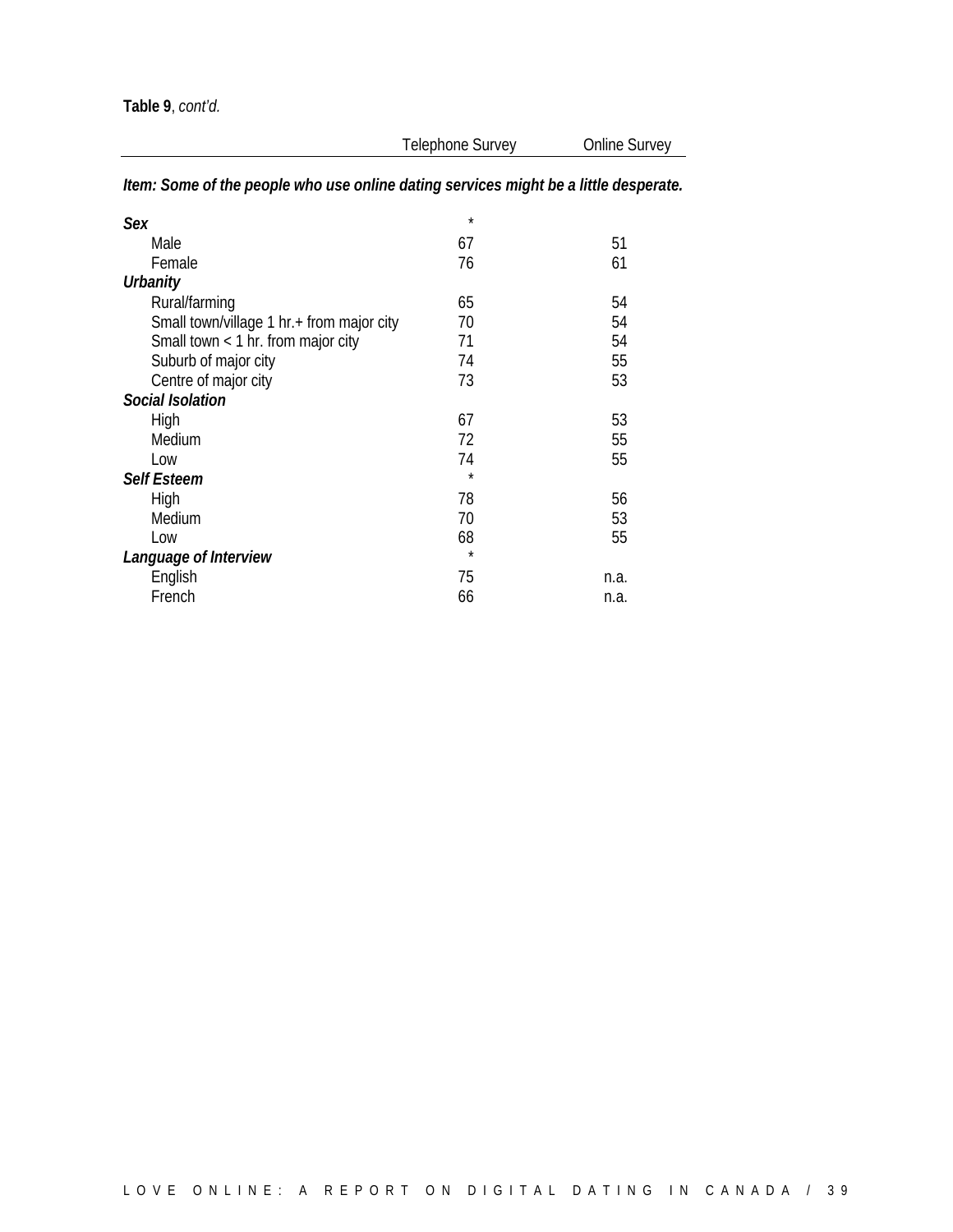**Table 9**, *cont'd.*

| | Telephone Survey | Online Survey |
|---|---|---|
| ***Item: Some of the people who use online dating services might be a little desperate.*** | | |
| ***Sex*** | * | |
| Male | 67 | 51 |
| Female | 76 | 61 |
| ***Urbanity*** | | |
| Rural/farming | 65 | 54 |
| Small town/village 1 hr.+ from major city | 70 | 54 |
| Small town < 1 hr. from major city | 71 | 54 |
| Suburb of major city | 74 | 55 |
| Centre of major city | 73 | 53 |
| ***Social Isolation*** | | |
| High | 67 | 53 |
| Medium | 72 | 55 |
| Low | 74 | 55 |
| ***Self Esteem*** | * | |
| High | 78 | 56 |
| Medium | 70 | 53 |
| Low | 68 | 55 |
| ***Language of Interview*** | * | |
| English | 75 | n.a. |
| French | 66 | n.a. |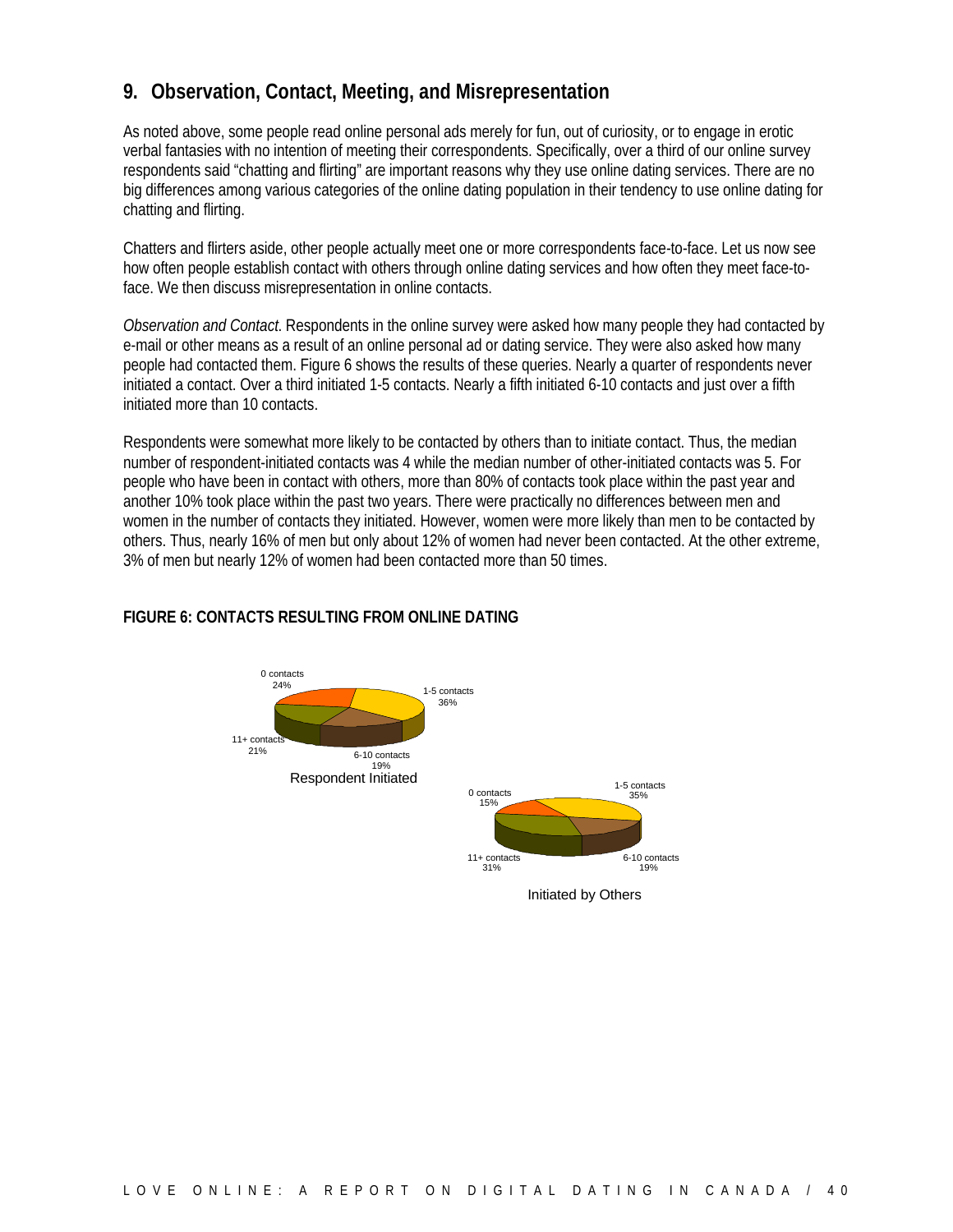## 9. Observation, Contact, Meeting, and Misrepresentation

As noted above, some people read online personal ads merely for fun, out of curiosity, or to engage in erotic verbal fantasies with no intention of meeting their correspondents. Specifically, over a third of our online survey respondents said "chatting and flirting" are important reasons why they use online dating services. There are no big differences among various categories of the online dating population in their tendency to use online dating for chatting and flirting.

Chatters and flirters aside, other people actually meet one or more correspondents face-to-face. Let us now see how often people establish contact with others through online dating services and how often they meet face-to-face. We then discuss misrepresentation in online contacts.

*Observation and Contact*. Respondents in the online survey were asked how many people they had contacted by e-mail or other means as a result of an online personal ad or dating service. They were also asked how many people had contacted them. Figure 6 shows the results of these queries. Nearly a quarter of respondents never initiated a contact. Over a third initiated 1-5 contacts. Nearly a fifth initiated 6-10 contacts and just over a fifth initiated more than 10 contacts.

Respondents were somewhat more likely to be contacted by others than to initiate contact. Thus, the median number of respondent-initiated contacts was 4 while the median number of other-initiated contacts was 5. For people who have been in contact with others, more than 80% of contacts took place within the past year and another 10% took place within the past two years. There were practically no differences between men and women in the number of contacts they initiated. However, women were more likely than men to be contacted by others. Thus, nearly 16% of men but only about 12% of women had never been contacted. At the other extreme, 3% of men but nearly 12% of women had been contacted more than 50 times.

**FIGURE 6: CONTACTS RESULTING FROM ONLINE DATING**

| | Respondent Initiated | Initiated by Others |
|---|---|---|
| 0 contacts | 24% | 15% |
| 1-5 contacts | 36% | 35% |
| 6-10 contacts | 19% | 19% |
| 11+ contacts | 21% | 31% |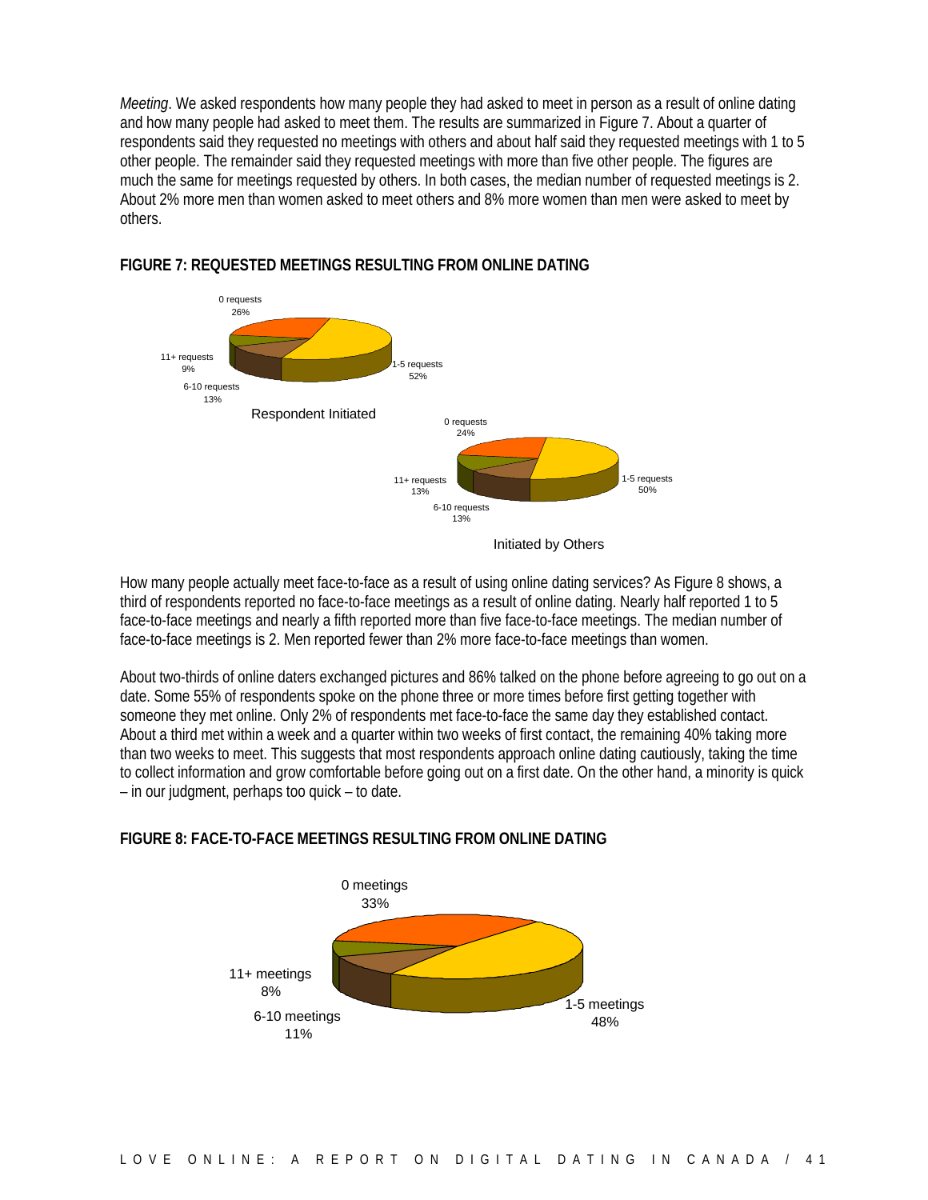*Meeting*. We asked respondents how many people they had asked to meet in person as a result of online dating and how many people had asked to meet them. The results are summarized in Figure 7. About a quarter of respondents said they requested no meetings with others and about half said they requested meetings with 1 to 5 other people. The remainder said they requested meetings with more than five other people. The figures are much the same for meetings requested by others. In both cases, the median number of requested meetings is 2. About 2% more men than women asked to meet others and 8% more women than men were asked to meet by others.

**FIGURE 7: REQUESTED MEETINGS RESULTING FROM ONLINE DATING**

Respondent Initiated

| Requests | % |
|---|---|
| 0 requests | 26% |
| 1-5 requests | 52% |
| 6-10 requests | 13% |
| 11+ requests | 9% |

Initiated by Others

| Requests | % |
|---|---|
| 0 requests | 24% |
| 1-5 requests | 50% |
| 6-10 requests | 13% |
| 11+ requests | 13% |

How many people actually meet face-to-face as a result of using online dating services? As Figure 8 shows, a third of respondents reported no face-to-face meetings as a result of online dating. Nearly half reported 1 to 5 face-to-face meetings and nearly a fifth reported more than five face-to-face meetings. The median number of face-to-face meetings is 2. Men reported fewer than 2% more face-to-face meetings than women.

About two-thirds of online daters exchanged pictures and 86% talked on the phone before agreeing to go out on a date. Some 55% of respondents spoke on the phone three or more times before first getting together with someone they met online. Only 2% of respondents met face-to-face the same day they established contact. About a third met within a week and a quarter within two weeks of first contact, the remaining 40% taking more than two weeks to meet. This suggests that most respondents approach online dating cautiously, taking the time to collect information and grow comfortable before going out on a first date. On the other hand, a minority is quick – in our judgment, perhaps too quick – to date.

**FIGURE 8: FACE-TO-FACE MEETINGS RESULTING FROM ONLINE DATING**

| Meetings | % |
|---|---|
| 0 meetings | 33% |
| 1-5 meetings | 48% |
| 6-10 meetings | 11% |
| 11+ meetings | 8% |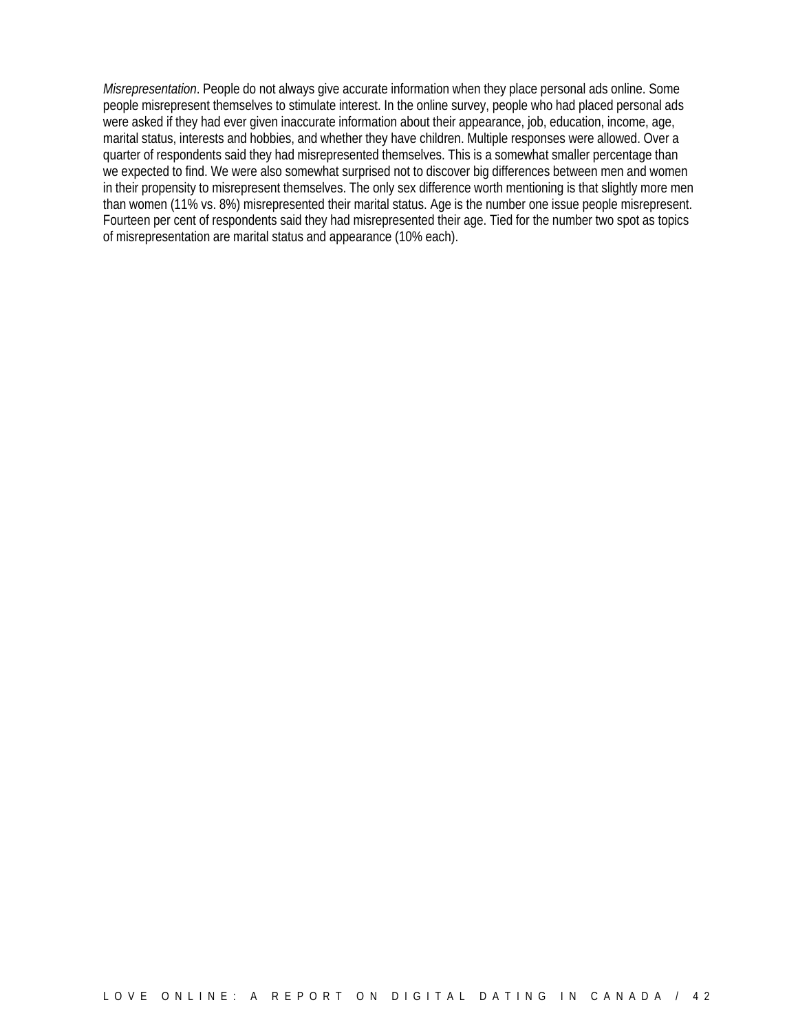*Misrepresentation*. People do not always give accurate information when they place personal ads online. Some people misrepresent themselves to stimulate interest. In the online survey, people who had placed personal ads were asked if they had ever given inaccurate information about their appearance, job, education, income, age, marital status, interests and hobbies, and whether they have children. Multiple responses were allowed. Over a quarter of respondents said they had misrepresented themselves. This is a somewhat smaller percentage than we expected to find. We were also somewhat surprised not to discover big differences between men and women in their propensity to misrepresent themselves. The only sex difference worth mentioning is that slightly more men than women (11% vs. 8%) misrepresented their marital status. Age is the number one issue people misrepresent. Fourteen per cent of respondents said they had misrepresented their age. Tied for the number two spot as topics of misrepresentation are marital status and appearance (10% each).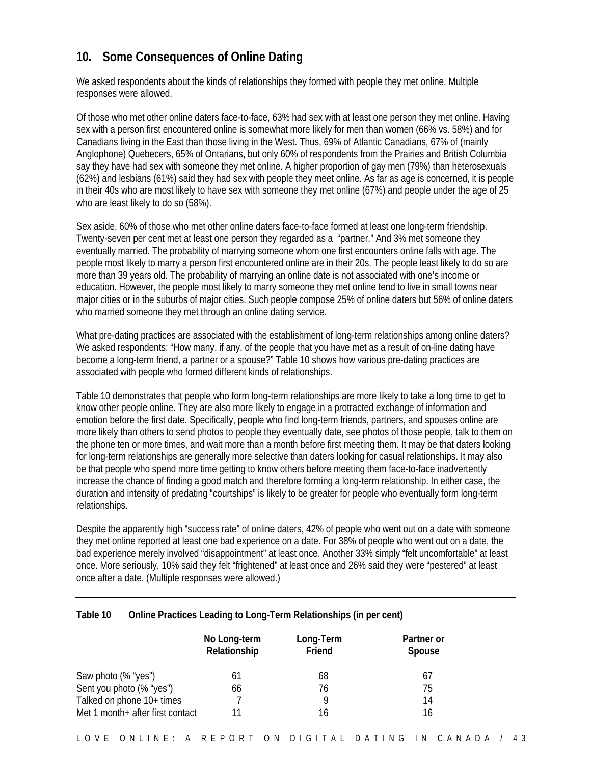## 10. Some Consequences of Online Dating

We asked respondents about the kinds of relationships they formed with people they met online. Multiple responses were allowed.

Of those who met other online daters face-to-face, 63% had sex with at least one person they met online. Having sex with a person first encountered online is somewhat more likely for men than women (66% vs. 58%) and for Canadians living in the East than those living in the West. Thus, 69% of Atlantic Canadians, 67% of (mainly Anglophone) Quebecers, 65% of Ontarians, but only 60% of respondents from the Prairies and British Columbia say they have had sex with someone they met online. A higher proportion of gay men (79%) than heterosexuals (62%) and lesbians (61%) said they had sex with people they meet online. As far as age is concerned, it is people in their 40s who are most likely to have sex with someone they met online (67%) and people under the age of 25 who are least likely to do so (58%).

Sex aside, 60% of those who met other online daters face-to-face formed at least one long-term friendship. Twenty-seven per cent met at least one person they regarded as a "partner." And 3% met someone they eventually married. The probability of marrying someone whom one first encounters online falls with age. The people most likely to marry a person first encountered online are in their 20s. The people least likely to do so are more than 39 years old. The probability of marrying an online date is not associated with one's income or education. However, the people most likely to marry someone they met online tend to live in small towns near major cities or in the suburbs of major cities. Such people compose 25% of online daters but 56% of online daters who married someone they met through an online dating service.

What pre-dating practices are associated with the establishment of long-term relationships among online daters? We asked respondents: "How many, if any, of the people that you have met as a result of on-line dating have become a long-term friend, a partner or a spouse?" Table 10 shows how various pre-dating practices are associated with people who formed different kinds of relationships.

Table 10 demonstrates that people who form long-term relationships are more likely to take a long time to get to know other people online. They are also more likely to engage in a protracted exchange of information and emotion before the first date. Specifically, people who find long-term friends, partners, and spouses online are more likely than others to send photos to people they eventually date, see photos of those people, talk to them on the phone ten or more times, and wait more than a month before first meeting them. It may be that daters looking for long-term relationships are generally more selective than daters looking for casual relationships. It may also be that people who spend more time getting to know others before meeting them face-to-face inadvertently increase the chance of finding a good match and therefore forming a long-term relationship. In either case, the duration and intensity of predating "courtships" is likely to be greater for people who eventually form long-term relationships.

Despite the apparently high "success rate" of online daters, 42% of people who went out on a date with someone they met online reported at least one bad experience on a date. For 38% of people who went out on a date, the bad experience merely involved "disappointment" at least once. Another 33% simply "felt uncomfortable" at least once. More seriously, 10% said they felt "frightened" at least once and 26% said they were "pestered" at least once after a date. (Multiple responses were allowed.)

**Table 10 Online Practices Leading to Long-Term Relationships (in per cent)**

| | No Long-term Relationship | Long-Term Friend | Partner or Spouse |
|---|---|---|---|
| Saw photo (% "yes") | 61 | 68 | 67 |
| Sent you photo (% "yes") | 66 | 76 | 75 |
| Talked on phone 10+ times | 7 | 9 | 14 |
| Met 1 month+ after first contact | 11 | 16 | 16 |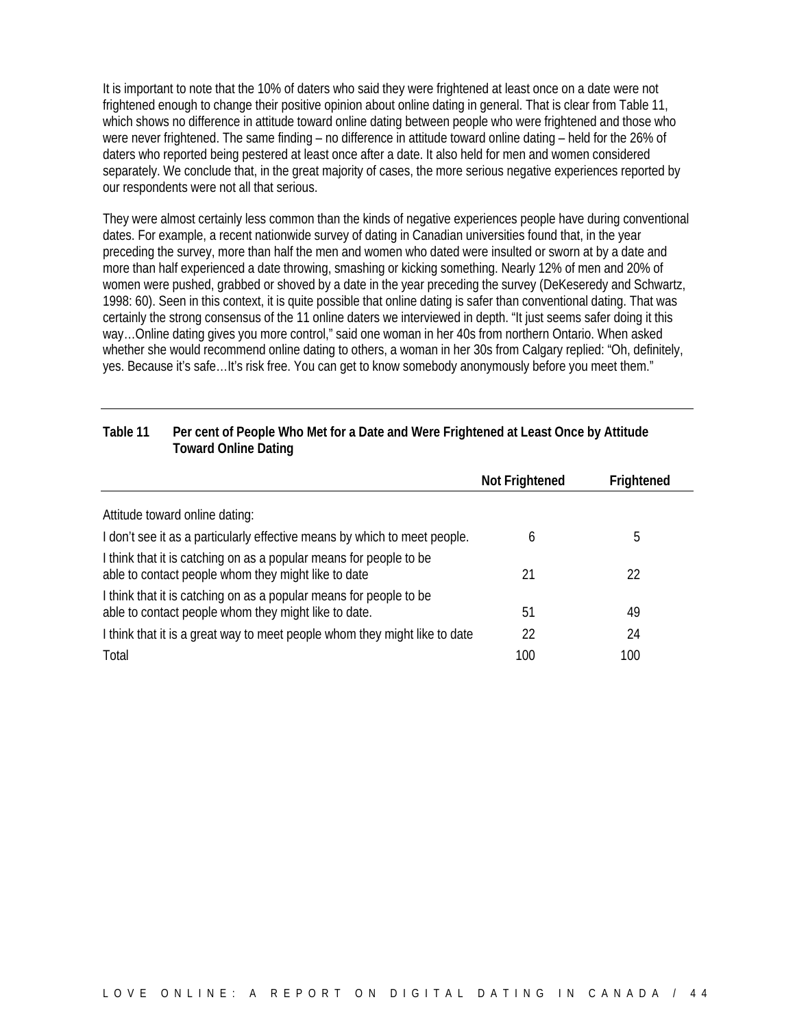It is important to note that the 10% of daters who said they were frightened at least once on a date were not frightened enough to change their positive opinion about online dating in general. That is clear from Table 11, which shows no difference in attitude toward online dating between people who were frightened and those who were never frightened. The same finding – no difference in attitude toward online dating – held for the 26% of daters who reported being pestered at least once after a date. It also held for men and women considered separately. We conclude that, in the great majority of cases, the more serious negative experiences reported by our respondents were not all that serious.

They were almost certainly less common than the kinds of negative experiences people have during conventional dates. For example, a recent nationwide survey of dating in Canadian universities found that, in the year preceding the survey, more than half the men and women who dated were insulted or sworn at by a date and more than half experienced a date throwing, smashing or kicking something. Nearly 12% of men and 20% of women were pushed, grabbed or shoved by a date in the year preceding the survey (DeKeseredy and Schwartz, 1998: 60). Seen in this context, it is quite possible that online dating is safer than conventional dating. That was certainly the strong consensus of the 11 online daters we interviewed in depth. "It just seems safer doing it this way…Online dating gives you more control," said one woman in her 40s from northern Ontario. When asked whether she would recommend online dating to others, a woman in her 30s from Calgary replied: "Oh, definitely, yes. Because it's safe…It's risk free. You can get to know somebody anonymously before you meet them."

**Table 11 Per cent of People Who Met for a Date and Were Frightened at Least Once by Attitude Toward Online Dating**

| | Not Frightened | Frightened |
|---|---|---|
| Attitude toward online dating: | | |
| I don't see it as a particularly effective means by which to meet people. | 6 | 5 |
| I think that it is catching on as a popular means for people to be able to contact people whom they might like to date | 21 | 22 |
| I think that it is catching on as a popular means for people to be able to contact people whom they might like to date. | 51 | 49 |
| I think that it is a great way to meet people whom they might like to date | 22 | 24 |
| Total | 100 | 100 |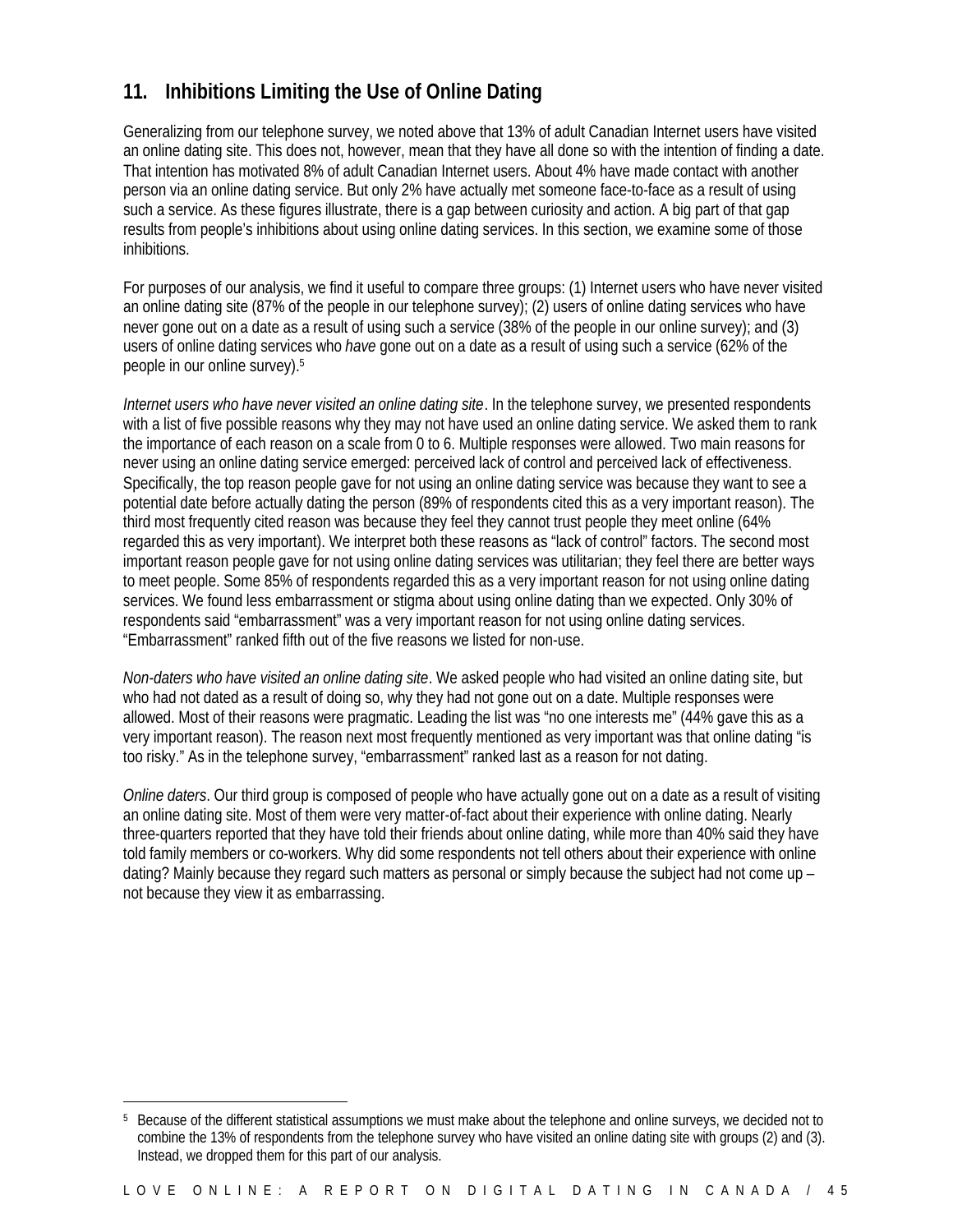## 11. Inhibitions Limiting the Use of Online Dating

Generalizing from our telephone survey, we noted above that 13% of adult Canadian Internet users have visited an online dating site. This does not, however, mean that they have all done so with the intention of finding a date. That intention has motivated 8% of adult Canadian Internet users. About 4% have made contact with another person via an online dating service. But only 2% have actually met someone face-to-face as a result of using such a service. As these figures illustrate, there is a gap between curiosity and action. A big part of that gap results from people's inhibitions about using online dating services. In this section, we examine some of those inhibitions.

For purposes of our analysis, we find it useful to compare three groups: (1) Internet users who have never visited an online dating site (87% of the people in our telephone survey); (2) users of online dating services who have never gone out on a date as a result of using such a service (38% of the people in our online survey); and (3) users of online dating services who *have* gone out on a date as a result of using such a service (62% of the people in our online survey).[5]

*Internet users who have never visited an online dating site*. In the telephone survey, we presented respondents with a list of five possible reasons why they may not have used an online dating service. We asked them to rank the importance of each reason on a scale from 0 to 6. Multiple responses were allowed. Two main reasons for never using an online dating service emerged: perceived lack of control and perceived lack of effectiveness. Specifically, the top reason people gave for not using an online dating service was because they want to see a potential date before actually dating the person (89% of respondents cited this as a very important reason). The third most frequently cited reason was because they feel they cannot trust people they meet online (64% regarded this as very important). We interpret both these reasons as "lack of control" factors. The second most important reason people gave for not using online dating services was utilitarian; they feel there are better ways to meet people. Some 85% of respondents regarded this as a very important reason for not using online dating services. We found less embarrassment or stigma about using online dating than we expected. Only 30% of respondents said "embarrassment" was a very important reason for not using online dating services. "Embarrassment" ranked fifth out of the five reasons we listed for non-use.

*Non-daters who have visited an online dating site*. We asked people who had visited an online dating site, but who had not dated as a result of doing so, why they had not gone out on a date. Multiple responses were allowed. Most of their reasons were pragmatic. Leading the list was "no one interests me" (44% gave this as a very important reason). The reason next most frequently mentioned as very important was that online dating "is too risky." As in the telephone survey, "embarrassment" ranked last as a reason for not dating.

*Online daters*. Our third group is composed of people who have actually gone out on a date as a result of visiting an online dating site. Most of them were very matter-of-fact about their experience with online dating. Nearly three-quarters reported that they have told their friends about online dating, while more than 40% said they have told family members or co-workers. Why did some respondents not tell others about their experience with online dating? Mainly because they regard such matters as personal or simply because the subject had not come up – not because they view it as embarrassing.

---

[5] Because of the different statistical assumptions we must make about the telephone and online surveys, we decided not to combine the 13% of respondents from the telephone survey who have visited an online dating site with groups (2) and (3). Instead, we dropped them for this part of our analysis.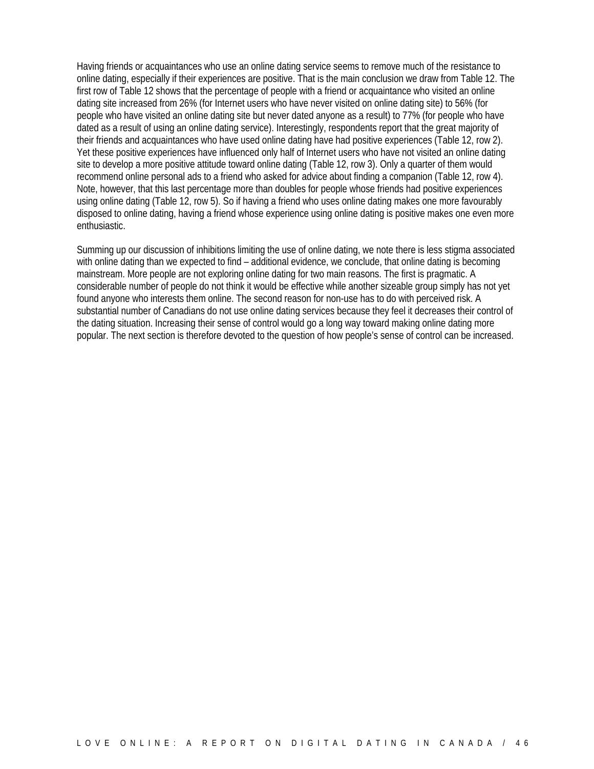Having friends or acquaintances who use an online dating service seems to remove much of the resistance to online dating, especially if their experiences are positive. That is the main conclusion we draw from Table 12. The first row of Table 12 shows that the percentage of people with a friend or acquaintance who visited an online dating site increased from 26% (for Internet users who have never visited on online dating site) to 56% (for people who have visited an online dating site but never dated anyone as a result) to 77% (for people who have dated as a result of using an online dating service). Interestingly, respondents report that the great majority of their friends and acquaintances who have used online dating have had positive experiences (Table 12, row 2). Yet these positive experiences have influenced only half of Internet users who have not visited an online dating site to develop a more positive attitude toward online dating (Table 12, row 3). Only a quarter of them would recommend online personal ads to a friend who asked for advice about finding a companion (Table 12, row 4). Note, however, that this last percentage more than doubles for people whose friends had positive experiences using online dating (Table 12, row 5). So if having a friend who uses online dating makes one more favourably disposed to online dating, having a friend whose experience using online dating is positive makes one even more enthusiastic.

Summing up our discussion of inhibitions limiting the use of online dating, we note there is less stigma associated with online dating than we expected to find – additional evidence, we conclude, that online dating is becoming mainstream. More people are not exploring online dating for two main reasons. The first is pragmatic. A considerable number of people do not think it would be effective while another sizeable group simply has not yet found anyone who interests them online. The second reason for non-use has to do with perceived risk. A substantial number of Canadians do not use online dating services because they feel it decreases their control of the dating situation. Increasing their sense of control would go a long way toward making online dating more popular. The next section is therefore devoted to the question of how people's sense of control can be increased.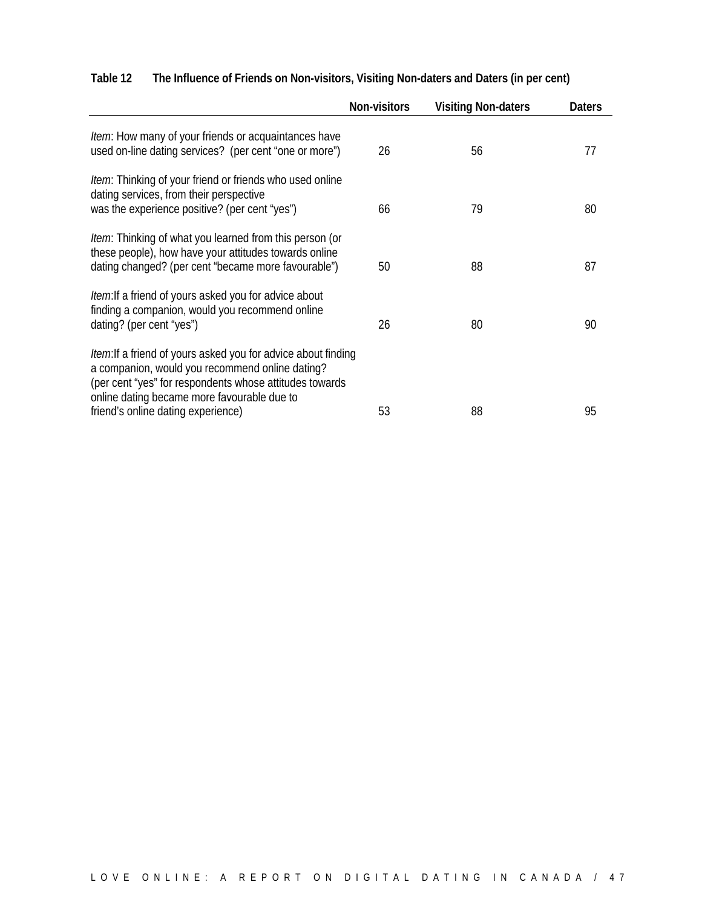**Table 12 The Influence of Friends on Non-visitors, Visiting Non-daters and Daters (in per cent)**

| | Non-visitors | Visiting Non-daters | Daters |
|---|---|---|---|
| *Item*: How many of your friends or acquaintances have used on-line dating services? (per cent "one or more") | 26 | 56 | 77 |
| *Item*: Thinking of your friend or friends who used online dating services, from their perspective was the experience positive? (per cent "yes") | 66 | 79 | 80 |
| *Item*: Thinking of what you learned from this person (or these people), how have your attitudes towards online dating changed? (per cent "became more favourable") | 50 | 88 | 87 |
| *Item*:If a friend of yours asked you for advice about finding a companion, would you recommend online dating? (per cent "yes") | 26 | 80 | 90 |
| *Item*:If a friend of yours asked you for advice about finding a companion, would you recommend online dating? (per cent "yes" for respondents whose attitudes towards online dating became more favourable due to friend's online dating experience) | 53 | 88 | 95 |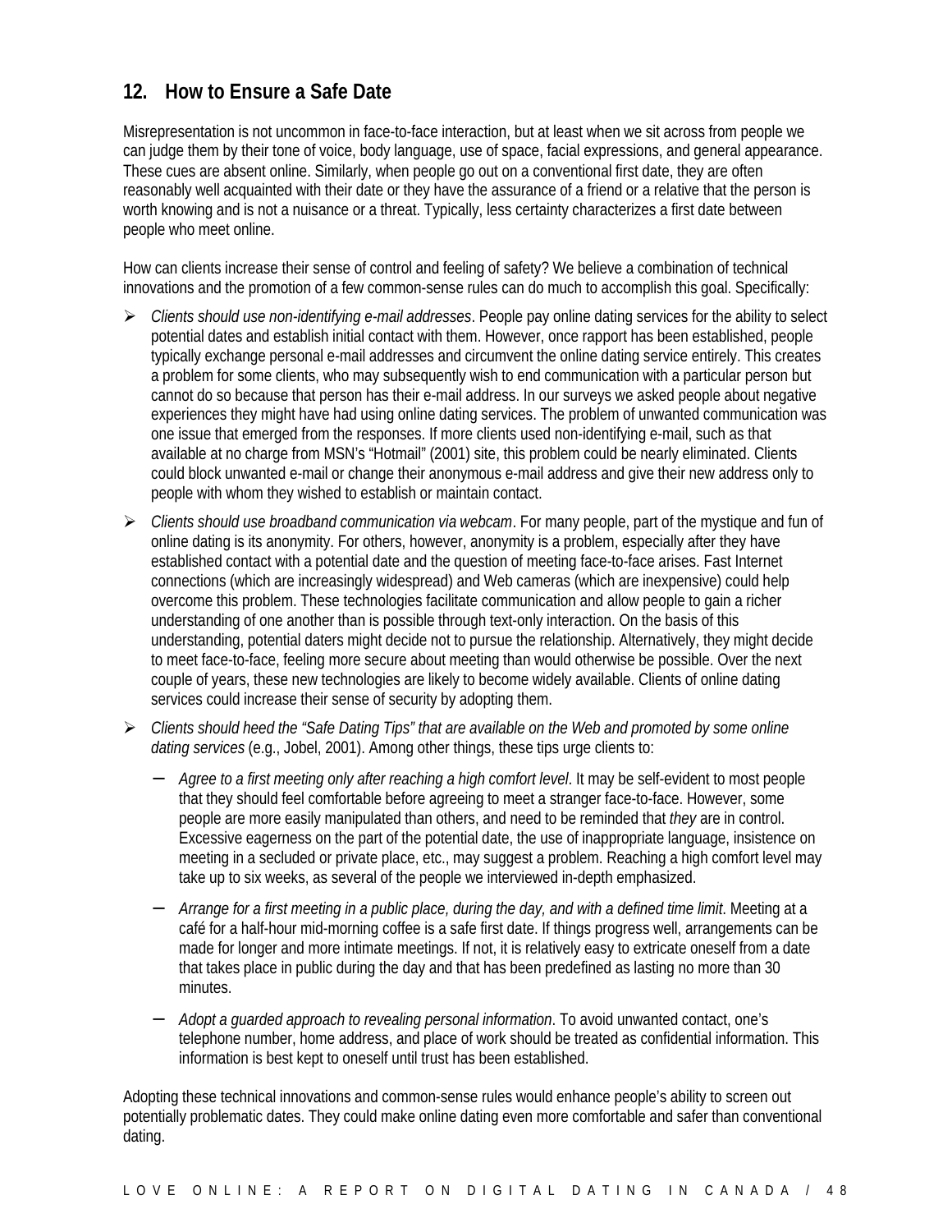## 12. How to Ensure a Safe Date

Misrepresentation is not uncommon in face-to-face interaction, but at least when we sit across from people we can judge them by their tone of voice, body language, use of space, facial expressions, and general appearance. These cues are absent online. Similarly, when people go out on a conventional first date, they are often reasonably well acquainted with their date or they have the assurance of a friend or a relative that the person is worth knowing and is not a nuisance or a threat. Typically, less certainty characterizes a first date between people who meet online.

How can clients increase their sense of control and feeling of safety? We believe a combination of technical innovations and the promotion of a few common-sense rules can do much to accomplish this goal. Specifically:

- *Clients should use non-identifying e-mail addresses*. People pay online dating services for the ability to select potential dates and establish initial contact with them. However, once rapport has been established, people typically exchange personal e-mail addresses and circumvent the online dating service entirely. This creates a problem for some clients, who may subsequently wish to end communication with a particular person but cannot do so because that person has their e-mail address. In our surveys we asked people about negative experiences they might have had using online dating services. The problem of unwanted communication was one issue that emerged from the responses. If more clients used non-identifying e-mail, such as that available at no charge from MSN's "Hotmail" (2001) site, this problem could be nearly eliminated. Clients could block unwanted e-mail or change their anonymous e-mail address and give their new address only to people with whom they wished to establish or maintain contact.
- *Clients should use broadband communication via webcam*. For many people, part of the mystique and fun of online dating is its anonymity. For others, however, anonymity is a problem, especially after they have established contact with a potential date and the question of meeting face-to-face arises. Fast Internet connections (which are increasingly widespread) and Web cameras (which are inexpensive) could help overcome this problem. These technologies facilitate communication and allow people to gain a richer understanding of one another than is possible through text-only interaction. On the basis of this understanding, potential daters might decide not to pursue the relationship. Alternatively, they might decide to meet face-to-face, feeling more secure about meeting than would otherwise be possible. Over the next couple of years, these new technologies are likely to become widely available. Clients of online dating services could increase their sense of security by adopting them.
- *Clients should heed the "Safe Dating Tips" that are available on the Web and promoted by some online dating services* (e.g., Jobel, 2001). Among other things, these tips urge clients to:
  - *Agree to a first meeting only after reaching a high comfort level*. It may be self-evident to most people that they should feel comfortable before agreeing to meet a stranger face-to-face. However, some people are more easily manipulated than others, and need to be reminded that *they* are in control. Excessive eagerness on the part of the potential date, the use of inappropriate language, insistence on meeting in a secluded or private place, etc., may suggest a problem. Reaching a high comfort level may take up to six weeks, as several of the people we interviewed in-depth emphasized.
  - *Arrange for a first meeting in a public place, during the day, and with a defined time limit*. Meeting at a café for a half-hour mid-morning coffee is a safe first date. If things progress well, arrangements can be made for longer and more intimate meetings. If not, it is relatively easy to extricate oneself from a date that takes place in public during the day and that has been predefined as lasting no more than 30 minutes.
  - *Adopt a guarded approach to revealing personal information*. To avoid unwanted contact, one's telephone number, home address, and place of work should be treated as confidential information. This information is best kept to oneself until trust has been established.

Adopting these technical innovations and common-sense rules would enhance people's ability to screen out potentially problematic dates. They could make online dating even more comfortable and safer than conventional dating.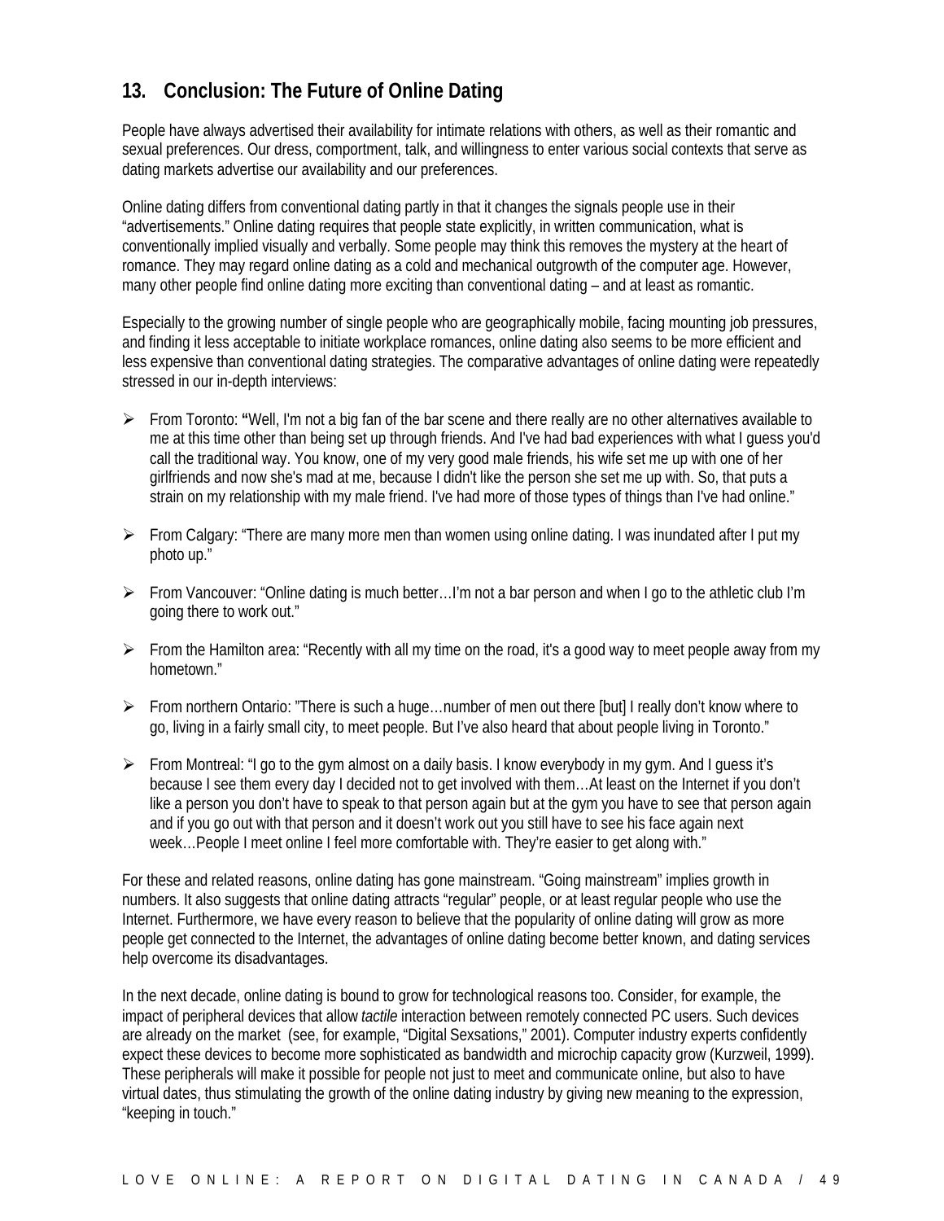## 13. Conclusion: The Future of Online Dating

People have always advertised their availability for intimate relations with others, as well as their romantic and sexual preferences. Our dress, comportment, talk, and willingness to enter various social contexts that serve as dating markets advertise our availability and our preferences.

Online dating differs from conventional dating partly in that it changes the signals people use in their "advertisements." Online dating requires that people state explicitly, in written communication, what is conventionally implied visually and verbally. Some people may think this removes the mystery at the heart of romance. They may regard online dating as a cold and mechanical outgrowth of the computer age. However, many other people find online dating more exciting than conventional dating – and at least as romantic.

Especially to the growing number of single people who are geographically mobile, facing mounting job pressures, and finding it less acceptable to initiate workplace romances, online dating also seems to be more efficient and less expensive than conventional dating strategies. The comparative advantages of online dating were repeatedly stressed in our in-depth interviews:

- From Toronto: **"**Well, I'm not a big fan of the bar scene and there really are no other alternatives available to me at this time other than being set up through friends. And I've had bad experiences with what I guess you'd call the traditional way. You know, one of my very good male friends, his wife set me up with one of her girlfriends and now she's mad at me, because I didn't like the person she set me up with. So, that puts a strain on my relationship with my male friend. I've had more of those types of things than I've had online."
- From Calgary: "There are many more men than women using online dating. I was inundated after I put my photo up."
- From Vancouver: "Online dating is much better…I'm not a bar person and when I go to the athletic club I'm going there to work out."
- From the Hamilton area: "Recently with all my time on the road, it's a good way to meet people away from my hometown."
- From northern Ontario: "There is such a huge…number of men out there [but] I really don't know where to go, living in a fairly small city, to meet people. But I've also heard that about people living in Toronto."
- From Montreal: "I go to the gym almost on a daily basis. I know everybody in my gym. And I guess it's because I see them every day I decided not to get involved with them…At least on the Internet if you don't like a person you don't have to speak to that person again but at the gym you have to see that person again and if you go out with that person and it doesn't work out you still have to see his face again next week…People I meet online I feel more comfortable with. They're easier to get along with."

For these and related reasons, online dating has gone mainstream. "Going mainstream" implies growth in numbers. It also suggests that online dating attracts "regular" people, or at least regular people who use the Internet. Furthermore, we have every reason to believe that the popularity of online dating will grow as more people get connected to the Internet, the advantages of online dating become better known, and dating services help overcome its disadvantages.

In the next decade, online dating is bound to grow for technological reasons too. Consider, for example, the impact of peripheral devices that allow *tactile* interaction between remotely connected PC users. Such devices are already on the market (see, for example, "Digital Sexsations," 2001). Computer industry experts confidently expect these devices to become more sophisticated as bandwidth and microchip capacity grow (Kurzweil, 1999). These peripherals will make it possible for people not just to meet and communicate online, but also to have virtual dates, thus stimulating the growth of the online dating industry by giving new meaning to the expression, "keeping in touch."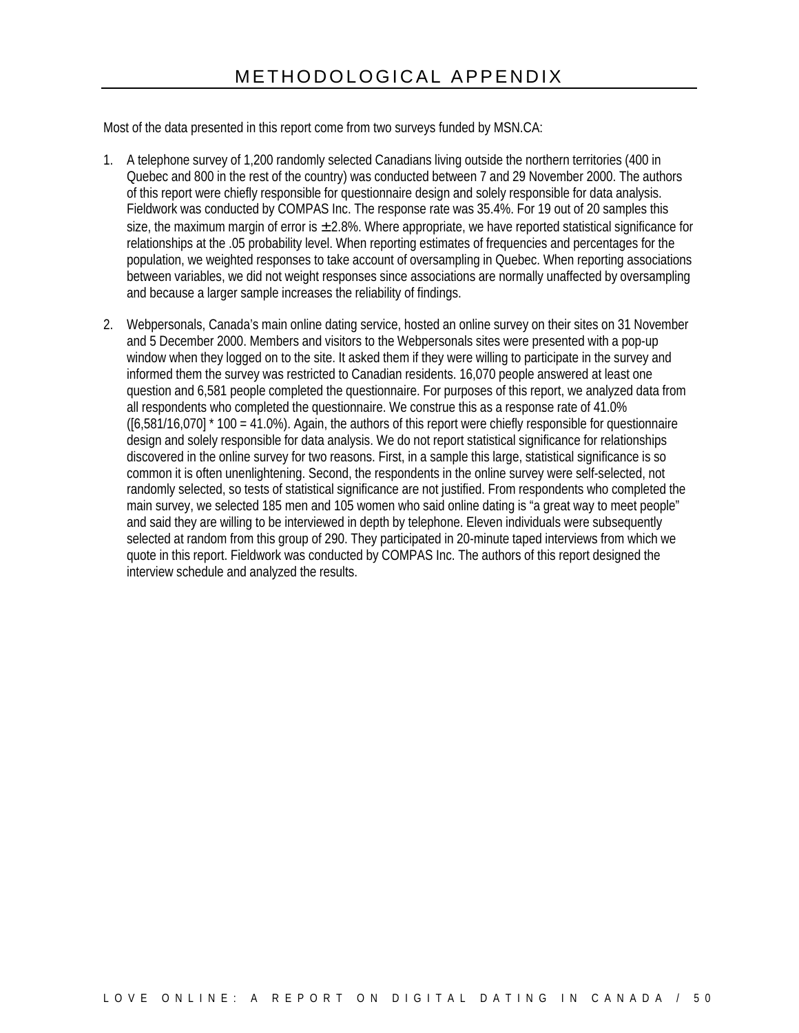# METHODOLOGICAL APPENDIX

Most of the data presented in this report come from two surveys funded by MSN.CA:

1. A telephone survey of 1,200 randomly selected Canadians living outside the northern territories (400 in Quebec and 800 in the rest of the country) was conducted between 7 and 29 November 2000. The authors of this report were chiefly responsible for questionnaire design and solely responsible for data analysis. Fieldwork was conducted by COMPAS Inc. The response rate was 35.4%. For 19 out of 20 samples this size, the maximum margin of error is $\pm$2.8%. Where appropriate, we have reported statistical significance for relationships at the .05 probability level. When reporting estimates of frequencies and percentages for the population, we weighted responses to take account of oversampling in Quebec. When reporting associations between variables, we did not weight responses since associations are normally unaffected by oversampling and because a larger sample increases the reliability of findings.

2. Webpersonals, Canada's main online dating service, hosted an online survey on their sites on 31 November and 5 December 2000. Members and visitors to the Webpersonals sites were presented with a pop-up window when they logged on to the site. It asked them if they were willing to participate in the survey and informed them the survey was restricted to Canadian residents. 16,070 people answered at least one question and 6,581 people completed the questionnaire. For purposes of this report, we analyzed data from all respondents who completed the questionnaire. We construe this as a response rate of 41.0% ([6,581/16,070] * 100 = 41.0%). Again, the authors of this report were chiefly responsible for questionnaire design and solely responsible for data analysis. We do not report statistical significance for relationships discovered in the online survey for two reasons. First, in a sample this large, statistical significance is so common it is often unenlightening. Second, the respondents in the online survey were self-selected, not randomly selected, so tests of statistical significance are not justified. From respondents who completed the main survey, we selected 185 men and 105 women who said online dating is "a great way to meet people" and said they are willing to be interviewed in depth by telephone. Eleven individuals were subsequently selected at random from this group of 290. They participated in 20-minute taped interviews from which we quote in this report. Fieldwork was conducted by COMPAS Inc. The authors of this report designed the interview schedule and analyzed the results.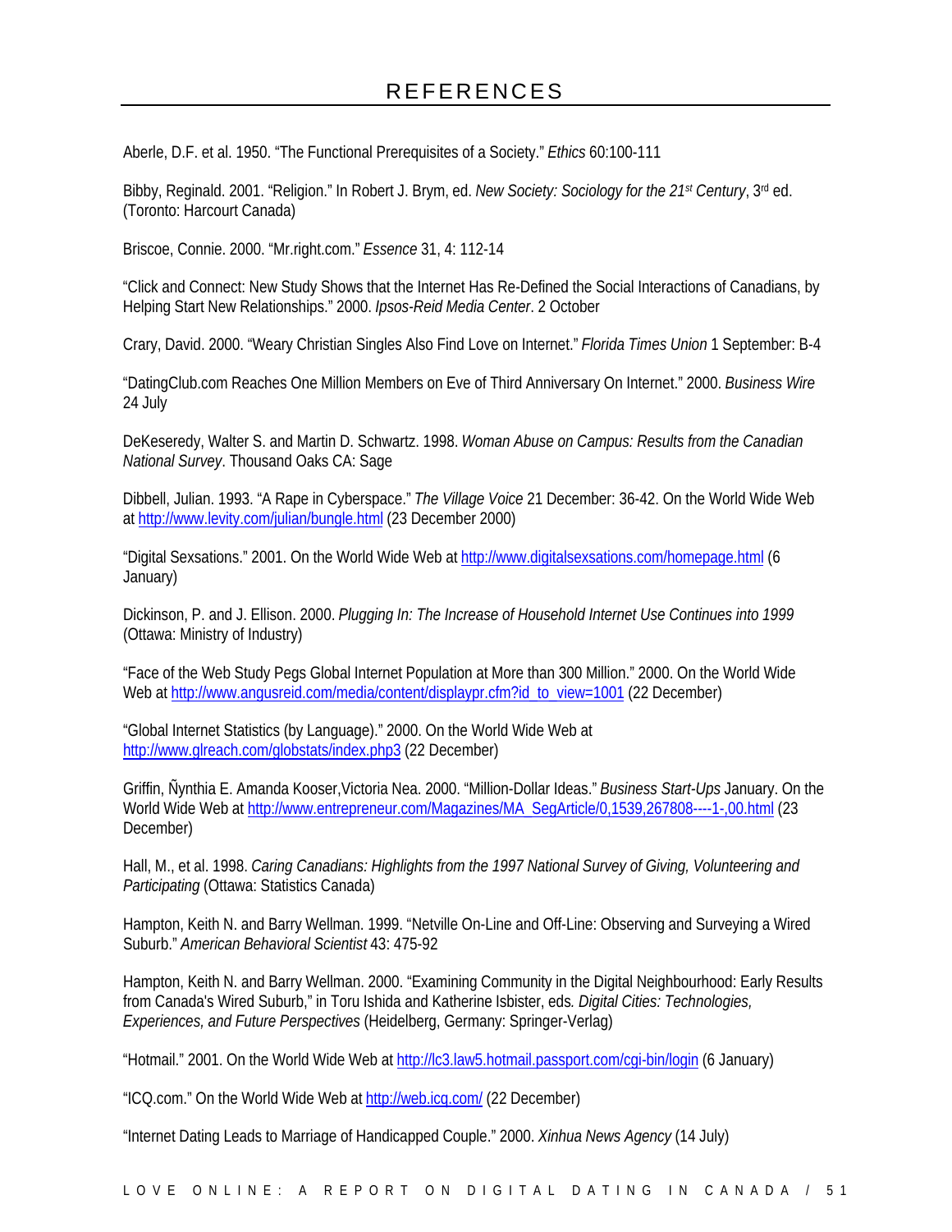# REFERENCES

Aberle, D.F. et al. 1950. "The Functional Prerequisites of a Society." *Ethics* 60:100-111

Bibby, Reginald. 2001. "Religion." In Robert J. Brym, ed. *New Society: Sociology for the 21st Century*, 3rd ed. (Toronto: Harcourt Canada)

Briscoe, Connie. 2000. "Mr.right.com." *Essence* 31, 4: 112-14

"Click and Connect: New Study Shows that the Internet Has Re-Defined the Social Interactions of Canadians, by Helping Start New Relationships." 2000. *Ipsos-Reid Media Center*. 2 October

Crary, David. 2000. "Weary Christian Singles Also Find Love on Internet." *Florida Times Union* 1 September: B-4

"DatingClub.com Reaches One Million Members on Eve of Third Anniversary On Internet." 2000. *Business Wire* 24 July

DeKeseredy, Walter S. and Martin D. Schwartz. 1998. *Woman Abuse on Campus: Results from the Canadian National Survey*. Thousand Oaks CA: Sage

Dibbell, Julian. 1993. "A Rape in Cyberspace." *The Village Voice* 21 December: 36-42. On the World Wide Web at http://www.levity.com/julian/bungle.html (23 December 2000)

"Digital Sexsations." 2001. On the World Wide Web at http://www.digitalsexsations.com/homepage.html (6 January)

Dickinson, P. and J. Ellison. 2000. *Plugging In: The Increase of Household Internet Use Continues into 1999* (Ottawa: Ministry of Industry)

"Face of the Web Study Pegs Global Internet Population at More than 300 Million." 2000. On the World Wide Web at http://www.angusreid.com/media/content/displaypr.cfm?id_to_view=1001 (22 December)

"Global Internet Statistics (by Language)." 2000. On the World Wide Web at http://www.glreach.com/globstats/index.php3 (22 December)

Griffin, Ñynthia E. Amanda Kooser,Victoria Nea. 2000. "Million-Dollar Ideas." *Business Start-Ups* January. On the World Wide Web at http://www.entrepreneur.com/Magazines/MA_SegArticle/0,1539,267808----1-,00.html (23 December)

Hall, M., et al. 1998. *Caring Canadians: Highlights from the 1997 National Survey of Giving, Volunteering and Participating* (Ottawa: Statistics Canada)

Hampton, Keith N. and Barry Wellman. 1999. "Netville On-Line and Off-Line: Observing and Surveying a Wired Suburb." *American Behavioral Scientist* 43: 475-92

Hampton, Keith N. and Barry Wellman. 2000. "Examining Community in the Digital Neighbourhood: Early Results from Canada's Wired Suburb," in Toru Ishida and Katherine Isbister, eds. *Digital Cities: Technologies, Experiences, and Future Perspectives* (Heidelberg, Germany: Springer-Verlag)

"Hotmail." 2001. On the World Wide Web at http://lc3.law5.hotmail.passport.com/cgi-bin/login (6 January)

"ICQ.com." On the World Wide Web at http://web.icq.com/ (22 December)

"Internet Dating Leads to Marriage of Handicapped Couple." 2000. *Xinhua News Agency* (14 July)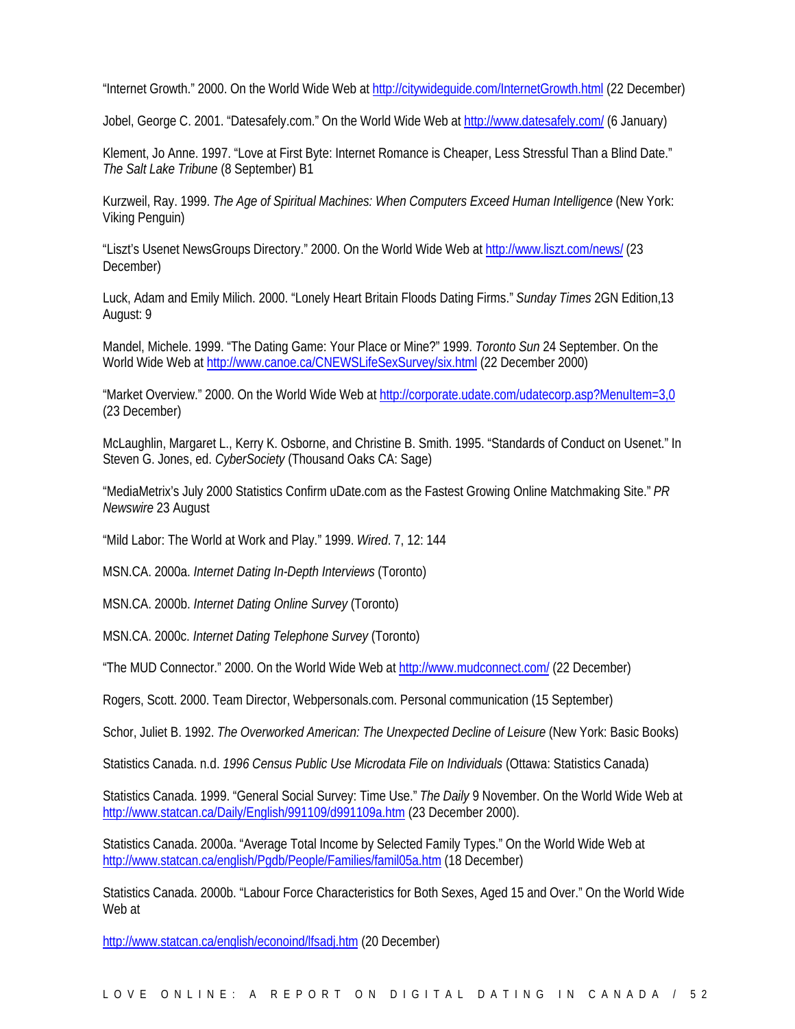“Internet Growth.” 2000. On the World Wide Web at http://citywideguide.com/InternetGrowth.html (22 December)

Jobel, George C. 2001. “Datesafely.com.” On the World Wide Web at http://www.datesafely.com/ (6 January)

Klement, Jo Anne. 1997. “Love at First Byte: Internet Romance is Cheaper, Less Stressful Than a Blind Date.” *The Salt Lake Tribune* (8 September) B1

Kurzweil, Ray. 1999. *The Age of Spiritual Machines: When Computers Exceed Human Intelligence* (New York: Viking Penguin)

“Liszt’s Usenet NewsGroups Directory.” 2000. On the World Wide Web at http://www.liszt.com/news/ (23 December)

Luck, Adam and Emily Milich. 2000. “Lonely Heart Britain Floods Dating Firms.” *Sunday Times* 2GN Edition,13 August: 9

Mandel, Michele. 1999. “The Dating Game: Your Place or Mine?” 1999. *Toronto Sun* 24 September. On the World Wide Web at http://www.canoe.ca/CNEWSLifeSexSurvey/six.html (22 December 2000)

“Market Overview.” 2000. On the World Wide Web at http://corporate.udate.com/udatecorp.asp?MenuItem=3,0 (23 December)

McLaughlin, Margaret L., Kerry K. Osborne, and Christine B. Smith. 1995. “Standards of Conduct on Usenet.” In Steven G. Jones, ed. *CyberSociety* (Thousand Oaks CA: Sage)

“MediaMetrix’s July 2000 Statistics Confirm uDate.com as the Fastest Growing Online Matchmaking Site.” *PR Newswire* 23 August

“Mild Labor: The World at Work and Play.” 1999. *Wired*. 7, 12: 144

MSN.CA. 2000a. *Internet Dating In-Depth Interviews* (Toronto)

MSN.CA. 2000b. *Internet Dating Online Survey* (Toronto)

MSN.CA. 2000c. *Internet Dating Telephone Survey* (Toronto)

“The MUD Connector.” 2000. On the World Wide Web at http://www.mudconnect.com/ (22 December)

Rogers, Scott. 2000. Team Director, Webpersonals.com. Personal communication (15 September)

Schor, Juliet B. 1992. *The Overworked American: The Unexpected Decline of Leisure* (New York: Basic Books)

Statistics Canada. n.d. *1996 Census Public Use Microdata File on Individuals* (Ottawa: Statistics Canada)

Statistics Canada. 1999. “General Social Survey: Time Use.” *The Daily* 9 November. On the World Wide Web at http://www.statcan.ca/Daily/English/991109/d991109a.htm (23 December 2000).

Statistics Canada. 2000a. “Average Total Income by Selected Family Types.” On the World Wide Web at http://www.statcan.ca/english/Pgdb/People/Families/famil05a.htm (18 December)

Statistics Canada. 2000b. “Labour Force Characteristics for Both Sexes, Aged 15 and Over.” On the World Wide Web at

http://www.statcan.ca/english/econoind/lfsadj.htm (20 December)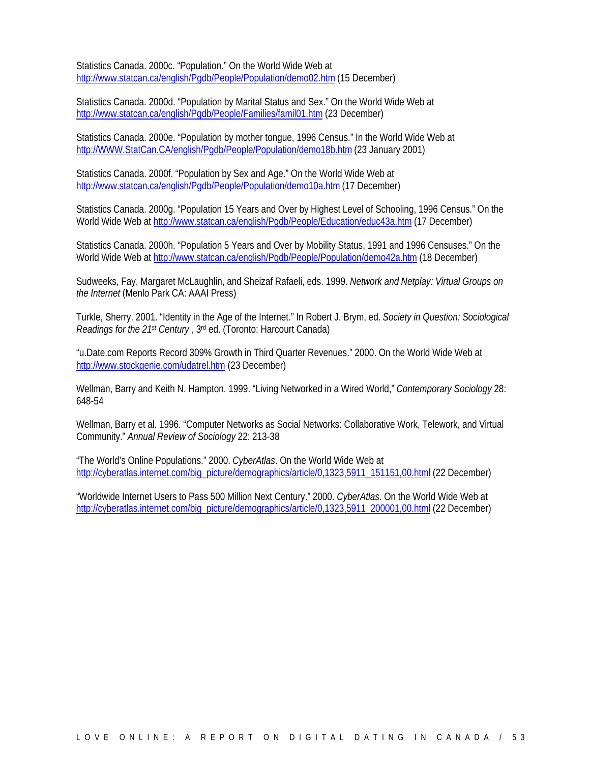Statistics Canada. 2000c. "Population." On the World Wide Web at http://www.statcan.ca/english/Pgdb/People/Population/demo02.htm (15 December)

Statistics Canada. 2000d. "Population by Marital Status and Sex." On the World Wide Web at http://www.statcan.ca/english/Pgdb/People/Families/famil01.htm (23 December)

Statistics Canada. 2000e. "Population by mother tongue, 1996 Census." In the World Wide Web at http://WWW.StatCan.CA/english/Pgdb/People/Population/demo18b.htm (23 January 2001)

Statistics Canada. 2000f. "Population by Sex and Age." On the World Wide Web at http://www.statcan.ca/english/Pgdb/People/Population/demo10a.htm (17 December)

Statistics Canada. 2000g. "Population 15 Years and Over by Highest Level of Schooling, 1996 Census." On the World Wide Web at http://www.statcan.ca/english/Pgdb/People/Education/educ43a.htm (17 December)

Statistics Canada. 2000h. "Population 5 Years and Over by Mobility Status, 1991 and 1996 Censuses." On the World Wide Web at http://www.statcan.ca/english/Pgdb/People/Population/demo42a.htm (18 December)

Sudweeks, Fay, Margaret McLaughlin, and Sheizaf Rafaeli, eds. 1999. *Network and Netplay: Virtual Groups on the Internet* (Menlo Park CA: AAAI Press)

Turkle, Sherry. 2001. "Identity in the Age of the Internet." In Robert J. Brym, ed. *Society in Question: Sociological Readings for the 21st Century* , 3rd ed. (Toronto: Harcourt Canada)

"u.Date.com Reports Record 309% Growth in Third Quarter Revenues." 2000. On the World Wide Web at http://www.stockgenie.com/udatrel.htm (23 December)

Wellman, Barry and Keith N. Hampton. 1999. "Living Networked in a Wired World," *Contemporary Sociology* 28: 648-54

Wellman, Barry et al. 1996. "Computer Networks as Social Networks: Collaborative Work, Telework, and Virtual Community." *Annual Review of Sociology* 22: 213-38

"The World's Online Populations." 2000. *CyberAtlas*. On the World Wide Web at http://cyberatlas.internet.com/big_picture/demographics/article/0,1323,5911_151151,00.html (22 December)

"Worldwide Internet Users to Pass 500 Million Next Century." 2000. *CyberAtlas*. On the World Wide Web at http://cyberatlas.internet.com/big_picture/demographics/article/0,1323,5911_200001,00.html (22 December)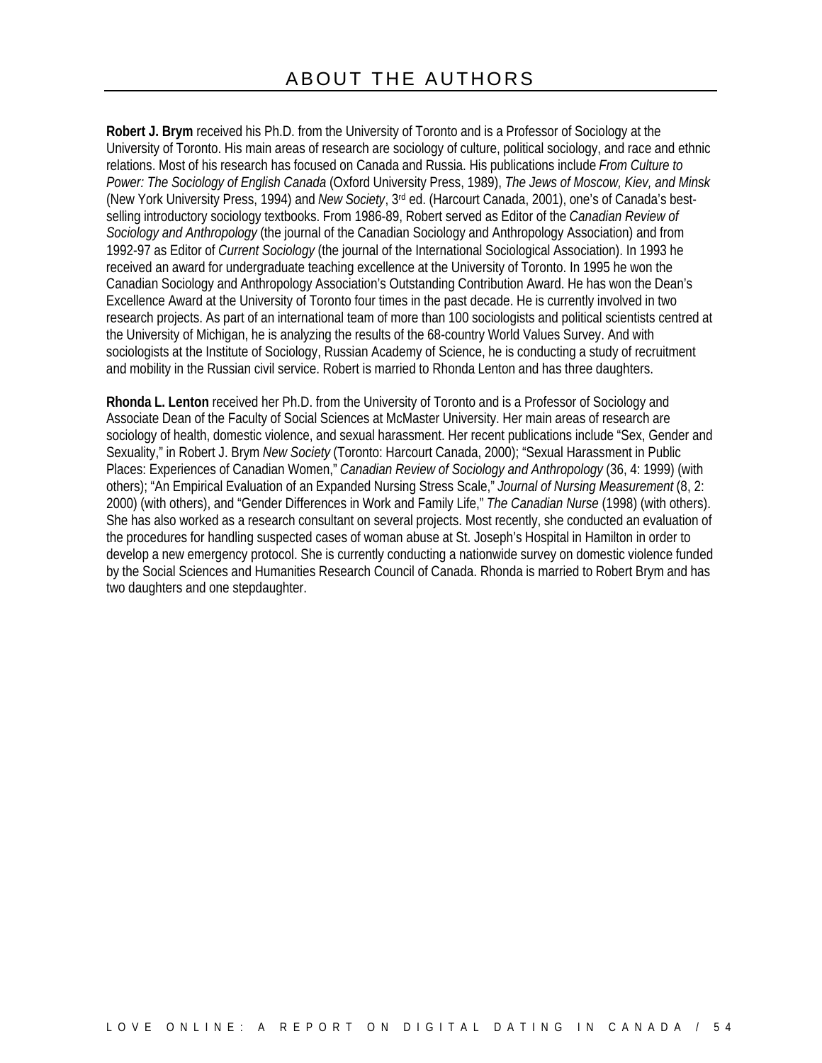# ABOUT THE AUTHORS

**Robert J. Brym** received his Ph.D. from the University of Toronto and is a Professor of Sociology at the University of Toronto. His main areas of research are sociology of culture, political sociology, and race and ethnic relations. Most of his research has focused on Canada and Russia. His publications include *From Culture to Power: The Sociology of English Canada* (Oxford University Press, 1989), *The Jews of Moscow, Kiev, and Minsk* (New York University Press, 1994) and *New Society*, 3rd ed. (Harcourt Canada, 2001), one's of Canada's best-selling introductory sociology textbooks. From 1986-89, Robert served as Editor of the *Canadian Review of Sociology and Anthropology* (the journal of the Canadian Sociology and Anthropology Association) and from 1992-97 as Editor of *Current Sociology* (the journal of the International Sociological Association). In 1993 he received an award for undergraduate teaching excellence at the University of Toronto. In 1995 he won the Canadian Sociology and Anthropology Association's Outstanding Contribution Award. He has won the Dean's Excellence Award at the University of Toronto four times in the past decade. He is currently involved in two research projects. As part of an international team of more than 100 sociologists and political scientists centred at the University of Michigan, he is analyzing the results of the 68-country World Values Survey. And with sociologists at the Institute of Sociology, Russian Academy of Science, he is conducting a study of recruitment and mobility in the Russian civil service. Robert is married to Rhonda Lenton and has three daughters.

**Rhonda L. Lenton** received her Ph.D. from the University of Toronto and is a Professor of Sociology and Associate Dean of the Faculty of Social Sciences at McMaster University. Her main areas of research are sociology of health, domestic violence, and sexual harassment. Her recent publications include "Sex, Gender and Sexuality," in Robert J. Brym *New Society* (Toronto: Harcourt Canada, 2000); "Sexual Harassment in Public Places: Experiences of Canadian Women," *Canadian Review of Sociology and Anthropology* (36, 4: 1999) (with others); "An Empirical Evaluation of an Expanded Nursing Stress Scale," *Journal of Nursing Measurement* (8, 2: 2000) (with others), and "Gender Differences in Work and Family Life," *The Canadian Nurse* (1998) (with others). She has also worked as a research consultant on several projects. Most recently, she conducted an evaluation of the procedures for handling suspected cases of woman abuse at St. Joseph's Hospital in Hamilton in order to develop a new emergency protocol. She is currently conducting a nationwide survey on domestic violence funded by the Social Sciences and Humanities Research Council of Canada. Rhonda is married to Robert Brym and has two daughters and one stepdaughter.